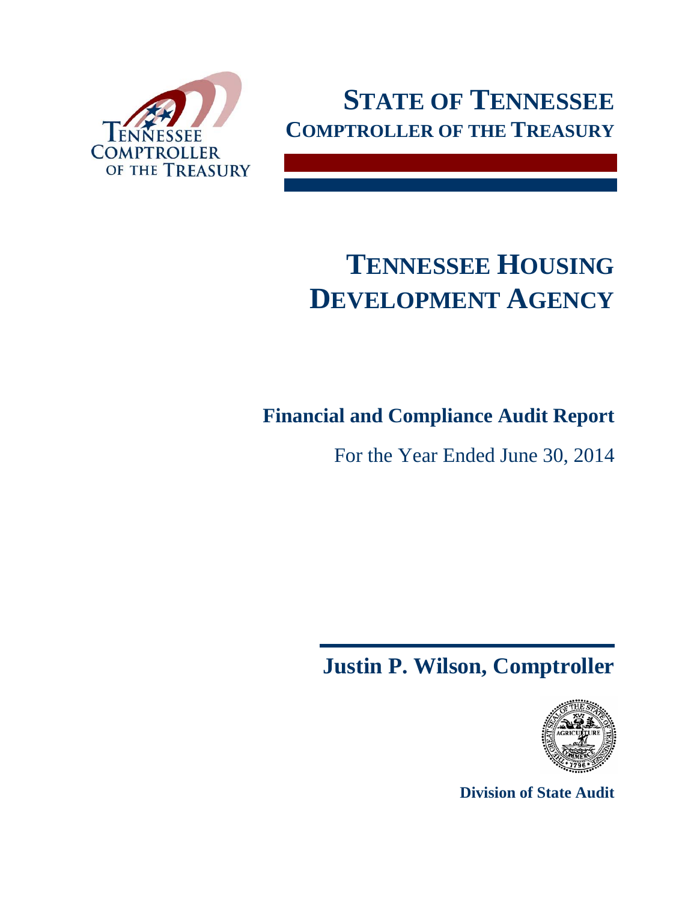Tennessee Comptroller of the Treasury

# STATE OF TENNESSEE
## COMPTROLLER OF THE TREASURY

# TENNESSEE HOUSING DEVELOPMENT AGENCY

## Financial and Compliance Audit Report

For the Year Ended June 30, 2014

**Justin P. Wilson, Comptroller**

**Division of State Audit**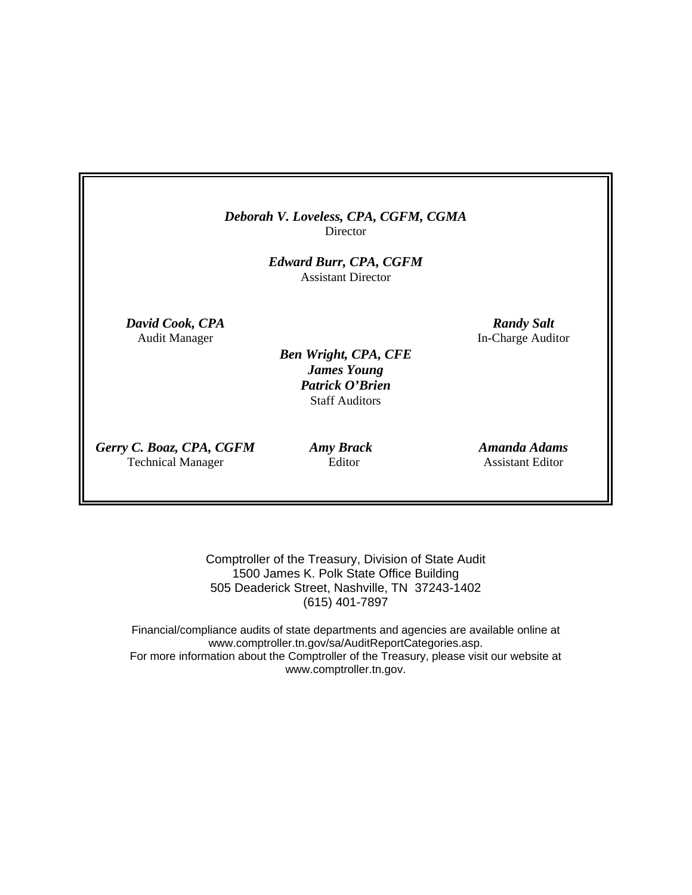***Deborah V. Loveless, CPA, CGFM, CGMA***
Director

***Edward Burr, CPA, CGFM***
Assistant Director

***David Cook, CPA***
Audit Manager

***Randy Salt***
In-Charge Auditor

***Ben Wright, CPA, CFE***
***James Young***
***Patrick O'Brien***
Staff Auditors

***Gerry C. Boaz, CPA, CGFM***
Technical Manager

***Amy Brack***
Editor

***Amanda Adams***
Assistant Editor

Comptroller of the Treasury, Division of State Audit
1500 James K. Polk State Office Building
505 Deaderick Street, Nashville, TN 37243-1402
(615) 401-7897

Financial/compliance audits of state departments and agencies are available online at
www.comptroller.tn.gov/sa/AuditReportCategories.asp.
For more information about the Comptroller of the Treasury, please visit our website at
www.comptroller.tn.gov.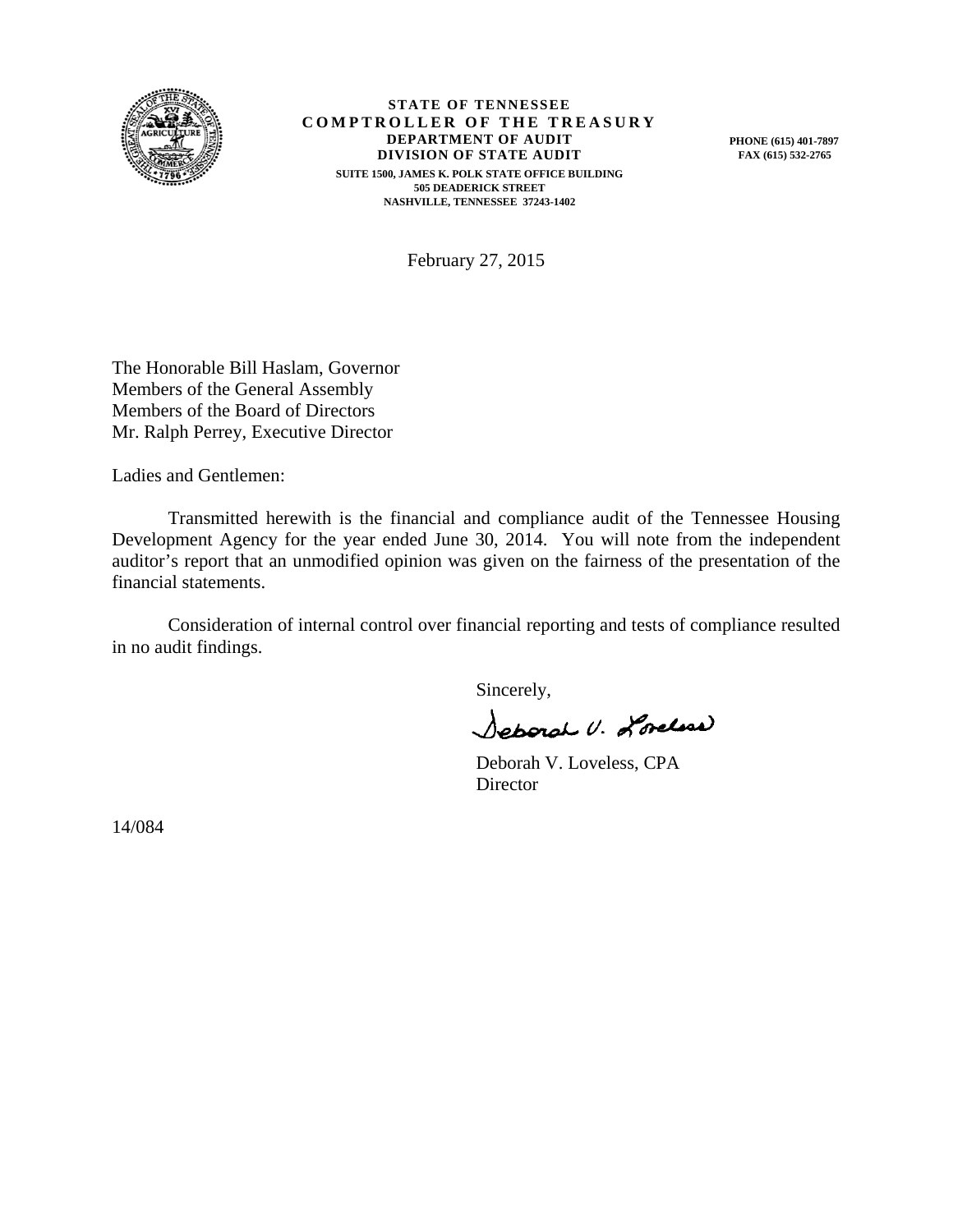**STATE OF TENNESSEE**
**COMPTROLLER OF THE TREASURY**
**DEPARTMENT OF AUDIT**
**DIVISION OF STATE AUDIT**
SUITE 1500, JAMES K. POLK STATE OFFICE BUILDING
505 DEADERICK STREET
NASHVILLE, TENNESSEE 37243-1402

PHONE (615) 401-7897
FAX (615) 532-2765

February 27, 2015

The Honorable Bill Haslam, Governor
Members of the General Assembly
Members of the Board of Directors
Mr. Ralph Perrey, Executive Director

Ladies and Gentlemen:

Transmitted herewith is the financial and compliance audit of the Tennessee Housing Development Agency for the year ended June 30, 2014. You will note from the independent auditor's report that an unmodified opinion was given on the fairness of the presentation of the financial statements.

Consideration of internal control over financial reporting and tests of compliance resulted in no audit findings.

Sincerely,

Deborah V. Loveless

Deborah V. Loveless, CPA
Director

14/084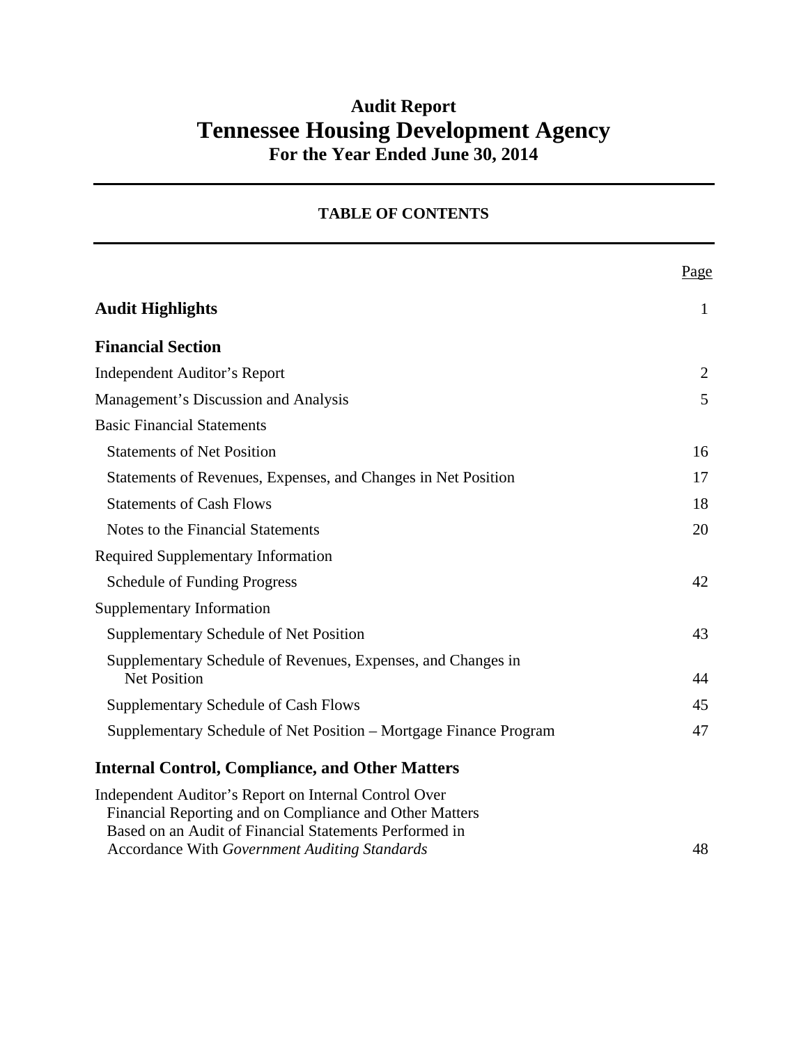# Audit Report
# Tennessee Housing Development Agency
## For the Year Ended June 30, 2014

---

### TABLE OF CONTENTS

---

| | Page |
|---|---|
| **Audit Highlights** | 1 |
| **Financial Section** | |
| Independent Auditor's Report | 2 |
| Management's Discussion and Analysis | 5 |
| Basic Financial Statements | |
| Statements of Net Position | 16 |
| Statements of Revenues, Expenses, and Changes in Net Position | 17 |
| Statements of Cash Flows | 18 |
| Notes to the Financial Statements | 20 |
| Required Supplementary Information | |
| Schedule of Funding Progress | 42 |
| Supplementary Information | |
| Supplementary Schedule of Net Position | 43 |
| Supplementary Schedule of Revenues, Expenses, and Changes in Net Position | 44 |
| Supplementary Schedule of Cash Flows | 45 |
| Supplementary Schedule of Net Position – Mortgage Finance Program | 47 |
| **Internal Control, Compliance, and Other Matters** | |
| Independent Auditor's Report on Internal Control Over Financial Reporting and on Compliance and Other Matters Based on an Audit of Financial Statements Performed in Accordance With *Government Auditing Standards* | 48 |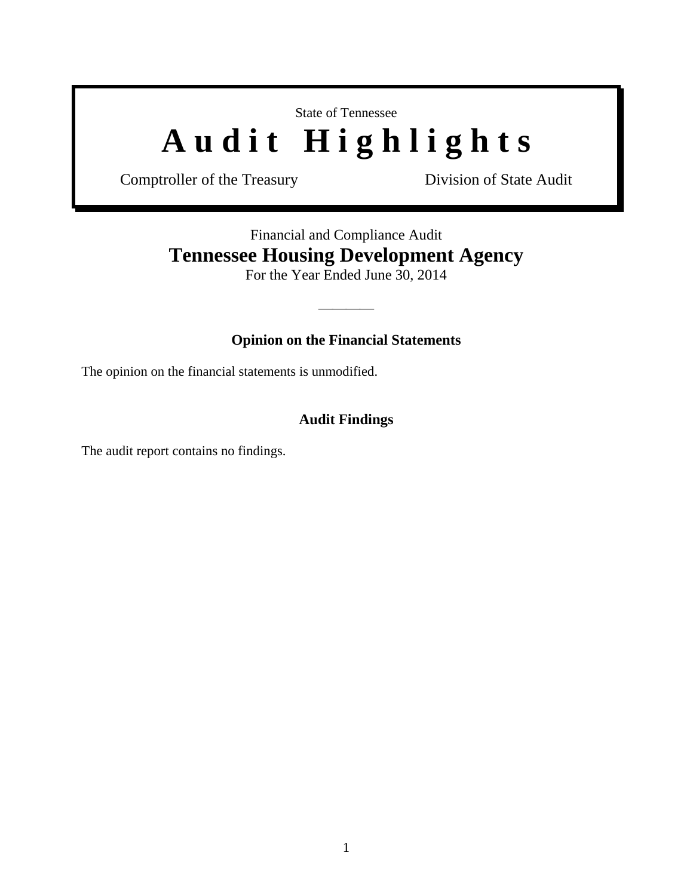State of Tennessee

# Audit Highlights

Comptroller of the Treasury — Division of State Audit

Financial and Compliance Audit

## Tennessee Housing Development Agency

For the Year Ended June 30, 2014

---

### Opinion on the Financial Statements

The opinion on the financial statements is unmodified.

### Audit Findings

The audit report contains no findings.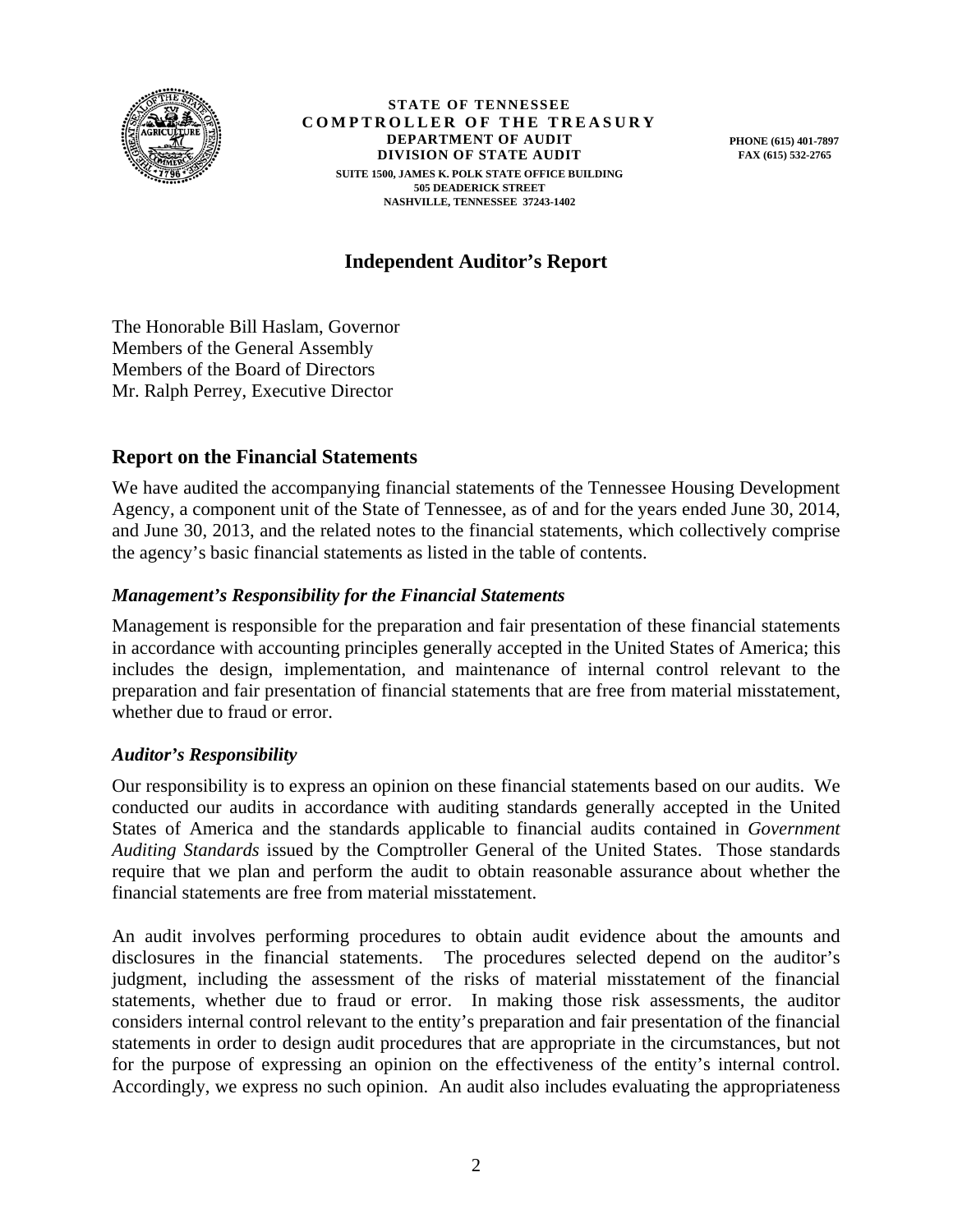**STATE OF TENNESSEE**
**COMPTROLLER OF THE TREASURY**
**DEPARTMENT OF AUDIT**
**DIVISION OF STATE AUDIT**
SUITE 1500, JAMES K. POLK STATE OFFICE BUILDING
505 DEADERICK STREET
NASHVILLE, TENNESSEE 37243-1402

PHONE (615) 401-7897
FAX (615) 532-2765

# Independent Auditor's Report

The Honorable Bill Haslam, Governor
Members of the General Assembly
Members of the Board of Directors
Mr. Ralph Perrey, Executive Director

## Report on the Financial Statements

We have audited the accompanying financial statements of the Tennessee Housing Development Agency, a component unit of the State of Tennessee, as of and for the years ended June 30, 2014, and June 30, 2013, and the related notes to the financial statements, which collectively comprise the agency's basic financial statements as listed in the table of contents.

### *Management's Responsibility for the Financial Statements*

Management is responsible for the preparation and fair presentation of these financial statements in accordance with accounting principles generally accepted in the United States of America; this includes the design, implementation, and maintenance of internal control relevant to the preparation and fair presentation of financial statements that are free from material misstatement, whether due to fraud or error.

### *Auditor's Responsibility*

Our responsibility is to express an opinion on these financial statements based on our audits. We conducted our audits in accordance with auditing standards generally accepted in the United States of America and the standards applicable to financial audits contained in *Government Auditing Standards* issued by the Comptroller General of the United States. Those standards require that we plan and perform the audit to obtain reasonable assurance about whether the financial statements are free from material misstatement.

An audit involves performing procedures to obtain audit evidence about the amounts and disclosures in the financial statements. The procedures selected depend on the auditor's judgment, including the assessment of the risks of material misstatement of the financial statements, whether due to fraud or error. In making those risk assessments, the auditor considers internal control relevant to the entity's preparation and fair presentation of the financial statements in order to design audit procedures that are appropriate in the circumstances, but not for the purpose of expressing an opinion on the effectiveness of the entity's internal control. Accordingly, we express no such opinion. An audit also includes evaluating the appropriateness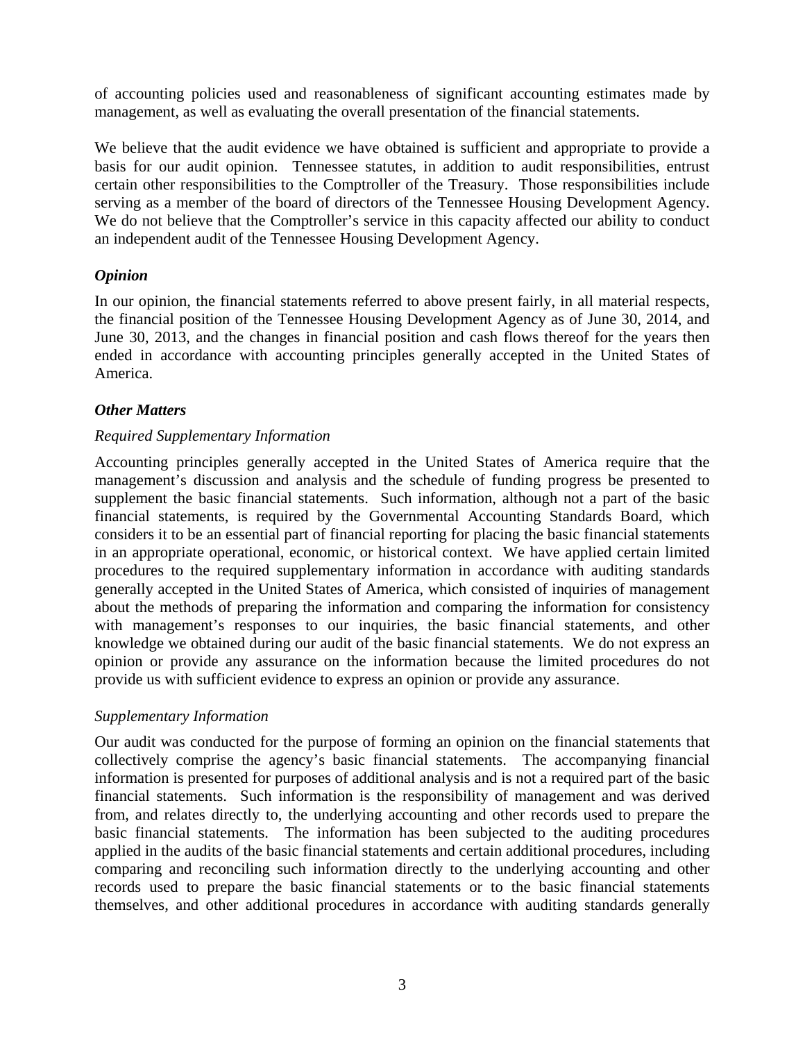of accounting policies used and reasonableness of significant accounting estimates made by management, as well as evaluating the overall presentation of the financial statements.

We believe that the audit evidence we have obtained is sufficient and appropriate to provide a basis for our audit opinion. Tennessee statutes, in addition to audit responsibilities, entrust certain other responsibilities to the Comptroller of the Treasury. Those responsibilities include serving as a member of the board of directors of the Tennessee Housing Development Agency. We do not believe that the Comptroller's service in this capacity affected our ability to conduct an independent audit of the Tennessee Housing Development Agency.

### *Opinion*

In our opinion, the financial statements referred to above present fairly, in all material respects, the financial position of the Tennessee Housing Development Agency as of June 30, 2014, and June 30, 2013, and the changes in financial position and cash flows thereof for the years then ended in accordance with accounting principles generally accepted in the United States of America.

### *Other Matters*

*Required Supplementary Information*

Accounting principles generally accepted in the United States of America require that the management's discussion and analysis and the schedule of funding progress be presented to supplement the basic financial statements. Such information, although not a part of the basic financial statements, is required by the Governmental Accounting Standards Board, which considers it to be an essential part of financial reporting for placing the basic financial statements in an appropriate operational, economic, or historical context. We have applied certain limited procedures to the required supplementary information in accordance with auditing standards generally accepted in the United States of America, which consisted of inquiries of management about the methods of preparing the information and comparing the information for consistency with management's responses to our inquiries, the basic financial statements, and other knowledge we obtained during our audit of the basic financial statements. We do not express an opinion or provide any assurance on the information because the limited procedures do not provide us with sufficient evidence to express an opinion or provide any assurance.

*Supplementary Information*

Our audit was conducted for the purpose of forming an opinion on the financial statements that collectively comprise the agency's basic financial statements. The accompanying financial information is presented for purposes of additional analysis and is not a required part of the basic financial statements. Such information is the responsibility of management and was derived from, and relates directly to, the underlying accounting and other records used to prepare the basic financial statements. The information has been subjected to the auditing procedures applied in the audits of the basic financial statements and certain additional procedures, including comparing and reconciling such information directly to the underlying accounting and other records used to prepare the basic financial statements or to the basic financial statements themselves, and other additional procedures in accordance with auditing standards generally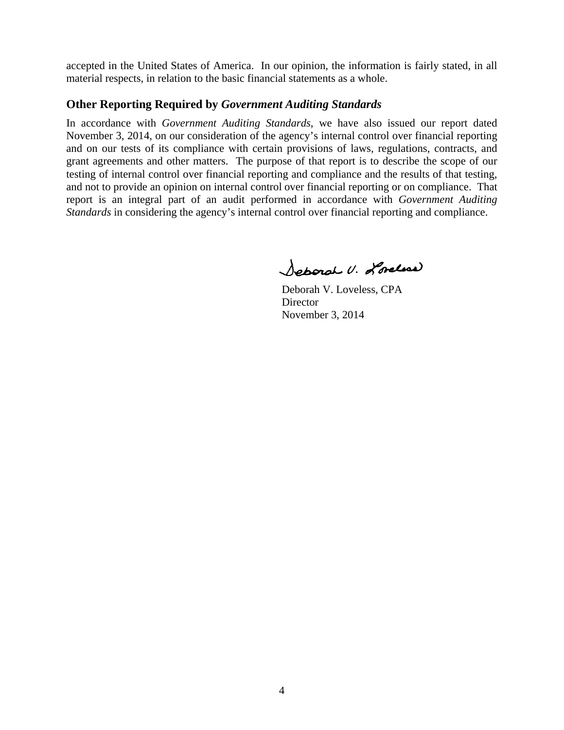accepted in the United States of America. In our opinion, the information is fairly stated, in all material respects, in relation to the basic financial statements as a whole.

## Other Reporting Required by *Government Auditing Standards*

In accordance with *Government Auditing Standards*, we have also issued our report dated November 3, 2014, on our consideration of the agency's internal control over financial reporting and on our tests of its compliance with certain provisions of laws, regulations, contracts, and grant agreements and other matters. The purpose of that report is to describe the scope of our testing of internal control over financial reporting and compliance and the results of that testing, and not to provide an opinion on internal control over financial reporting or on compliance. That report is an integral part of an audit performed in accordance with *Government Auditing Standards* in considering the agency's internal control over financial reporting and compliance.

Deborah V. Loveless, CPA
Director
November 3, 2014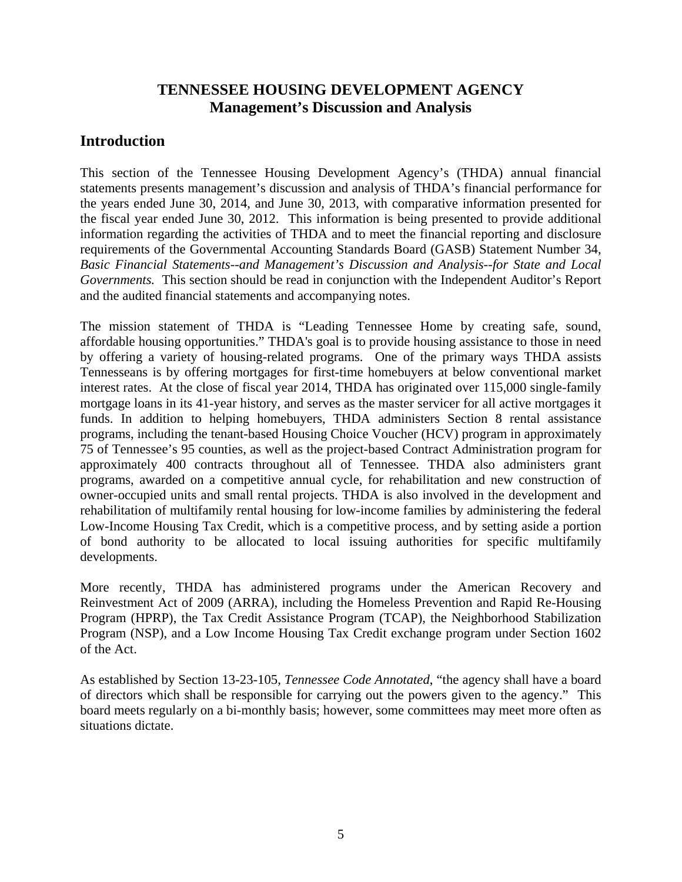# TENNESSEE HOUSING DEVELOPMENT AGENCY
## Management's Discussion and Analysis

## Introduction

This section of the Tennessee Housing Development Agency's (THDA) annual financial statements presents management's discussion and analysis of THDA's financial performance for the years ended June 30, 2014, and June 30, 2013, with comparative information presented for the fiscal year ended June 30, 2012. This information is being presented to provide additional information regarding the activities of THDA and to meet the financial reporting and disclosure requirements of the Governmental Accounting Standards Board (GASB) Statement Number 34, *Basic Financial Statements--and Management's Discussion and Analysis--for State and Local Governments.* This section should be read in conjunction with the Independent Auditor's Report and the audited financial statements and accompanying notes.

The mission statement of THDA is "Leading Tennessee Home by creating safe, sound, affordable housing opportunities." THDA's goal is to provide housing assistance to those in need by offering a variety of housing-related programs. One of the primary ways THDA assists Tennesseans is by offering mortgages for first-time homebuyers at below conventional market interest rates. At the close of fiscal year 2014, THDA has originated over 115,000 single-family mortgage loans in its 41-year history, and serves as the master servicer for all active mortgages it funds. In addition to helping homebuyers, THDA administers Section 8 rental assistance programs, including the tenant-based Housing Choice Voucher (HCV) program in approximately 75 of Tennessee's 95 counties, as well as the project-based Contract Administration program for approximately 400 contracts throughout all of Tennessee. THDA also administers grant programs, awarded on a competitive annual cycle, for rehabilitation and new construction of owner-occupied units and small rental projects. THDA is also involved in the development and rehabilitation of multifamily rental housing for low-income families by administering the federal Low-Income Housing Tax Credit, which is a competitive process, and by setting aside a portion of bond authority to be allocated to local issuing authorities for specific multifamily developments.

More recently, THDA has administered programs under the American Recovery and Reinvestment Act of 2009 (ARRA), including the Homeless Prevention and Rapid Re-Housing Program (HPRP), the Tax Credit Assistance Program (TCAP), the Neighborhood Stabilization Program (NSP), and a Low Income Housing Tax Credit exchange program under Section 1602 of the Act.

As established by Section 13-23-105, *Tennessee Code Annotated*, "the agency shall have a board of directors which shall be responsible for carrying out the powers given to the agency." This board meets regularly on a bi-monthly basis; however, some committees may meet more often as situations dictate.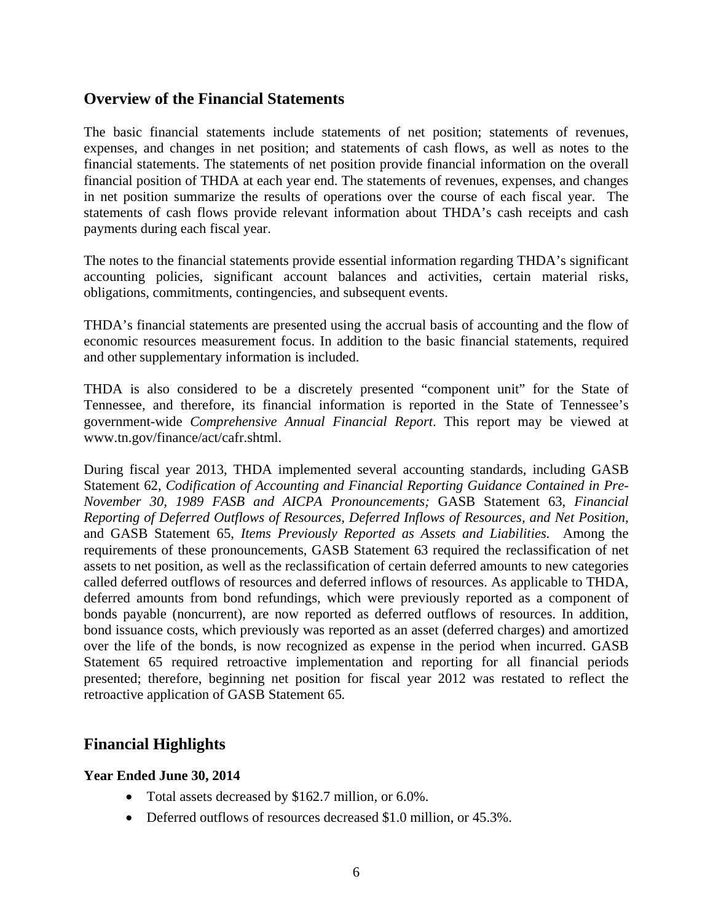## Overview of the Financial Statements

The basic financial statements include statements of net position; statements of revenues, expenses, and changes in net position; and statements of cash flows, as well as notes to the financial statements. The statements of net position provide financial information on the overall financial position of THDA at each year end. The statements of revenues, expenses, and changes in net position summarize the results of operations over the course of each fiscal year. The statements of cash flows provide relevant information about THDA's cash receipts and cash payments during each fiscal year.

The notes to the financial statements provide essential information regarding THDA's significant accounting policies, significant account balances and activities, certain material risks, obligations, commitments, contingencies, and subsequent events.

THDA's financial statements are presented using the accrual basis of accounting and the flow of economic resources measurement focus. In addition to the basic financial statements, required and other supplementary information is included.

THDA is also considered to be a discretely presented "component unit" for the State of Tennessee, and therefore, its financial information is reported in the State of Tennessee's government-wide *Comprehensive Annual Financial Report*. This report may be viewed at www.tn.gov/finance/act/cafr.shtml.

During fiscal year 2013, THDA implemented several accounting standards, including GASB Statement 62, *Codification of Accounting and Financial Reporting Guidance Contained in Pre-November 30, 1989 FASB and AICPA Pronouncements;* GASB Statement 63, *Financial Reporting of Deferred Outflows of Resources, Deferred Inflows of Resources, and Net Position,* and GASB Statement 65, *Items Previously Reported as Assets and Liabilities.* Among the requirements of these pronouncements, GASB Statement 63 required the reclassification of net assets to net position, as well as the reclassification of certain deferred amounts to new categories called deferred outflows of resources and deferred inflows of resources. As applicable to THDA, deferred amounts from bond refundings, which were previously reported as a component of bonds payable (noncurrent), are now reported as deferred outflows of resources. In addition, bond issuance costs, which previously was reported as an asset (deferred charges) and amortized over the life of the bonds, is now recognized as expense in the period when incurred. GASB Statement 65 required retroactive implementation and reporting for all financial periods presented; therefore, beginning net position for fiscal year 2012 was restated to reflect the retroactive application of GASB Statement 65.

## Financial Highlights

### Year Ended June 30, 2014

- Total assets decreased by $162.7 million, or 6.0%.
- Deferred outflows of resources decreased $1.0 million, or 45.3%.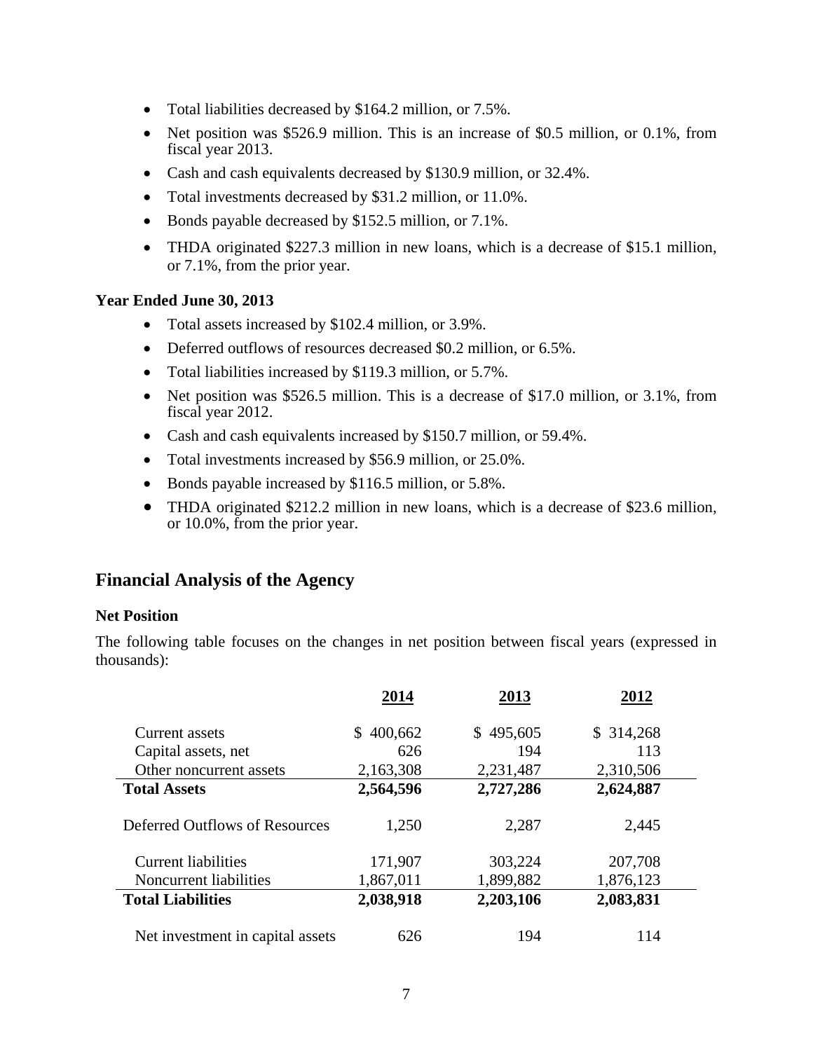- Total liabilities decreased by $164.2 million, or 7.5%.
- Net position was $526.9 million. This is an increase of $0.5 million, or 0.1%, from fiscal year 2013.
- Cash and cash equivalents decreased by $130.9 million, or 32.4%.
- Total investments decreased by $31.2 million, or 11.0%.
- Bonds payable decreased by $152.5 million, or 7.1%.
- THDA originated $227.3 million in new loans, which is a decrease of $15.1 million, or 7.1%, from the prior year.

**Year Ended June 30, 2013**

- Total assets increased by $102.4 million, or 3.9%.
- Deferred outflows of resources decreased $0.2 million, or 6.5%.
- Total liabilities increased by $119.3 million, or 5.7%.
- Net position was $526.5 million. This is a decrease of $17.0 million, or 3.1%, from fiscal year 2012.
- Cash and cash equivalents increased by $150.7 million, or 59.4%.
- Total investments increased by $56.9 million, or 25.0%.
- Bonds payable increased by $116.5 million, or 5.8%.
- THDA originated $212.2 million in new loans, which is a decrease of $23.6 million, or 10.0%, from the prior year.

## Financial Analysis of the Agency

**Net Position**

The following table focuses on the changes in net position between fiscal years (expressed in thousands):

| | 2014 | 2013 | 2012 |
|---|---|---|---|
| Current assets | $ 400,662 | $ 495,605 | $ 314,268 |
| Capital assets, net | 626 | 194 | 113 |
| Other noncurrent assets | 2,163,308 | 2,231,487 | 2,310,506 |
| **Total Assets** | **2,564,596** | **2,727,286** | **2,624,887** |
| Deferred Outflows of Resources | 1,250 | 2,287 | 2,445 |
| Current liabilities | 171,907 | 303,224 | 207,708 |
| Noncurrent liabilities | 1,867,011 | 1,899,882 | 1,876,123 |
| **Total Liabilities** | **2,038,918** | **2,203,106** | **2,083,831** |
| Net investment in capital assets | 626 | 194 | 114 |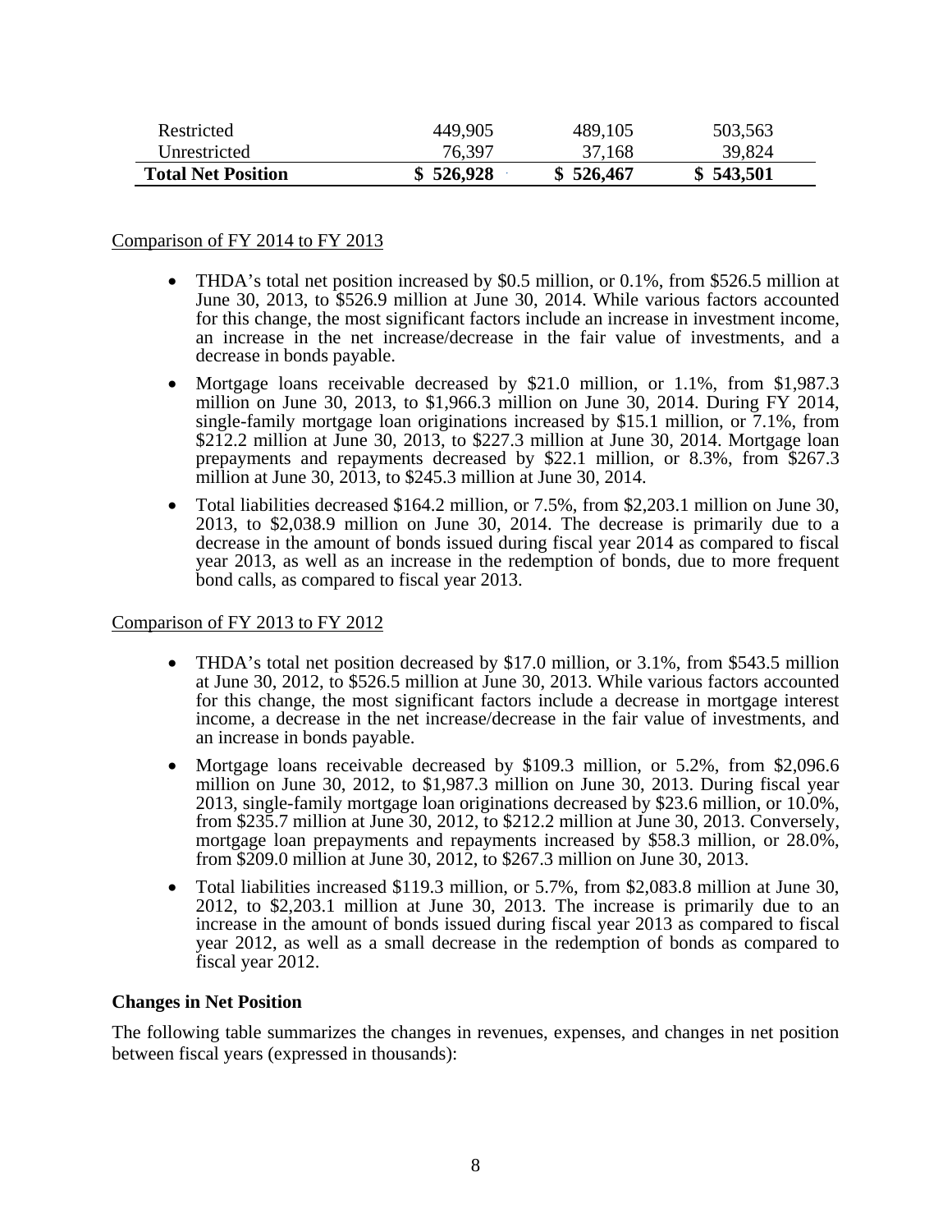| | | | |
|---|---|---|---|
| Restricted | 449,905 | 489,105 | 503,563 |
| Unrestricted | 76,397 | 37,168 | 39,824 |
| **Total Net Position** | **$ 526,928** | **$ 526,467** | **$ 543,501** |

Comparison of FY 2014 to FY 2013

- THDA's total net position increased by $0.5 million, or 0.1%, from $526.5 million at June 30, 2013, to $526.9 million at June 30, 2014. While various factors accounted for this change, the most significant factors include an increase in investment income, an increase in the net increase/decrease in the fair value of investments, and a decrease in bonds payable.
- Mortgage loans receivable decreased by $21.0 million, or 1.1%, from $1,987.3 million on June 30, 2013, to $1,966.3 million on June 30, 2014. During FY 2014, single-family mortgage loan originations increased by $15.1 million, or 7.1%, from $212.2 million at June 30, 2013, to $227.3 million at June 30, 2014. Mortgage loan prepayments and repayments decreased by $22.1 million, or 8.3%, from $267.3 million at June 30, 2013, to $245.3 million at June 30, 2014.
- Total liabilities decreased $164.2 million, or 7.5%, from $2,203.1 million on June 30, 2013, to $2,038.9 million on June 30, 2014. The decrease is primarily due to a decrease in the amount of bonds issued during fiscal year 2014 as compared to fiscal year 2013, as well as an increase in the redemption of bonds, due to more frequent bond calls, as compared to fiscal year 2013.

Comparison of FY 2013 to FY 2012

- THDA's total net position decreased by $17.0 million, or 3.1%, from $543.5 million at June 30, 2012, to $526.5 million at June 30, 2013. While various factors accounted for this change, the most significant factors include a decrease in mortgage interest income, a decrease in the net increase/decrease in the fair value of investments, and an increase in bonds payable.
- Mortgage loans receivable decreased by $109.3 million, or 5.2%, from $2,096.6 million on June 30, 2012, to $1,987.3 million on June 30, 2013. During fiscal year 2013, single-family mortgage loan originations decreased by $23.6 million, or 10.0%, from $235.7 million at June 30, 2012, to $212.2 million at June 30, 2013. Conversely, mortgage loan prepayments and repayments increased by $58.3 million, or 28.0%, from $209.0 million at June 30, 2012, to $267.3 million on June 30, 2013.
- Total liabilities increased $119.3 million, or 5.7%, from $2,083.8 million at June 30, 2012, to $2,203.1 million at June 30, 2013. The increase is primarily due to an increase in the amount of bonds issued during fiscal year 2013 as compared to fiscal year 2012, as well as a small decrease in the redemption of bonds as compared to fiscal year 2012.

**Changes in Net Position**

The following table summarizes the changes in revenues, expenses, and changes in net position between fiscal years (expressed in thousands):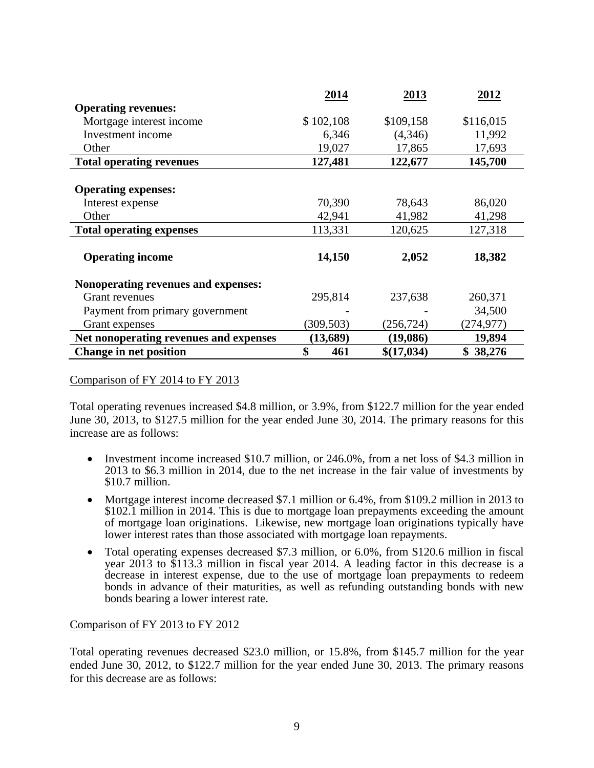| | 2014 | 2013 | 2012 |
|---|---|---|---|
| **Operating revenues:** | | | |
| Mortgage interest income | $ 102,108 | $109,158 | $116,015 |
| Investment income | 6,346 | (4,346) | 11,992 |
| Other | 19,027 | 17,865 | 17,693 |
| **Total operating revenues** | **127,481** | **122,677** | **145,700** |
| **Operating expenses:** | | | |
| Interest expense | 70,390 | 78,643 | 86,020 |
| Other | 42,941 | 41,982 | 41,298 |
| **Total operating expenses** | 113,331 | 120,625 | 127,318 |
| **Operating income** | **14,150** | **2,052** | **18,382** |
| **Nonoperating revenues and expenses:** | | | |
| Grant revenues | 295,814 | 237,638 | 260,371 |
| Payment from primary government | - | - | 34,500 |
| Grant expenses | (309,503) | (256,724) | (274,977) |
| **Net nonoperating revenues and expenses** | **(13,689)** | **(19,086)** | **19,894** |
| **Change in net position** | **$ 461** | **$(17,034)** | **$ 38,276** |

Comparison of FY 2014 to FY 2013

Total operating revenues increased $4.8 million, or 3.9%, from $122.7 million for the year ended June 30, 2013, to $127.5 million for the year ended June 30, 2014. The primary reasons for this increase are as follows:

- Investment income increased $10.7 million, or 246.0%, from a net loss of $4.3 million in 2013 to $6.3 million in 2014, due to the net increase in the fair value of investments by $10.7 million.
- Mortgage interest income decreased $7.1 million or 6.4%, from $109.2 million in 2013 to $102.1 million in 2014. This is due to mortgage loan prepayments exceeding the amount of mortgage loan originations. Likewise, new mortgage loan originations typically have lower interest rates than those associated with mortgage loan repayments.
- Total operating expenses decreased $7.3 million, or 6.0%, from $120.6 million in fiscal year 2013 to $113.3 million in fiscal year 2014. A leading factor in this decrease is a decrease in interest expense, due to the use of mortgage loan prepayments to redeem bonds in advance of their maturities, as well as refunding outstanding bonds with new bonds bearing a lower interest rate.

Comparison of FY 2013 to FY 2012

Total operating revenues decreased $23.0 million, or 15.8%, from $145.7 million for the year ended June 30, 2012, to $122.7 million for the year ended June 30, 2013. The primary reasons for this decrease are as follows: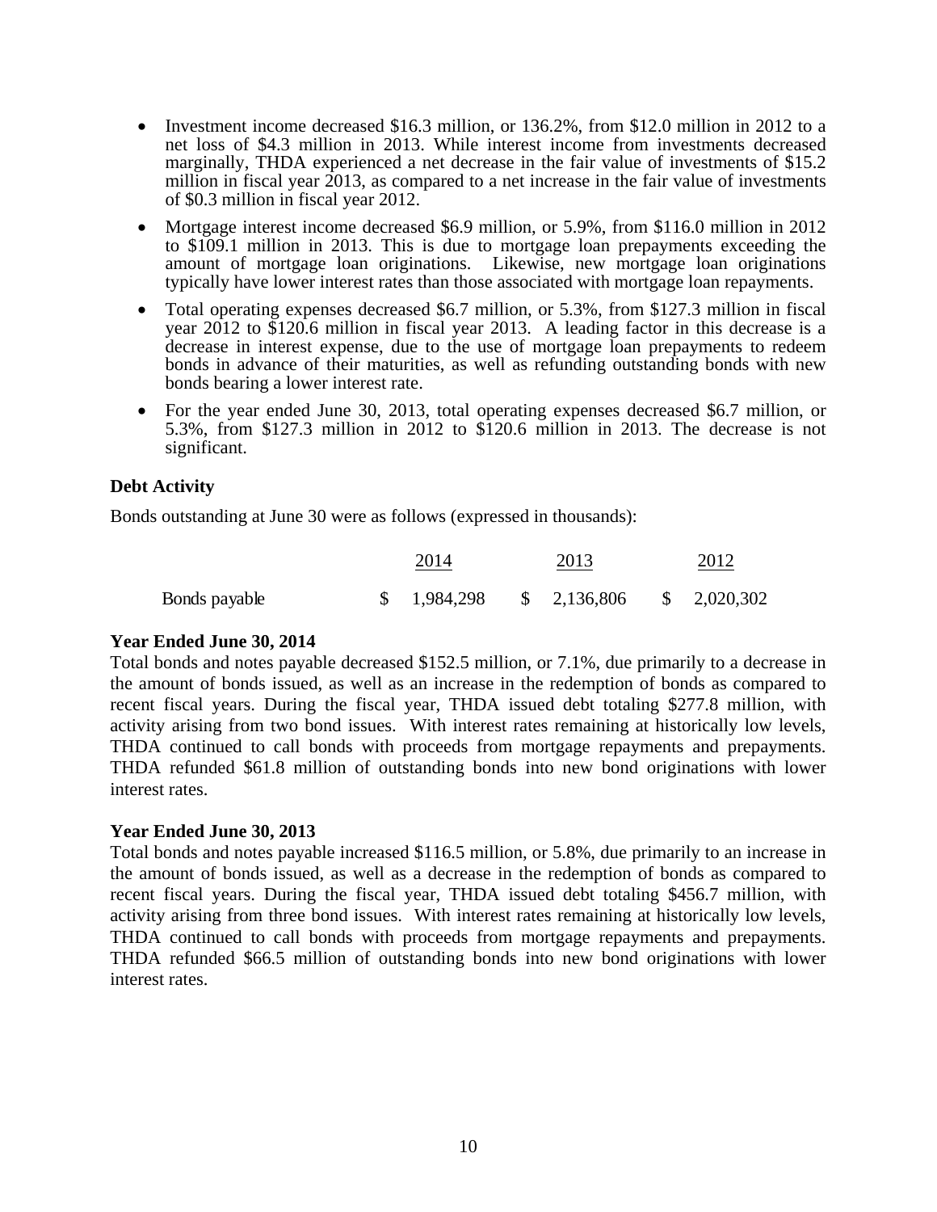- Investment income decreased \$16.3 million, or 136.2%, from \$12.0 million in 2012 to a net loss of \$4.3 million in 2013. While interest income from investments decreased marginally, THDA experienced a net decrease in the fair value of investments of \$15.2 million in fiscal year 2013, as compared to a net increase in the fair value of investments of \$0.3 million in fiscal year 2012.
- Mortgage interest income decreased \$6.9 million, or 5.9%, from \$116.0 million in 2012 to \$109.1 million in 2013. This is due to mortgage loan prepayments exceeding the amount of mortgage loan originations. Likewise, new mortgage loan originations typically have lower interest rates than those associated with mortgage loan repayments.
- Total operating expenses decreased \$6.7 million, or 5.3%, from \$127.3 million in fiscal year 2012 to \$120.6 million in fiscal year 2013. A leading factor in this decrease is a decrease in interest expense, due to the use of mortgage loan prepayments to redeem bonds in advance of their maturities, as well as refunding outstanding bonds with new bonds bearing a lower interest rate.
- For the year ended June 30, 2013, total operating expenses decreased \$6.7 million, or 5.3%, from \$127.3 million in 2012 to \$120.6 million in 2013. The decrease is not significant.

### Debt Activity

Bonds outstanding at June 30 were as follows (expressed in thousands):

| | 2014 | 2013 | 2012 |
|---|---|---|---|
| Bonds payable | \$ 1,984,298 | \$ 2,136,806 | \$ 2,020,302 |

**Year Ended June 30, 2014**

Total bonds and notes payable decreased \$152.5 million, or 7.1%, due primarily to a decrease in the amount of bonds issued, as well as an increase in the redemption of bonds as compared to recent fiscal years. During the fiscal year, THDA issued debt totaling \$277.8 million, with activity arising from two bond issues. With interest rates remaining at historically low levels, THDA continued to call bonds with proceeds from mortgage repayments and prepayments. THDA refunded \$61.8 million of outstanding bonds into new bond originations with lower interest rates.

**Year Ended June 30, 2013**

Total bonds and notes payable increased \$116.5 million, or 5.8%, due primarily to an increase in the amount of bonds issued, as well as a decrease in the redemption of bonds as compared to recent fiscal years. During the fiscal year, THDA issued debt totaling \$456.7 million, with activity arising from three bond issues. With interest rates remaining at historically low levels, THDA continued to call bonds with proceeds from mortgage repayments and prepayments. THDA refunded \$66.5 million of outstanding bonds into new bond originations with lower interest rates.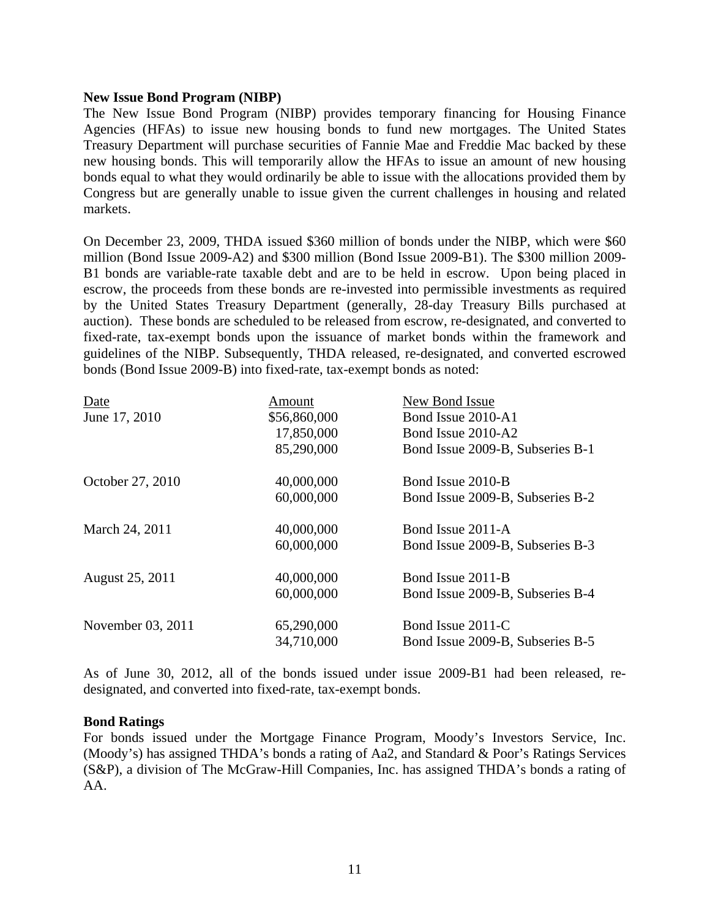**New Issue Bond Program (NIBP)**

The New Issue Bond Program (NIBP) provides temporary financing for Housing Finance Agencies (HFAs) to issue new housing bonds to fund new mortgages. The United States Treasury Department will purchase securities of Fannie Mae and Freddie Mac backed by these new housing bonds. This will temporarily allow the HFAs to issue an amount of new housing bonds equal to what they would ordinarily be able to issue with the allocations provided them by Congress but are generally unable to issue given the current challenges in housing and related markets.

On December 23, 2009, THDA issued $360 million of bonds under the NIBP, which were $60 million (Bond Issue 2009-A2) and $300 million (Bond Issue 2009-B1). The $300 million 2009-B1 bonds are variable-rate taxable debt and are to be held in escrow. Upon being placed in escrow, the proceeds from these bonds are re-invested into permissible investments as required by the United States Treasury Department (generally, 28-day Treasury Bills purchased at auction). These bonds are scheduled to be released from escrow, re-designated, and converted to fixed-rate, tax-exempt bonds upon the issuance of market bonds within the framework and guidelines of the NIBP. Subsequently, THDA released, re-designated, and converted escrowed bonds (Bond Issue 2009-B) into fixed-rate, tax-exempt bonds as noted:

| Date | Amount | New Bond Issue |
|---|---|---|
| June 17, 2010 | $56,860,000 | Bond Issue 2010-A1 |
| | 17,850,000 | Bond Issue 2010-A2 |
| | 85,290,000 | Bond Issue 2009-B, Subseries B-1 |
| October 27, 2010 | 40,000,000 | Bond Issue 2010-B |
| | 60,000,000 | Bond Issue 2009-B, Subseries B-2 |
| March 24, 2011 | 40,000,000 | Bond Issue 2011-A |
| | 60,000,000 | Bond Issue 2009-B, Subseries B-3 |
| August 25, 2011 | 40,000,000 | Bond Issue 2011-B |
| | 60,000,000 | Bond Issue 2009-B, Subseries B-4 |
| November 03, 2011 | 65,290,000 | Bond Issue 2011-C |
| | 34,710,000 | Bond Issue 2009-B, Subseries B-5 |

As of June 30, 2012, all of the bonds issued under issue 2009-B1 had been released, re-designated, and converted into fixed-rate, tax-exempt bonds.

**Bond Ratings**

For bonds issued under the Mortgage Finance Program, Moody's Investors Service, Inc. (Moody's) has assigned THDA's bonds a rating of Aa2, and Standard & Poor's Ratings Services (S&P), a division of The McGraw-Hill Companies, Inc. has assigned THDA's bonds a rating of AA.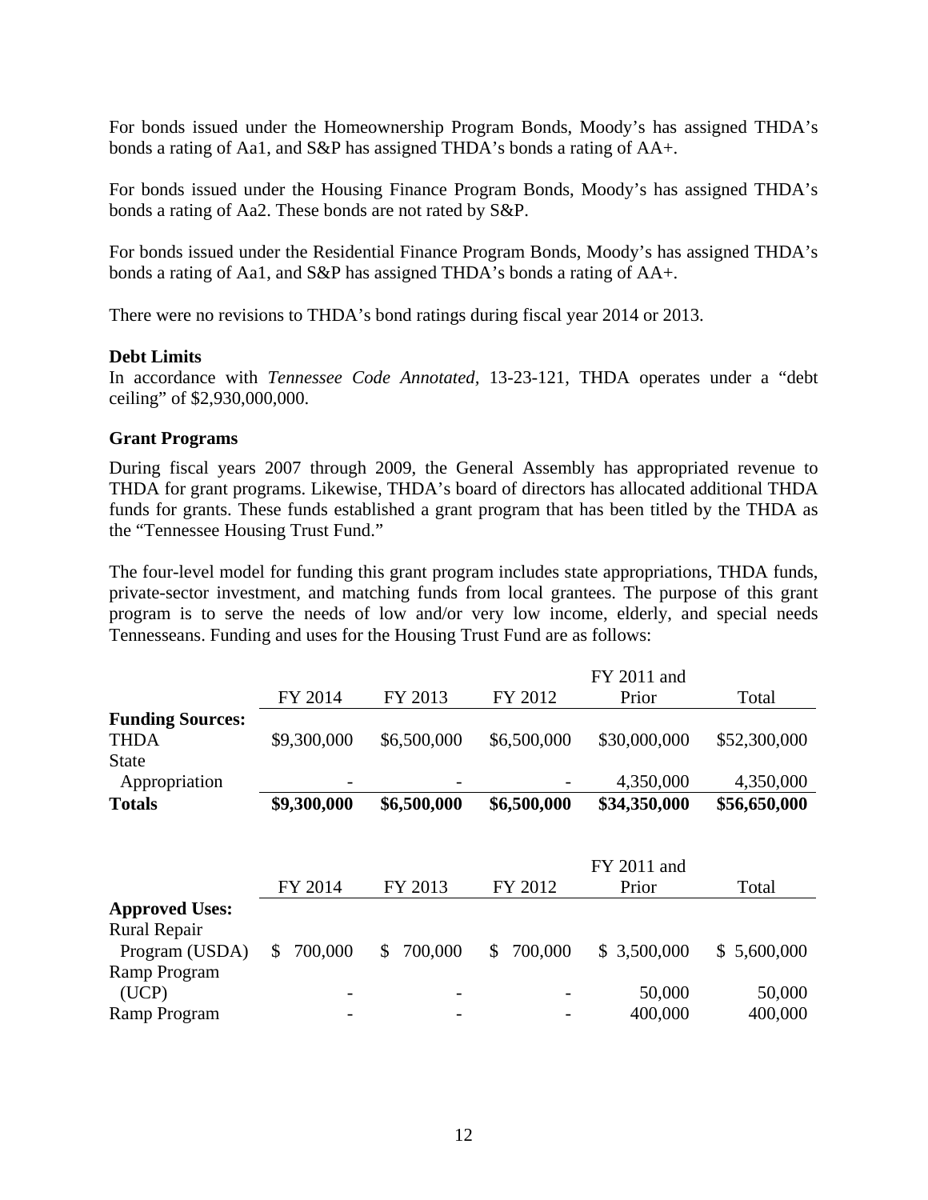For bonds issued under the Homeownership Program Bonds, Moody's has assigned THDA's bonds a rating of Aa1, and S&P has assigned THDA's bonds a rating of AA+.

For bonds issued under the Housing Finance Program Bonds, Moody's has assigned THDA's bonds a rating of Aa2. These bonds are not rated by S&P.

For bonds issued under the Residential Finance Program Bonds, Moody's has assigned THDA's bonds a rating of Aa1, and S&P has assigned THDA's bonds a rating of AA+.

There were no revisions to THDA's bond ratings during fiscal year 2014 or 2013.

**Debt Limits**

In accordance with *Tennessee Code Annotated*, 13-23-121, THDA operates under a "debt ceiling" of $2,930,000,000.

**Grant Programs**

During fiscal years 2007 through 2009, the General Assembly has appropriated revenue to THDA for grant programs. Likewise, THDA's board of directors has allocated additional THDA funds for grants. These funds established a grant program that has been titled by the THDA as the "Tennessee Housing Trust Fund."

The four-level model for funding this grant program includes state appropriations, THDA funds, private-sector investment, and matching funds from local grantees. The purpose of this grant program is to serve the needs of low and/or very low income, elderly, and special needs Tennesseans. Funding and uses for the Housing Trust Fund are as follows:

| | FY 2014 | FY 2013 | FY 2012 | FY 2011 and Prior | Total |
|---|---|---|---|---|---|
| **Funding Sources:** | | | | | |
| THDA | $9,300,000 | $6,500,000 | $6,500,000 | $30,000,000 | $52,300,000 |
| State Appropriation | - | - | - | 4,350,000 | 4,350,000 |
| **Totals** | **$9,300,000** | **$6,500,000** | **$6,500,000** | **$34,350,000** | **$56,650,000** |

| | FY 2014 | FY 2013 | FY 2012 | FY 2011 and Prior | Total |
|---|---|---|---|---|---|
| **Approved Uses:** | | | | | |
| Rural Repair Program (USDA) | $ 700,000 | $ 700,000 | $ 700,000 | $ 3,500,000 | $ 5,600,000 |
| Ramp Program (UCP) | - | - | - | 50,000 | 50,000 |
| Ramp Program | - | - | - | 400,000 | 400,000 |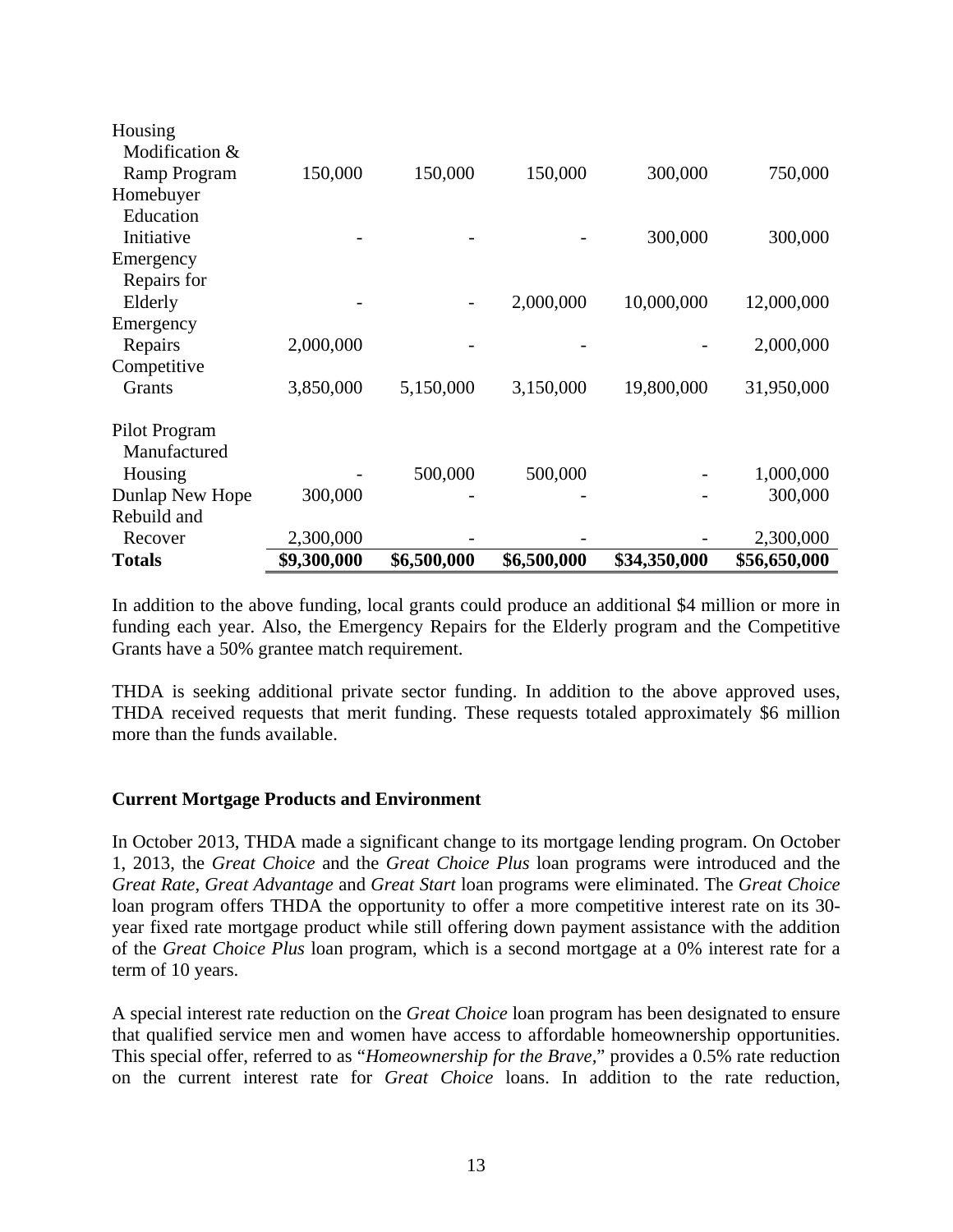| | | | | | |
|---|---|---|---|---|---|
| Housing Modification & Ramp Program | 150,000 | 150,000 | 150,000 | 300,000 | 750,000 |
| Homebuyer Education Initiative | - | - | - | 300,000 | 300,000 |
| Emergency Repairs for Elderly | - | - | 2,000,000 | 10,000,000 | 12,000,000 |
| Emergency Repairs | 2,000,000 | - | - | - | 2,000,000 |
| Competitive Grants | 3,850,000 | 5,150,000 | 3,150,000 | 19,800,000 | 31,950,000 |
| Pilot Program Manufactured Housing | - | 500,000 | 500,000 | - | 1,000,000 |
| Dunlap New Hope | 300,000 | - | - | - | 300,000 |
| Rebuild and Recover | 2,300,000 | - | - | - | 2,300,000 |
| **Totals** | **$9,300,000** | **$6,500,000** | **$6,500,000** | **$34,350,000** | **$56,650,000** |

In addition to the above funding, local grants could produce an additional $4 million or more in funding each year. Also, the Emergency Repairs for the Elderly program and the Competitive Grants have a 50% grantee match requirement.

THDA is seeking additional private sector funding. In addition to the above approved uses, THDA received requests that merit funding. These requests totaled approximately $6 million more than the funds available.

### Current Mortgage Products and Environment

In October 2013, THDA made a significant change to its mortgage lending program. On October 1, 2013, the *Great Choice* and the *Great Choice Plus* loan programs were introduced and the *Great Rate*, *Great Advantage* and *Great Start* loan programs were eliminated. The *Great Choice* loan program offers THDA the opportunity to offer a more competitive interest rate on its 30-year fixed rate mortgage product while still offering down payment assistance with the addition of the *Great Choice Plus* loan program, which is a second mortgage at a 0% interest rate for a term of 10 years.

A special interest rate reduction on the *Great Choice* loan program has been designated to ensure that qualified service men and women have access to affordable homeownership opportunities. This special offer, referred to as "*Homeownership for the Brave,*" provides a 0.5% rate reduction on the current interest rate for *Great Choice* loans. In addition to the rate reduction,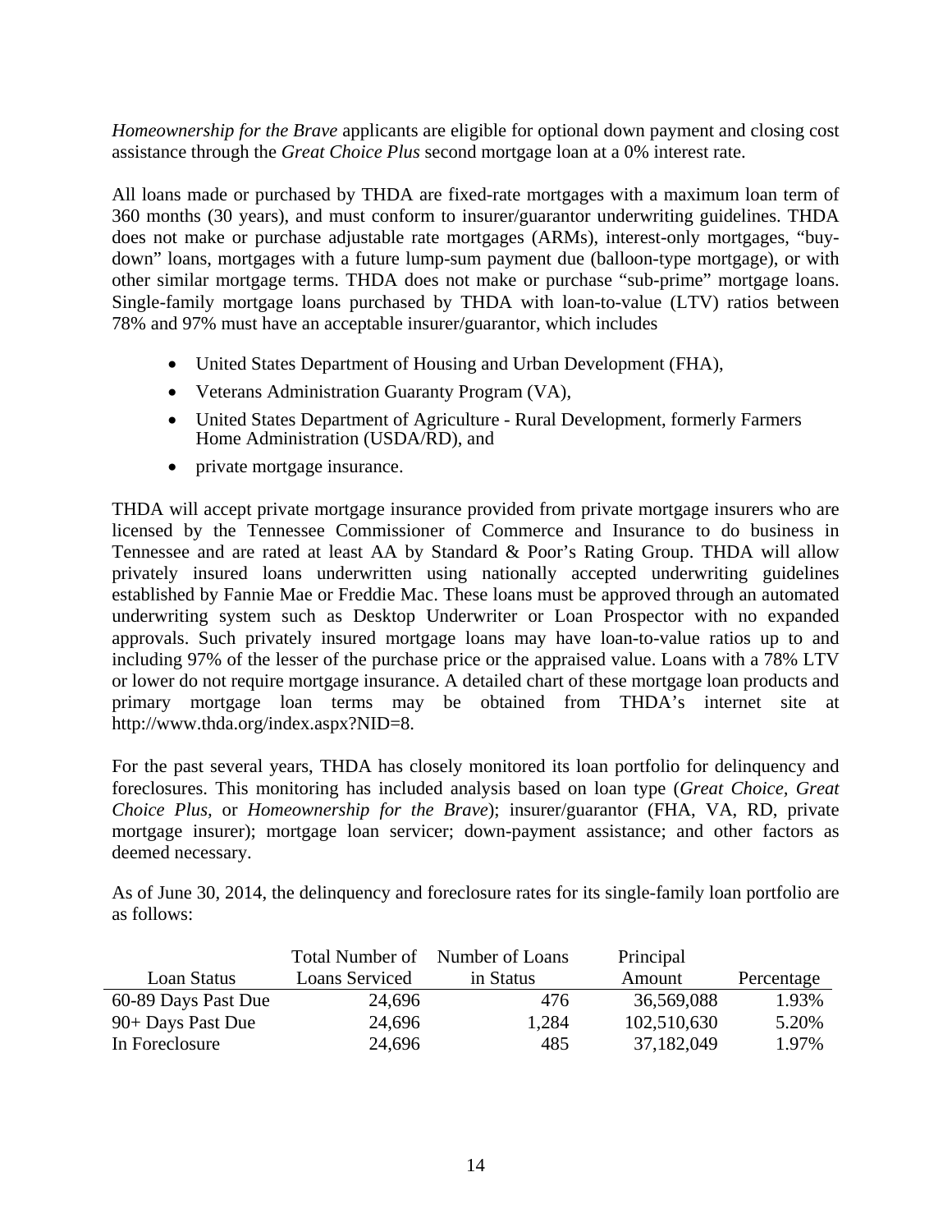*Homeownership for the Brave* applicants are eligible for optional down payment and closing cost assistance through the *Great Choice Plus* second mortgage loan at a 0% interest rate.

All loans made or purchased by THDA are fixed-rate mortgages with a maximum loan term of 360 months (30 years), and must conform to insurer/guarantor underwriting guidelines. THDA does not make or purchase adjustable rate mortgages (ARMs), interest-only mortgages, "buy-down" loans, mortgages with a future lump-sum payment due (balloon-type mortgage), or with other similar mortgage terms. THDA does not make or purchase "sub-prime" mortgage loans. Single-family mortgage loans purchased by THDA with loan-to-value (LTV) ratios between 78% and 97% must have an acceptable insurer/guarantor, which includes

- United States Department of Housing and Urban Development (FHA),
- Veterans Administration Guaranty Program (VA),
- United States Department of Agriculture - Rural Development, formerly Farmers Home Administration (USDA/RD), and
- private mortgage insurance.

THDA will accept private mortgage insurance provided from private mortgage insurers who are licensed by the Tennessee Commissioner of Commerce and Insurance to do business in Tennessee and are rated at least AA by Standard & Poor's Rating Group. THDA will allow privately insured loans underwritten using nationally accepted underwriting guidelines established by Fannie Mae or Freddie Mac. These loans must be approved through an automated underwriting system such as Desktop Underwriter or Loan Prospector with no expanded approvals. Such privately insured mortgage loans may have loan-to-value ratios up to and including 97% of the lesser of the purchase price or the appraised value. Loans with a 78% LTV or lower do not require mortgage insurance. A detailed chart of these mortgage loan products and primary mortgage loan terms may be obtained from THDA's internet site at http://www.thda.org/index.aspx?NID=8.

For the past several years, THDA has closely monitored its loan portfolio for delinquency and foreclosures. This monitoring has included analysis based on loan type (*Great Choice*, *Great Choice Plus*, or *Homeownership for the Brave*); insurer/guarantor (FHA, VA, RD, private mortgage insurer); mortgage loan servicer; down-payment assistance; and other factors as deemed necessary.

As of June 30, 2014, the delinquency and foreclosure rates for its single-family loan portfolio are as follows:

| Loan Status | Total Number of Loans Serviced | Number of Loans in Status | Principal Amount | Percentage |
|---|---|---|---|---|
| 60-89 Days Past Due | 24,696 | 476 | 36,569,088 | 1.93% |
| 90+ Days Past Due | 24,696 | 1,284 | 102,510,630 | 5.20% |
| In Foreclosure | 24,696 | 485 | 37,182,049 | 1.97% |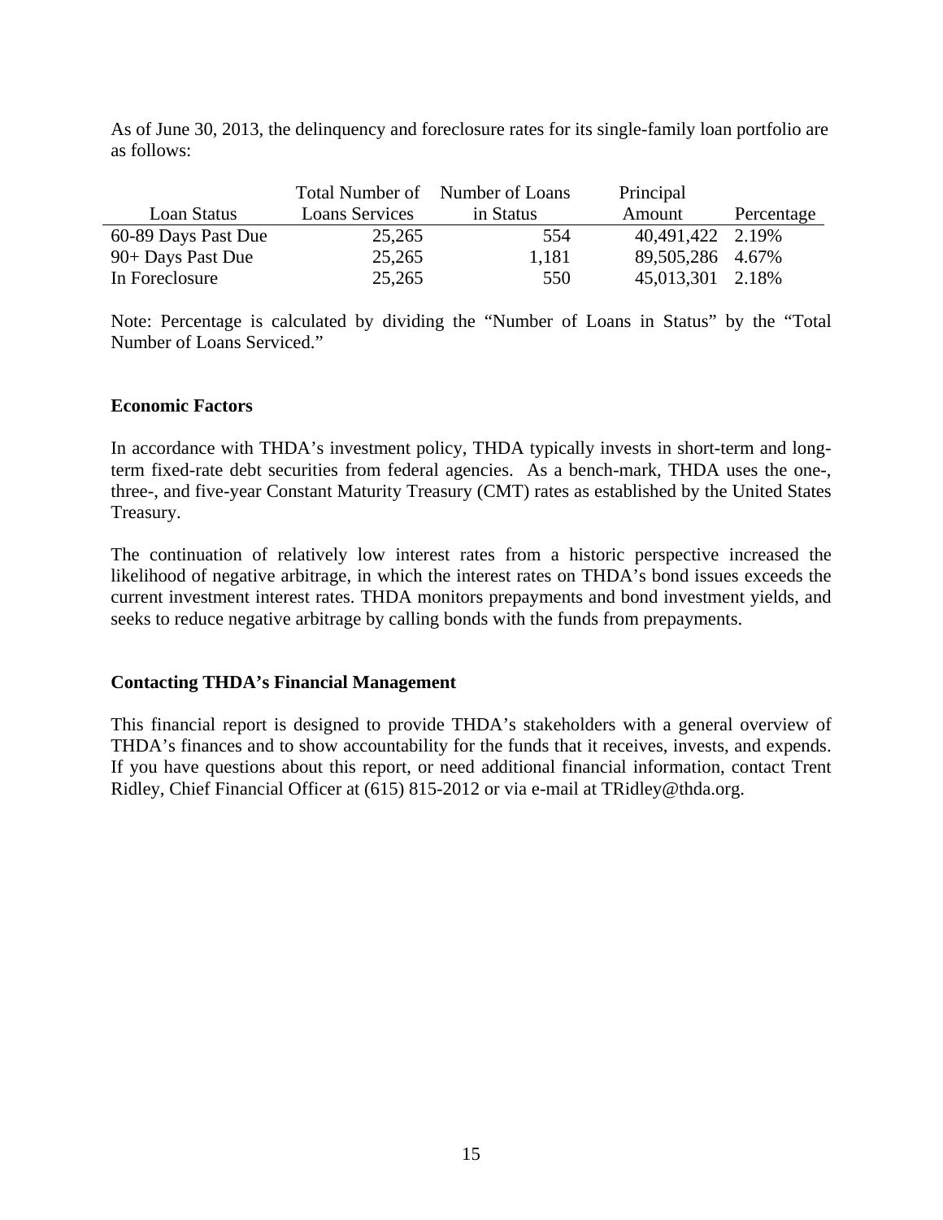As of June 30, 2013, the delinquency and foreclosure rates for its single-family loan portfolio are as follows:

| Loan Status | Total Number of Loans Services | Number of Loans in Status | Principal Amount | Percentage |
|---|---|---|---|---|
| 60-89 Days Past Due | 25,265 | 554 | 40,491,422 | 2.19% |
| 90+ Days Past Due | 25,265 | 1,181 | 89,505,286 | 4.67% |
| In Foreclosure | 25,265 | 550 | 45,013,301 | 2.18% |

Note: Percentage is calculated by dividing the "Number of Loans in Status" by the "Total Number of Loans Serviced."

**Economic Factors**

In accordance with THDA's investment policy, THDA typically invests in short-term and long-term fixed-rate debt securities from federal agencies. As a bench-mark, THDA uses the one-, three-, and five-year Constant Maturity Treasury (CMT) rates as established by the United States Treasury.

The continuation of relatively low interest rates from a historic perspective increased the likelihood of negative arbitrage, in which the interest rates on THDA's bond issues exceeds the current investment interest rates. THDA monitors prepayments and bond investment yields, and seeks to reduce negative arbitrage by calling bonds with the funds from prepayments.

**Contacting THDA's Financial Management**

This financial report is designed to provide THDA's stakeholders with a general overview of THDA's finances and to show accountability for the funds that it receives, invests, and expends. If you have questions about this report, or need additional financial information, contact Trent Ridley, Chief Financial Officer at (615) 815-2012 or via e-mail at TRidley@thda.org.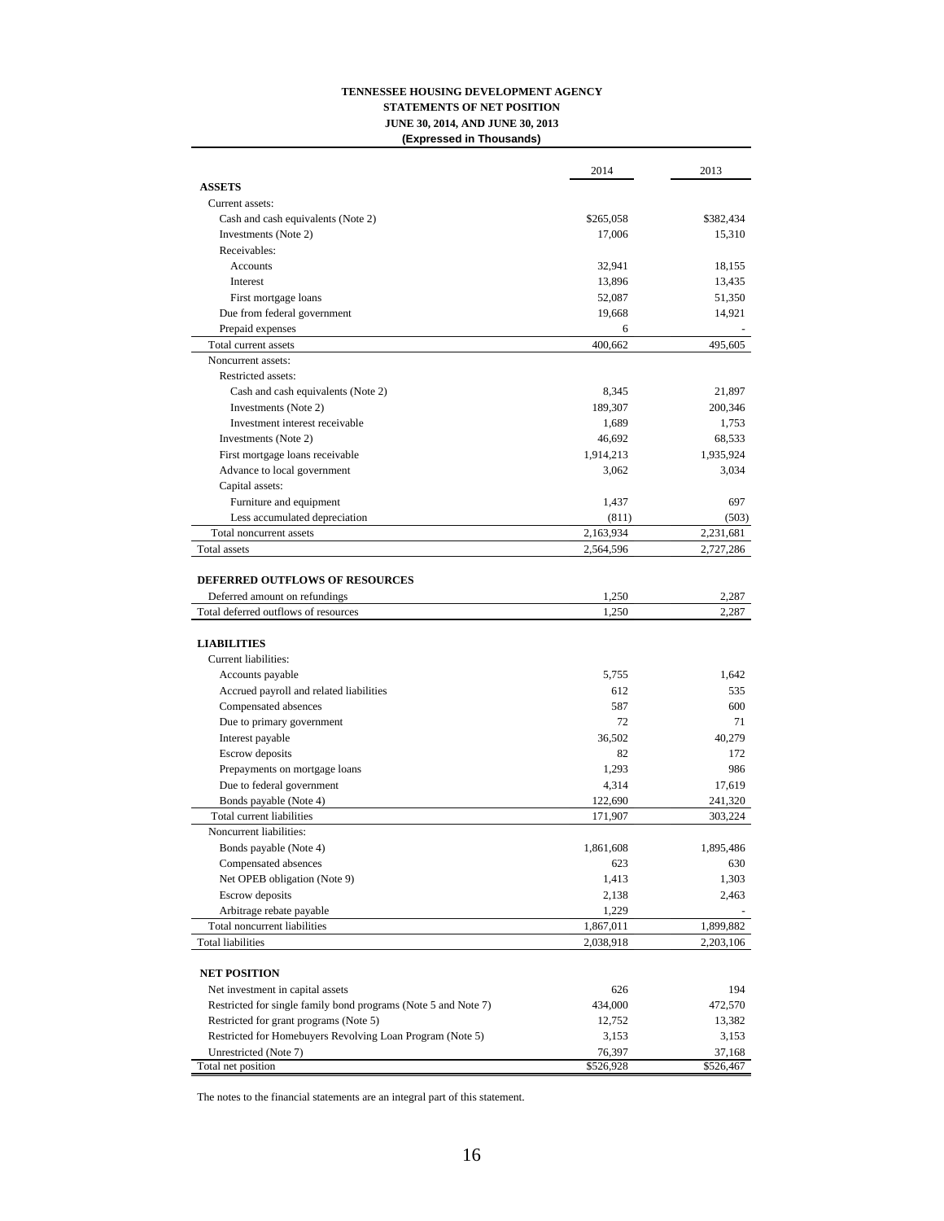**TENNESSEE HOUSING DEVELOPMENT AGENCY**
**STATEMENTS OF NET POSITION**
**JUNE 30, 2014, AND JUNE 30, 2013**
**(Expressed in Thousands)**

| | 2014 | 2013 |
|---|---|---|
| **ASSETS** | | |
| Current assets: | | |
| Cash and cash equivalents (Note 2) | $265,058 | $382,434 |
| Investments (Note 2) | 17,006 | 15,310 |
| Receivables: | | |
| Accounts | 32,941 | 18,155 |
| Interest | 13,896 | 13,435 |
| First mortgage loans | 52,087 | 51,350 |
| Due from federal government | 19,668 | 14,921 |
| Prepaid expenses | 6 | - |
| Total current assets | 400,662 | 495,605 |
| Noncurrent assets: | | |
| Restricted assets: | | |
| Cash and cash equivalents (Note 2) | 8,345 | 21,897 |
| Investments (Note 2) | 189,307 | 200,346 |
| Investment interest receivable | 1,689 | 1,753 |
| Investments (Note 2) | 46,692 | 68,533 |
| First mortgage loans receivable | 1,914,213 | 1,935,924 |
| Advance to local government | 3,062 | 3,034 |
| Capital assets: | | |
| Furniture and equipment | 1,437 | 697 |
| Less accumulated depreciation | (811) | (503) |
| Total noncurrent assets | 2,163,934 | 2,231,681 |
| Total assets | 2,564,596 | 2,727,286 |
| | | |
| **DEFERRED OUTFLOWS OF RESOURCES** | | |
| Deferred amount on refundings | 1,250 | 2,287 |
| Total deferred outflows of resources | 1,250 | 2,287 |
| | | |
| **LIABILITIES** | | |
| Current liabilities: | | |
| Accounts payable | 5,755 | 1,642 |
| Accrued payroll and related liabilities | 612 | 535 |
| Compensated absences | 587 | 600 |
| Due to primary government | 72 | 71 |
| Interest payable | 36,502 | 40,279 |
| Escrow deposits | 82 | 172 |
| Prepayments on mortgage loans | 1,293 | 986 |
| Due to federal government | 4,314 | 17,619 |
| Bonds payable (Note 4) | 122,690 | 241,320 |
| Total current liabilities | 171,907 | 303,224 |
| Noncurrent liabilities: | | |
| Bonds payable (Note 4) | 1,861,608 | 1,895,486 |
| Compensated absences | 623 | 630 |
| Net OPEB obligation (Note 9) | 1,413 | 1,303 |
| Escrow deposits | 2,138 | 2,463 |
| Arbitrage rebate payable | 1,229 | - |
| Total noncurrent liabilities | 1,867,011 | 1,899,882 |
| Total liabilities | 2,038,918 | 2,203,106 |
| | | |
| **NET POSITION** | | |
| Net investment in capital assets | 626 | 194 |
| Restricted for single family bond programs (Note 5 and Note 7) | 434,000 | 472,570 |
| Restricted for grant programs (Note 5) | 12,752 | 13,382 |
| Restricted for Homebuyers Revolving Loan Program (Note 5) | 3,153 | 3,153 |
| Unrestricted (Note 7) | 76,397 | 37,168 |
| Total net position | $526,928 | $526,467 |

The notes to the financial statements are an integral part of this statement.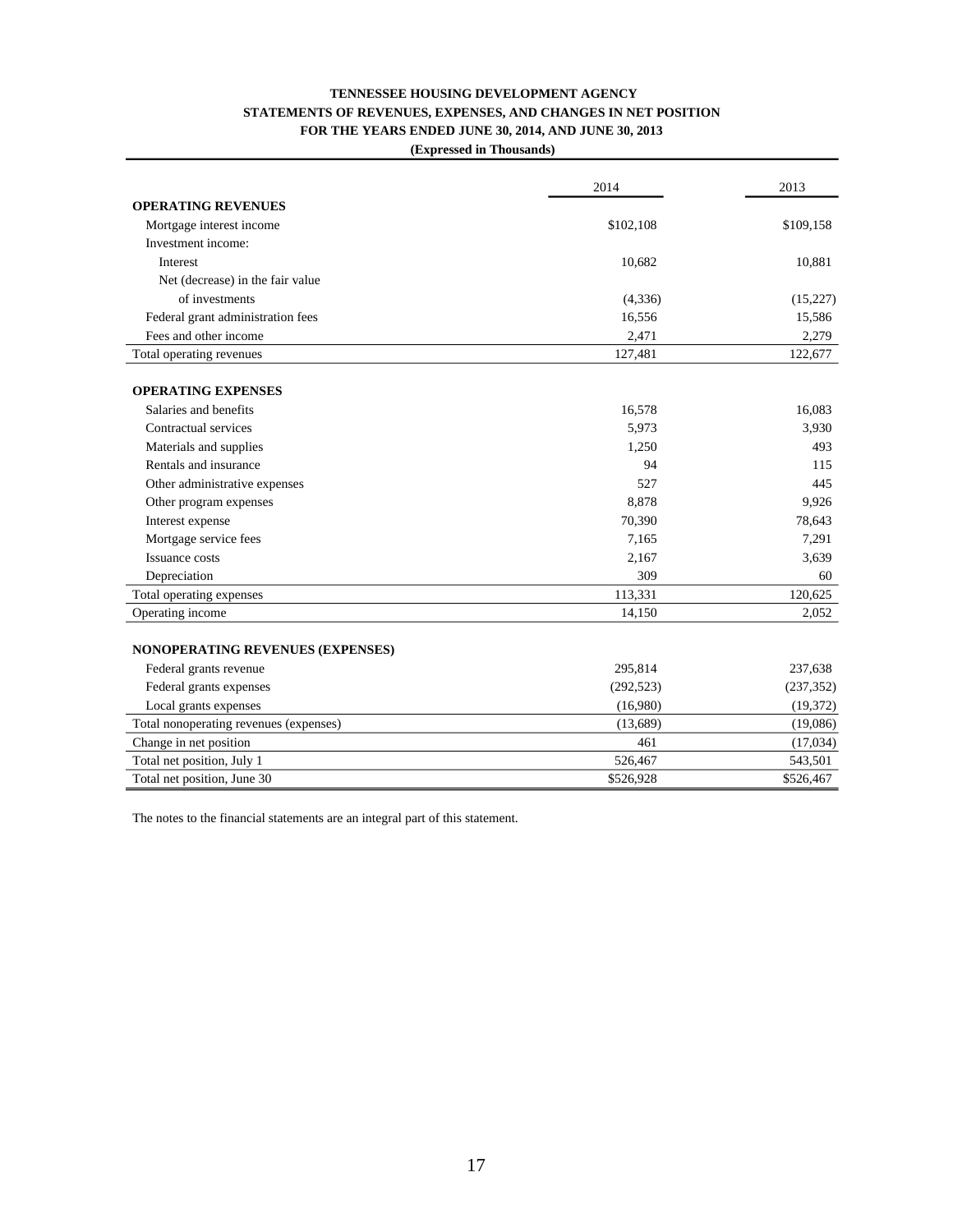# TENNESSEE HOUSING DEVELOPMENT AGENCY
## STATEMENTS OF REVENUES, EXPENSES, AND CHANGES IN NET POSITION
### FOR THE YEARS ENDED JUNE 30, 2014, AND JUNE 30, 2013
**(Expressed in Thousands)**

| | 2014 | 2013 |
|---|---|---|
| **OPERATING REVENUES** | | |
| Mortgage interest income | $102,108 | $109,158 |
| Investment income: | | |
| Interest | 10,682 | 10,881 |
| Net (decrease) in the fair value of investments | (4,336) | (15,227) |
| Federal grant administration fees | 16,556 | 15,586 |
| Fees and other income | 2,471 | 2,279 |
| Total operating revenues | 127,481 | 122,677 |
| **OPERATING EXPENSES** | | |
| Salaries and benefits | 16,578 | 16,083 |
| Contractual services | 5,973 | 3,930 |
| Materials and supplies | 1,250 | 493 |
| Rentals and insurance | 94 | 115 |
| Other administrative expenses | 527 | 445 |
| Other program expenses | 8,878 | 9,926 |
| Interest expense | 70,390 | 78,643 |
| Mortgage service fees | 7,165 | 7,291 |
| Issuance costs | 2,167 | 3,639 |
| Depreciation | 309 | 60 |
| Total operating expenses | 113,331 | 120,625 |
| Operating income | 14,150 | 2,052 |
| **NONOPERATING REVENUES (EXPENSES)** | | |
| Federal grants revenue | 295,814 | 237,638 |
| Federal grants expenses | (292,523) | (237,352) |
| Local grants expenses | (16,980) | (19,372) |
| Total nonoperating revenues (expenses) | (13,689) | (19,086) |
| Change in net position | 461 | (17,034) |
| Total net position, July 1 | 526,467 | 543,501 |
| Total net position, June 30 | $526,928 | $526,467 |

The notes to the financial statements are an integral part of this statement.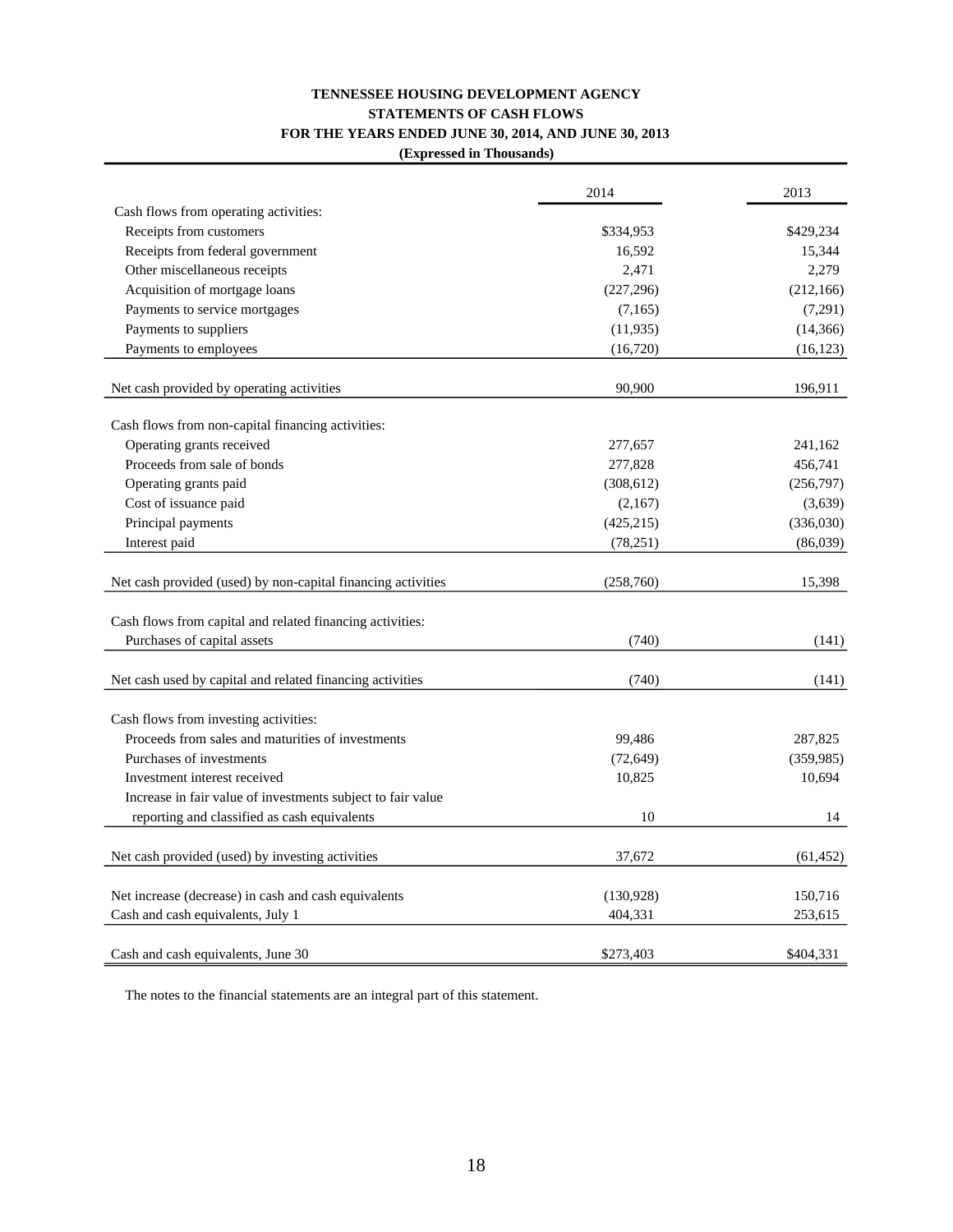**TENNESSEE HOUSING DEVELOPMENT AGENCY**
**STATEMENTS OF CASH FLOWS**
**FOR THE YEARS ENDED JUNE 30, 2014, AND JUNE 30, 2013**
**(Expressed in Thousands)**

| | 2014 | 2013 |
|---|---|---|
| Cash flows from operating activities: | | |
| Receipts from customers | $334,953 | $429,234 |
| Receipts from federal government | 16,592 | 15,344 |
| Other miscellaneous receipts | 2,471 | 2,279 |
| Acquisition of mortgage loans | (227,296) | (212,166) |
| Payments to service mortgages | (7,165) | (7,291) |
| Payments to suppliers | (11,935) | (14,366) |
| Payments to employees | (16,720) | (16,123) |
| Net cash provided by operating activities | 90,900 | 196,911 |
| Cash flows from non-capital financing activities: | | |
| Operating grants received | 277,657 | 241,162 |
| Proceeds from sale of bonds | 277,828 | 456,741 |
| Operating grants paid | (308,612) | (256,797) |
| Cost of issuance paid | (2,167) | (3,639) |
| Principal payments | (425,215) | (336,030) |
| Interest paid | (78,251) | (86,039) |
| Net cash provided (used) by non-capital financing activities | (258,760) | 15,398 |
| Cash flows from capital and related financing activities: | | |
| Purchases of capital assets | (740) | (141) |
| Net cash used by capital and related financing activities | (740) | (141) |
| Cash flows from investing activities: | | |
| Proceeds from sales and maturities of investments | 99,486 | 287,825 |
| Purchases of investments | (72,649) | (359,985) |
| Investment interest received | 10,825 | 10,694 |
| Increase in fair value of investments subject to fair value reporting and classified as cash equivalents | 10 | 14 |
| Net cash provided (used) by investing activities | 37,672 | (61,452) |
| Net increase (decrease) in cash and cash equivalents | (130,928) | 150,716 |
| Cash and cash equivalents, July 1 | 404,331 | 253,615 |
| Cash and cash equivalents, June 30 | $273,403 | $404,331 |

The notes to the financial statements are an integral part of this statement.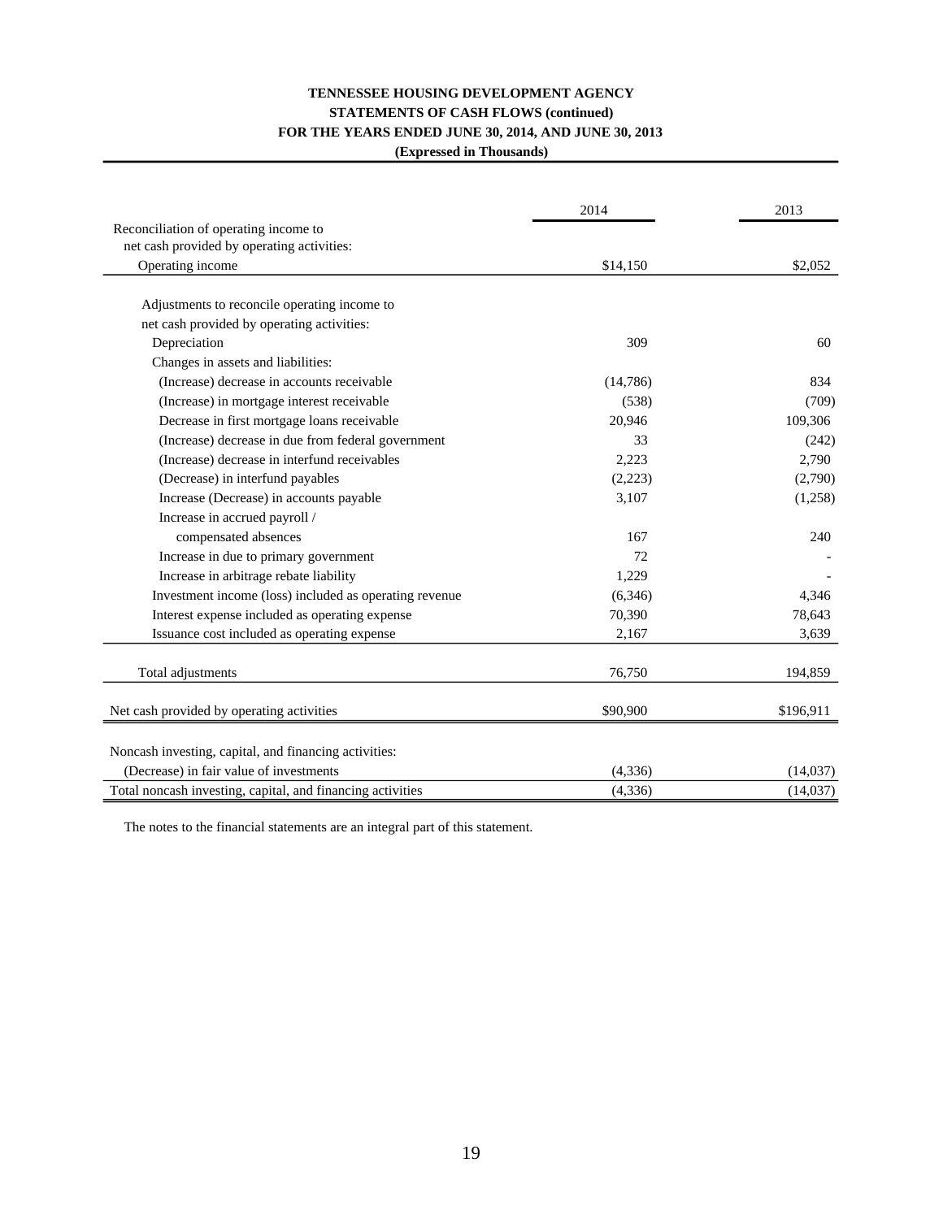**TENNESSEE HOUSING DEVELOPMENT AGENCY**
**STATEMENTS OF CASH FLOWS (continued)**
**FOR THE YEARS ENDED JUNE 30, 2014, AND JUNE 30, 2013**
**(Expressed in Thousands)**

| | 2014 | 2013 |
|---|---|---|
| Reconciliation of operating income to net cash provided by operating activities: | | |
| Operating income | $14,150 | $2,052 |
| Adjustments to reconcile operating income to net cash provided by operating activities: | | |
| Depreciation | 309 | 60 |
| Changes in assets and liabilities: | | |
| (Increase) decrease in accounts receivable | (14,786) | 834 |
| (Increase) in mortgage interest receivable | (538) | (709) |
| Decrease in first mortgage loans receivable | 20,946 | 109,306 |
| (Increase) decrease in due from federal government | 33 | (242) |
| (Increase) decrease in interfund receivables | 2,223 | 2,790 |
| (Decrease) in interfund payables | (2,223) | (2,790) |
| Increase (Decrease) in accounts payable | 3,107 | (1,258) |
| Increase in accrued payroll / compensated absences | 167 | 240 |
| Increase in due to primary government | 72 | - |
| Increase in arbitrage rebate liability | 1,229 | - |
| Investment income (loss) included as operating revenue | (6,346) | 4,346 |
| Interest expense included as operating expense | 70,390 | 78,643 |
| Issuance cost included as operating expense | 2,167 | 3,639 |
| Total adjustments | 76,750 | 194,859 |
| Net cash provided by operating activities | $90,900 | $196,911 |
| Noncash investing, capital, and financing activities: | | |
| (Decrease) in fair value of investments | (4,336) | (14,037) |
| Total noncash investing, capital, and financing activities | (4,336) | (14,037) |

The notes to the financial statements are an integral part of this statement.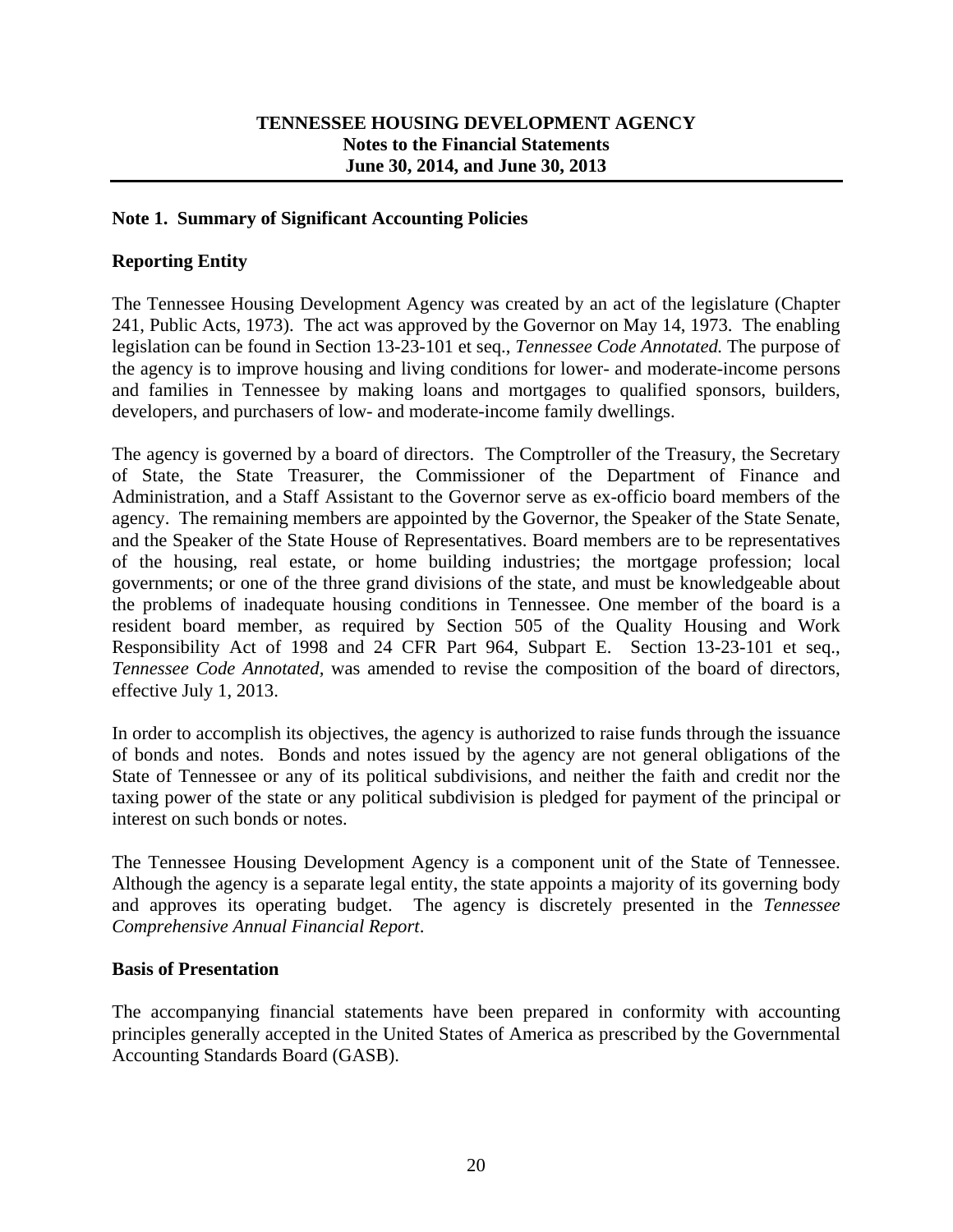**TENNESSEE HOUSING DEVELOPMENT AGENCY**
**Notes to the Financial Statements**
**June 30, 2014, and June 30, 2013**

## Note 1. Summary of Significant Accounting Policies

### Reporting Entity

The Tennessee Housing Development Agency was created by an act of the legislature (Chapter 241, Public Acts, 1973). The act was approved by the Governor on May 14, 1973. The enabling legislation can be found in Section 13-23-101 et seq., *Tennessee Code Annotated.* The purpose of the agency is to improve housing and living conditions for lower- and moderate-income persons and families in Tennessee by making loans and mortgages to qualified sponsors, builders, developers, and purchasers of low- and moderate-income family dwellings.

The agency is governed by a board of directors. The Comptroller of the Treasury, the Secretary of State, the State Treasurer, the Commissioner of the Department of Finance and Administration, and a Staff Assistant to the Governor serve as ex-officio board members of the agency. The remaining members are appointed by the Governor, the Speaker of the State Senate, and the Speaker of the State House of Representatives. Board members are to be representatives of the housing, real estate, or home building industries; the mortgage profession; local governments; or one of the three grand divisions of the state, and must be knowledgeable about the problems of inadequate housing conditions in Tennessee. One member of the board is a resident board member, as required by Section 505 of the Quality Housing and Work Responsibility Act of 1998 and 24 CFR Part 964, Subpart E. Section 13-23-101 et seq., *Tennessee Code Annotated*, was amended to revise the composition of the board of directors, effective July 1, 2013.

In order to accomplish its objectives, the agency is authorized to raise funds through the issuance of bonds and notes. Bonds and notes issued by the agency are not general obligations of the State of Tennessee or any of its political subdivisions, and neither the faith and credit nor the taxing power of the state or any political subdivision is pledged for payment of the principal or interest on such bonds or notes.

The Tennessee Housing Development Agency is a component unit of the State of Tennessee. Although the agency is a separate legal entity, the state appoints a majority of its governing body and approves its operating budget. The agency is discretely presented in the *Tennessee Comprehensive Annual Financial Report*.

### Basis of Presentation

The accompanying financial statements have been prepared in conformity with accounting principles generally accepted in the United States of America as prescribed by the Governmental Accounting Standards Board (GASB).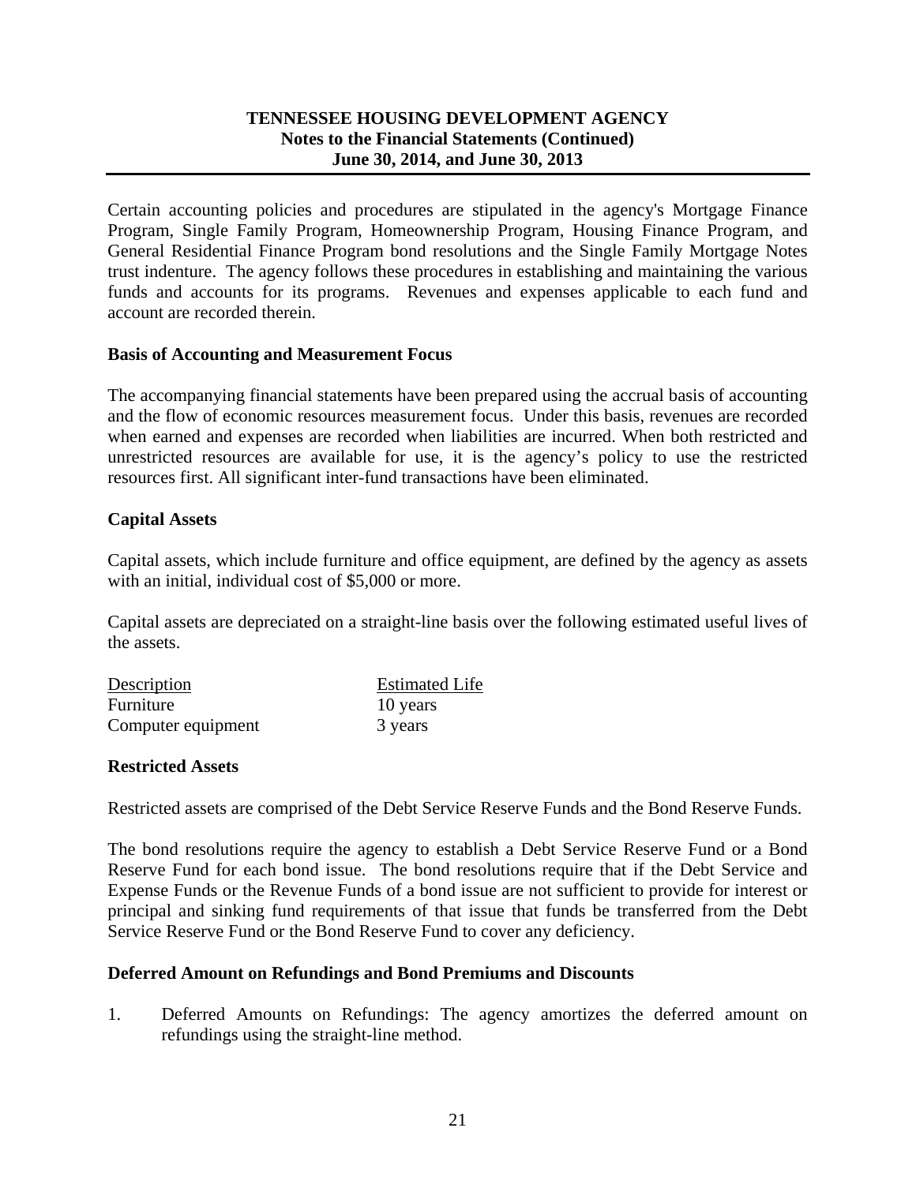Certain accounting policies and procedures are stipulated in the agency's Mortgage Finance Program, Single Family Program, Homeownership Program, Housing Finance Program, and General Residential Finance Program bond resolutions and the Single Family Mortgage Notes trust indenture. The agency follows these procedures in establishing and maintaining the various funds and accounts for its programs. Revenues and expenses applicable to each fund and account are recorded therein.

**Basis of Accounting and Measurement Focus**

The accompanying financial statements have been prepared using the accrual basis of accounting and the flow of economic resources measurement focus. Under this basis, revenues are recorded when earned and expenses are recorded when liabilities are incurred. When both restricted and unrestricted resources are available for use, it is the agency's policy to use the restricted resources first. All significant inter-fund transactions have been eliminated.

**Capital Assets**

Capital assets, which include furniture and office equipment, are defined by the agency as assets with an initial, individual cost of $5,000 or more.

Capital assets are depreciated on a straight-line basis over the following estimated useful lives of the assets.

| Description | Estimated Life |
|---|---|
| Furniture | 10 years |
| Computer equipment | 3 years |

**Restricted Assets**

Restricted assets are comprised of the Debt Service Reserve Funds and the Bond Reserve Funds.

The bond resolutions require the agency to establish a Debt Service Reserve Fund or a Bond Reserve Fund for each bond issue. The bond resolutions require that if the Debt Service and Expense Funds or the Revenue Funds of a bond issue are not sufficient to provide for interest or principal and sinking fund requirements of that issue that funds be transferred from the Debt Service Reserve Fund or the Bond Reserve Fund to cover any deficiency.

**Deferred Amount on Refundings and Bond Premiums and Discounts**

1. Deferred Amounts on Refundings: The agency amortizes the deferred amount on refundings using the straight-line method.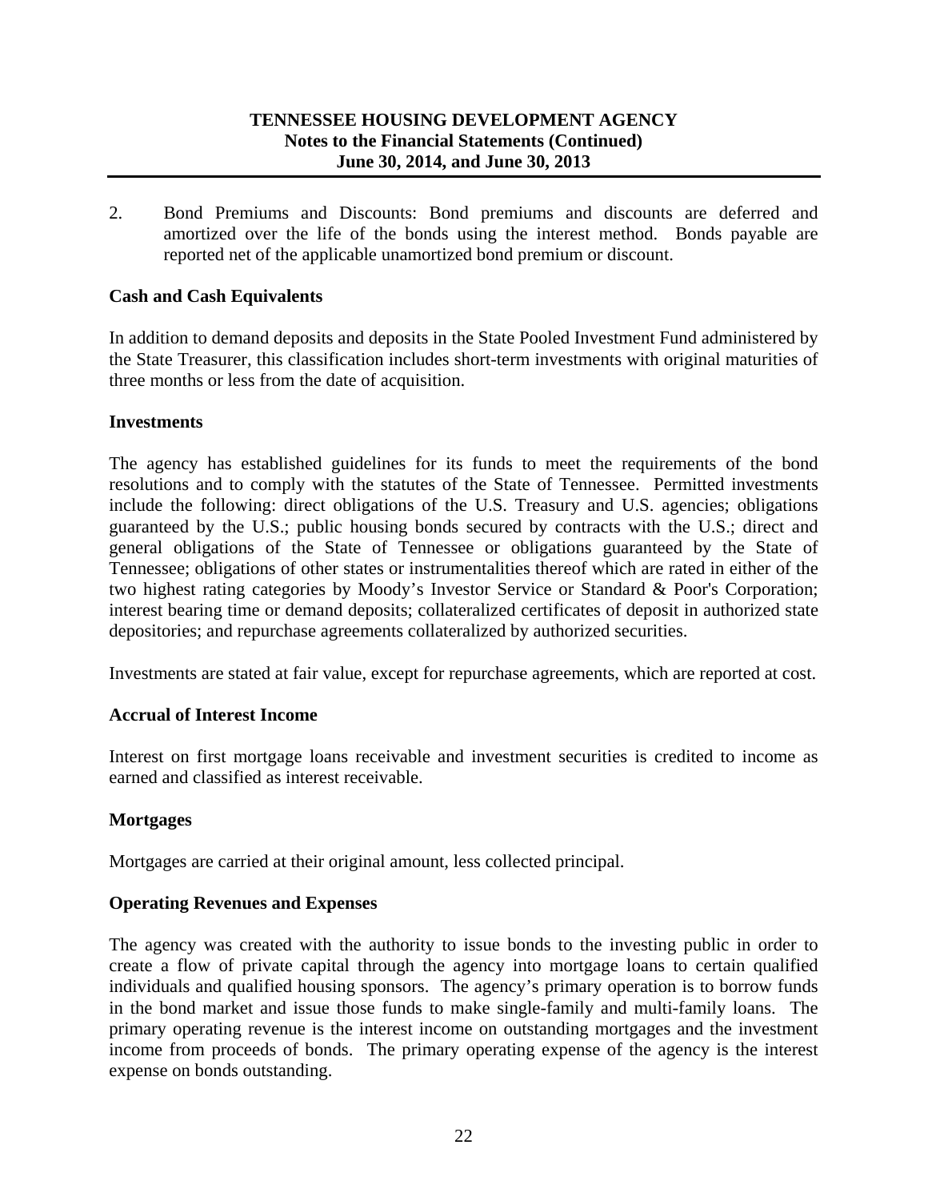2. Bond Premiums and Discounts: Bond premiums and discounts are deferred and amortized over the life of the bonds using the interest method. Bonds payable are reported net of the applicable unamortized bond premium or discount.

**Cash and Cash Equivalents**

In addition to demand deposits and deposits in the State Pooled Investment Fund administered by the State Treasurer, this classification includes short-term investments with original maturities of three months or less from the date of acquisition.

**Investments**

The agency has established guidelines for its funds to meet the requirements of the bond resolutions and to comply with the statutes of the State of Tennessee. Permitted investments include the following: direct obligations of the U.S. Treasury and U.S. agencies; obligations guaranteed by the U.S.; public housing bonds secured by contracts with the U.S.; direct and general obligations of the State of Tennessee or obligations guaranteed by the State of Tennessee; obligations of other states or instrumentalities thereof which are rated in either of the two highest rating categories by Moody's Investor Service or Standard & Poor's Corporation; interest bearing time or demand deposits; collateralized certificates of deposit in authorized state depositories; and repurchase agreements collateralized by authorized securities.

Investments are stated at fair value, except for repurchase agreements, which are reported at cost.

**Accrual of Interest Income**

Interest on first mortgage loans receivable and investment securities is credited to income as earned and classified as interest receivable.

**Mortgages**

Mortgages are carried at their original amount, less collected principal.

**Operating Revenues and Expenses**

The agency was created with the authority to issue bonds to the investing public in order to create a flow of private capital through the agency into mortgage loans to certain qualified individuals and qualified housing sponsors. The agency's primary operation is to borrow funds in the bond market and issue those funds to make single-family and multi-family loans. The primary operating revenue is the interest income on outstanding mortgages and the investment income from proceeds of bonds. The primary operating expense of the agency is the interest expense on bonds outstanding.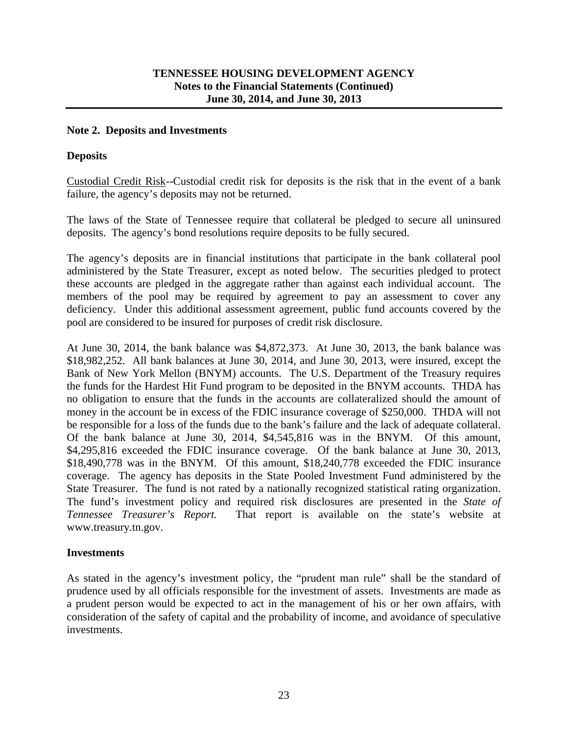## Note 2. Deposits and Investments

### Deposits

Custodial Credit Risk--Custodial credit risk for deposits is the risk that in the event of a bank failure, the agency's deposits may not be returned.

The laws of the State of Tennessee require that collateral be pledged to secure all uninsured deposits. The agency's bond resolutions require deposits to be fully secured.

The agency's deposits are in financial institutions that participate in the bank collateral pool administered by the State Treasurer, except as noted below. The securities pledged to protect these accounts are pledged in the aggregate rather than against each individual account. The members of the pool may be required by agreement to pay an assessment to cover any deficiency. Under this additional assessment agreement, public fund accounts covered by the pool are considered to be insured for purposes of credit risk disclosure.

At June 30, 2014, the bank balance was $4,872,373. At June 30, 2013, the bank balance was $18,982,252. All bank balances at June 30, 2014, and June 30, 2013, were insured, except the Bank of New York Mellon (BNYM) accounts. The U.S. Department of the Treasury requires the funds for the Hardest Hit Fund program to be deposited in the BNYM accounts. THDA has no obligation to ensure that the funds in the accounts are collateralized should the amount of money in the account be in excess of the FDIC insurance coverage of $250,000. THDA will not be responsible for a loss of the funds due to the bank's failure and the lack of adequate collateral. Of the bank balance at June 30, 2014, $4,545,816 was in the BNYM. Of this amount, $4,295,816 exceeded the FDIC insurance coverage. Of the bank balance at June 30, 2013, $18,490,778 was in the BNYM. Of this amount, $18,240,778 exceeded the FDIC insurance coverage. The agency has deposits in the State Pooled Investment Fund administered by the State Treasurer. The fund is not rated by a nationally recognized statistical rating organization. The fund's investment policy and required risk disclosures are presented in the *State of Tennessee Treasurer's Report.* That report is available on the state's website at www.treasury.tn.gov.

### Investments

As stated in the agency's investment policy, the "prudent man rule" shall be the standard of prudence used by all officials responsible for the investment of assets. Investments are made as a prudent person would be expected to act in the management of his or her own affairs, with consideration of the safety of capital and the probability of income, and avoidance of speculative investments.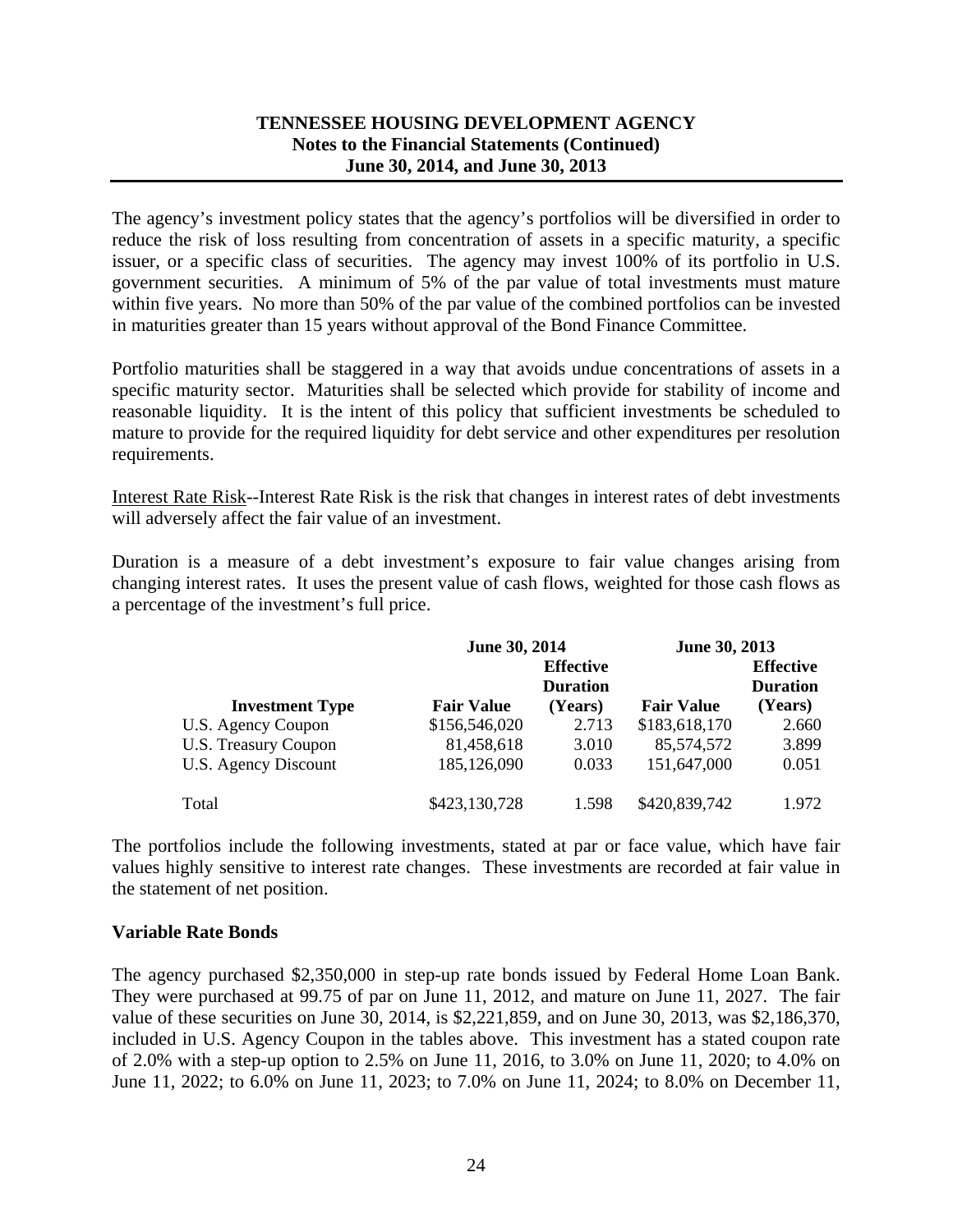The agency's investment policy states that the agency's portfolios will be diversified in order to reduce the risk of loss resulting from concentration of assets in a specific maturity, a specific issuer, or a specific class of securities. The agency may invest 100% of its portfolio in U.S. government securities. A minimum of 5% of the par value of total investments must mature within five years. No more than 50% of the par value of the combined portfolios can be invested in maturities greater than 15 years without approval of the Bond Finance Committee.

Portfolio maturities shall be staggered in a way that avoids undue concentrations of assets in a specific maturity sector. Maturities shall be selected which provide for stability of income and reasonable liquidity. It is the intent of this policy that sufficient investments be scheduled to mature to provide for the required liquidity for debt service and other expenditures per resolution requirements.

Interest Rate Risk--Interest Rate Risk is the risk that changes in interest rates of debt investments will adversely affect the fair value of an investment.

Duration is a measure of a debt investment's exposure to fair value changes arising from changing interest rates. It uses the present value of cash flows, weighted for those cash flows as a percentage of the investment's full price.

| | June 30, 2014 | | June 30, 2013 | |
|---|---|---|---|---|
| **Investment Type** | **Fair Value** | **Effective Duration (Years)** | **Fair Value** | **Effective Duration (Years)** |
| U.S. Agency Coupon | $156,546,020 | 2.713 | $183,618,170 | 2.660 |
| U.S. Treasury Coupon | 81,458,618 | 3.010 | 85,574,572 | 3.899 |
| U.S. Agency Discount | 185,126,090 | 0.033 | 151,647,000 | 0.051 |
| Total | $423,130,728 | 1.598 | $420,839,742 | 1.972 |

The portfolios include the following investments, stated at par or face value, which have fair values highly sensitive to interest rate changes. These investments are recorded at fair value in the statement of net position.

**Variable Rate Bonds**

The agency purchased $2,350,000 in step-up rate bonds issued by Federal Home Loan Bank. They were purchased at 99.75 of par on June 11, 2012, and mature on June 11, 2027. The fair value of these securities on June 30, 2014, is $2,221,859, and on June 30, 2013, was $2,186,370, included in U.S. Agency Coupon in the tables above. This investment has a stated coupon rate of 2.0% with a step-up option to 2.5% on June 11, 2016, to 3.0% on June 11, 2020; to 4.0% on June 11, 2022; to 6.0% on June 11, 2023; to 7.0% on June 11, 2024; to 8.0% on December 11,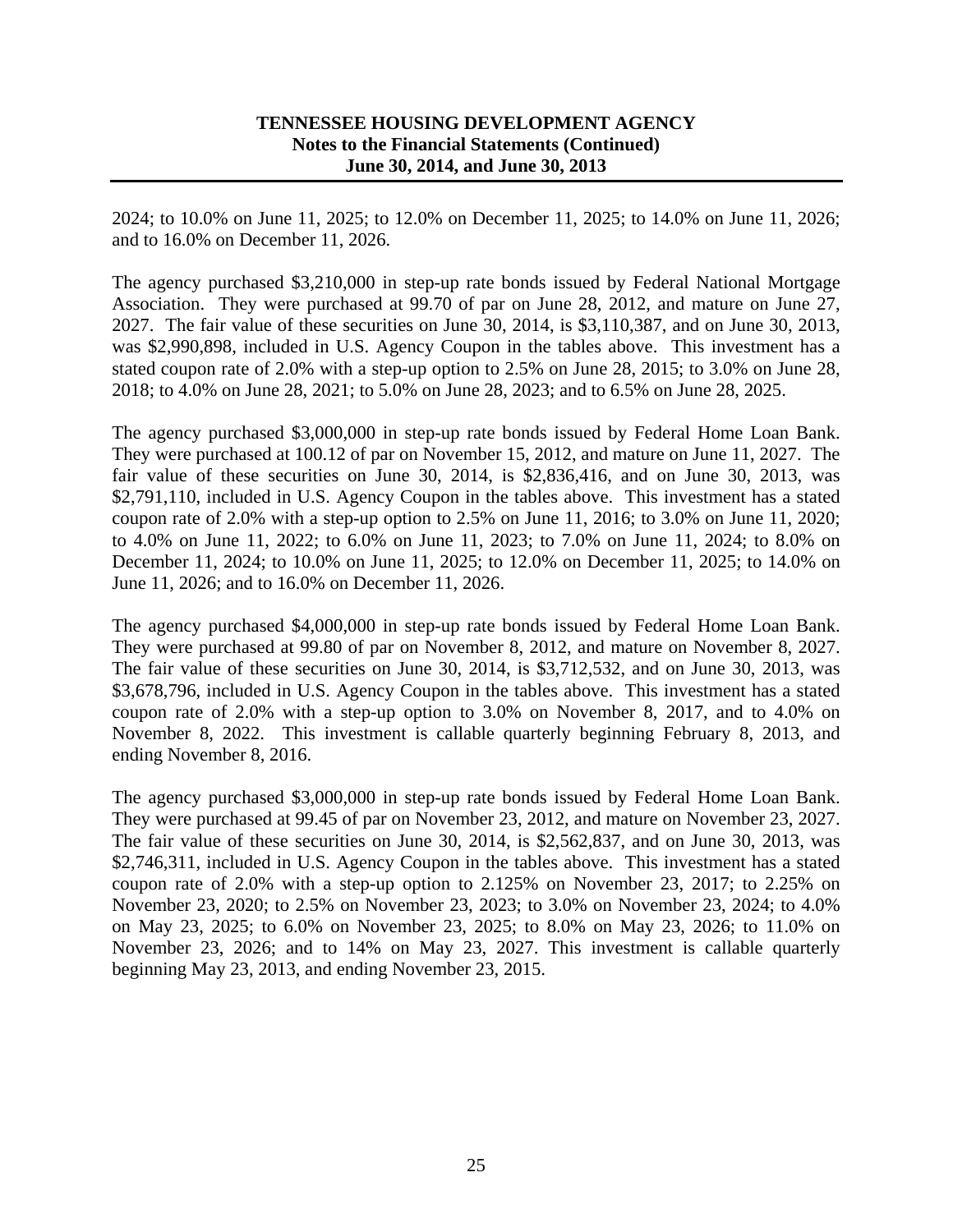2024; to 10.0% on June 11, 2025; to 12.0% on December 11, 2025; to 14.0% on June 11, 2026; and to 16.0% on December 11, 2026.

The agency purchased $3,210,000 in step-up rate bonds issued by Federal National Mortgage Association. They were purchased at 99.70 of par on June 28, 2012, and mature on June 27, 2027. The fair value of these securities on June 30, 2014, is $3,110,387, and on June 30, 2013, was $2,990,898, included in U.S. Agency Coupon in the tables above. This investment has a stated coupon rate of 2.0% with a step-up option to 2.5% on June 28, 2015; to 3.0% on June 28, 2018; to 4.0% on June 28, 2021; to 5.0% on June 28, 2023; and to 6.5% on June 28, 2025.

The agency purchased $3,000,000 in step-up rate bonds issued by Federal Home Loan Bank. They were purchased at 100.12 of par on November 15, 2012, and mature on June 11, 2027. The fair value of these securities on June 30, 2014, is $2,836,416, and on June 30, 2013, was $2,791,110, included in U.S. Agency Coupon in the tables above. This investment has a stated coupon rate of 2.0% with a step-up option to 2.5% on June 11, 2016; to 3.0% on June 11, 2020; to 4.0% on June 11, 2022; to 6.0% on June 11, 2023; to 7.0% on June 11, 2024; to 8.0% on December 11, 2024; to 10.0% on June 11, 2025; to 12.0% on December 11, 2025; to 14.0% on June 11, 2026; and to 16.0% on December 11, 2026.

The agency purchased $4,000,000 in step-up rate bonds issued by Federal Home Loan Bank. They were purchased at 99.80 of par on November 8, 2012, and mature on November 8, 2027. The fair value of these securities on June 30, 2014, is $3,712,532, and on June 30, 2013, was $3,678,796, included in U.S. Agency Coupon in the tables above. This investment has a stated coupon rate of 2.0% with a step-up option to 3.0% on November 8, 2017, and to 4.0% on November 8, 2022. This investment is callable quarterly beginning February 8, 2013, and ending November 8, 2016.

The agency purchased $3,000,000 in step-up rate bonds issued by Federal Home Loan Bank. They were purchased at 99.45 of par on November 23, 2012, and mature on November 23, 2027. The fair value of these securities on June 30, 2014, is $2,562,837, and on June 30, 2013, was $2,746,311, included in U.S. Agency Coupon in the tables above. This investment has a stated coupon rate of 2.0% with a step-up option to 2.125% on November 23, 2017; to 2.25% on November 23, 2020; to 2.5% on November 23, 2023; to 3.0% on November 23, 2024; to 4.0% on May 23, 2025; to 6.0% on November 23, 2025; to 8.0% on May 23, 2026; to 11.0% on November 23, 2026; and to 14% on May 23, 2027. This investment is callable quarterly beginning May 23, 2013, and ending November 23, 2015.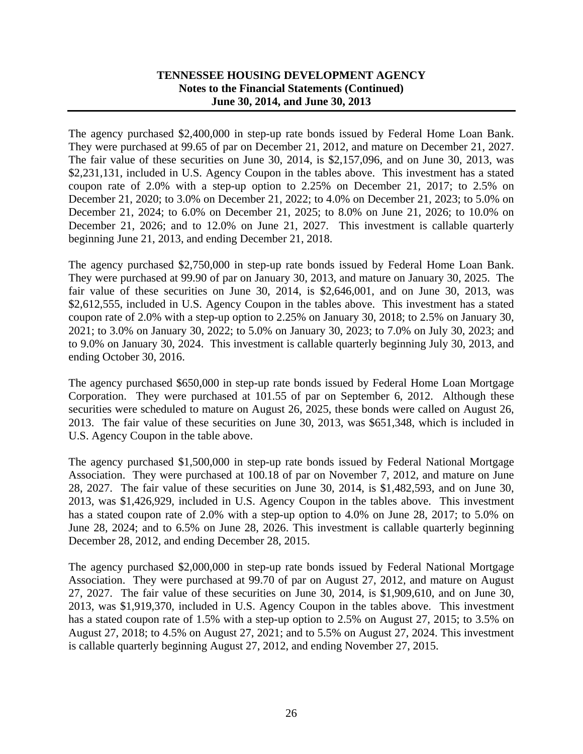The agency purchased $2,400,000 in step-up rate bonds issued by Federal Home Loan Bank. They were purchased at 99.65 of par on December 21, 2012, and mature on December 21, 2027. The fair value of these securities on June 30, 2014, is $2,157,096, and on June 30, 2013, was $2,231,131, included in U.S. Agency Coupon in the tables above. This investment has a stated coupon rate of 2.0% with a step-up option to 2.25% on December 21, 2017; to 2.5% on December 21, 2020; to 3.0% on December 21, 2022; to 4.0% on December 21, 2023; to 5.0% on December 21, 2024; to 6.0% on December 21, 2025; to 8.0% on June 21, 2026; to 10.0% on December 21, 2026; and to 12.0% on June 21, 2027. This investment is callable quarterly beginning June 21, 2013, and ending December 21, 2018.

The agency purchased $2,750,000 in step-up rate bonds issued by Federal Home Loan Bank. They were purchased at 99.90 of par on January 30, 2013, and mature on January 30, 2025. The fair value of these securities on June 30, 2014, is $2,646,001, and on June 30, 2013, was $2,612,555, included in U.S. Agency Coupon in the tables above. This investment has a stated coupon rate of 2.0% with a step-up option to 2.25% on January 30, 2018; to 2.5% on January 30, 2021; to 3.0% on January 30, 2022; to 5.0% on January 30, 2023; to 7.0% on July 30, 2023; and to 9.0% on January 30, 2024. This investment is callable quarterly beginning July 30, 2013, and ending October 30, 2016.

The agency purchased $650,000 in step-up rate bonds issued by Federal Home Loan Mortgage Corporation. They were purchased at 101.55 of par on September 6, 2012. Although these securities were scheduled to mature on August 26, 2025, these bonds were called on August 26, 2013. The fair value of these securities on June 30, 2013, was $651,348, which is included in U.S. Agency Coupon in the table above.

The agency purchased $1,500,000 in step-up rate bonds issued by Federal National Mortgage Association. They were purchased at 100.18 of par on November 7, 2012, and mature on June 28, 2027. The fair value of these securities on June 30, 2014, is $1,482,593, and on June 30, 2013, was $1,426,929, included in U.S. Agency Coupon in the tables above. This investment has a stated coupon rate of 2.0% with a step-up option to 4.0% on June 28, 2017; to 5.0% on June 28, 2024; and to 6.5% on June 28, 2026. This investment is callable quarterly beginning December 28, 2012, and ending December 28, 2015.

The agency purchased $2,000,000 in step-up rate bonds issued by Federal National Mortgage Association. They were purchased at 99.70 of par on August 27, 2012, and mature on August 27, 2027. The fair value of these securities on June 30, 2014, is $1,909,610, and on June 30, 2013, was $1,919,370, included in U.S. Agency Coupon in the tables above. This investment has a stated coupon rate of 1.5% with a step-up option to 2.5% on August 27, 2015; to 3.5% on August 27, 2018; to 4.5% on August 27, 2021; and to 5.5% on August 27, 2024. This investment is callable quarterly beginning August 27, 2012, and ending November 27, 2015.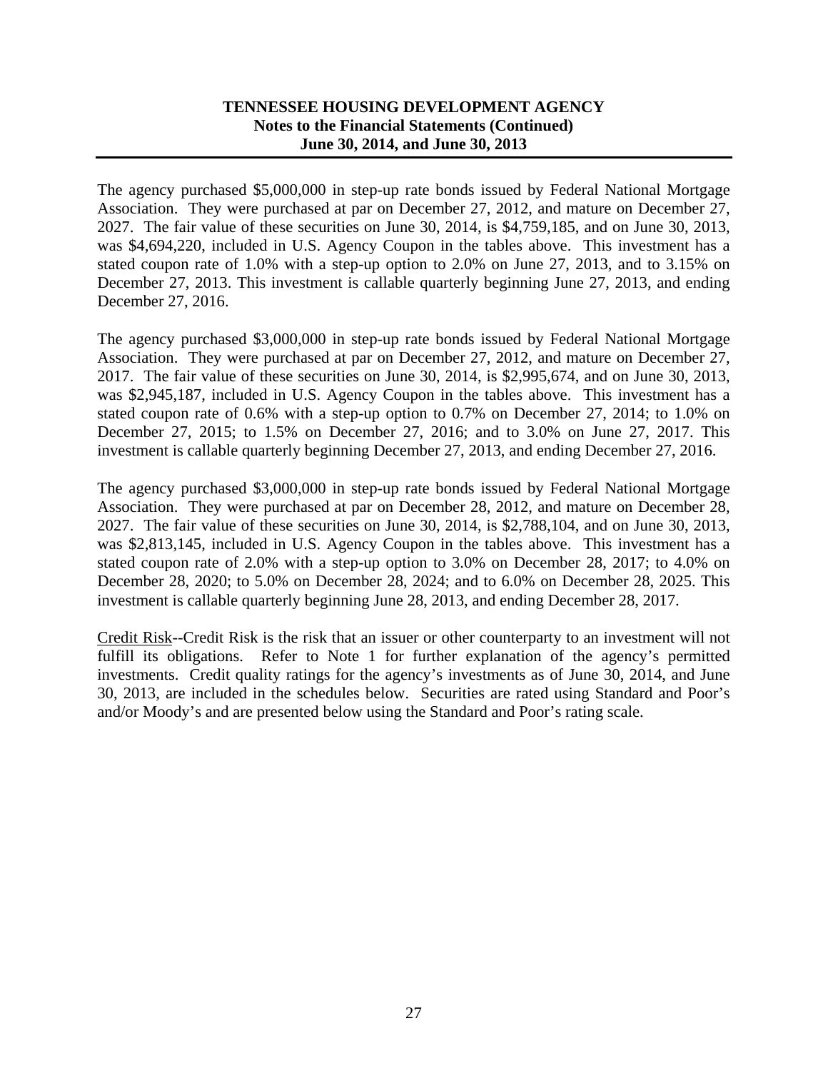The agency purchased $5,000,000 in step-up rate bonds issued by Federal National Mortgage Association. They were purchased at par on December 27, 2012, and mature on December 27, 2027. The fair value of these securities on June 30, 2014, is $4,759,185, and on June 30, 2013, was $4,694,220, included in U.S. Agency Coupon in the tables above. This investment has a stated coupon rate of 1.0% with a step-up option to 2.0% on June 27, 2013, and to 3.15% on December 27, 2013. This investment is callable quarterly beginning June 27, 2013, and ending December 27, 2016.

The agency purchased $3,000,000 in step-up rate bonds issued by Federal National Mortgage Association. They were purchased at par on December 27, 2012, and mature on December 27, 2017. The fair value of these securities on June 30, 2014, is $2,995,674, and on June 30, 2013, was $2,945,187, included in U.S. Agency Coupon in the tables above. This investment has a stated coupon rate of 0.6% with a step-up option to 0.7% on December 27, 2014; to 1.0% on December 27, 2015; to 1.5% on December 27, 2016; and to 3.0% on June 27, 2017. This investment is callable quarterly beginning December 27, 2013, and ending December 27, 2016.

The agency purchased $3,000,000 in step-up rate bonds issued by Federal National Mortgage Association. They were purchased at par on December 28, 2012, and mature on December 28, 2027. The fair value of these securities on June 30, 2014, is $2,788,104, and on June 30, 2013, was $2,813,145, included in U.S. Agency Coupon in the tables above. This investment has a stated coupon rate of 2.0% with a step-up option to 3.0% on December 28, 2017; to 4.0% on December 28, 2020; to 5.0% on December 28, 2024; and to 6.0% on December 28, 2025. This investment is callable quarterly beginning June 28, 2013, and ending December 28, 2017.

Credit Risk--Credit Risk is the risk that an issuer or other counterparty to an investment will not fulfill its obligations. Refer to Note 1 for further explanation of the agency's permitted investments. Credit quality ratings for the agency's investments as of June 30, 2014, and June 30, 2013, are included in the schedules below. Securities are rated using Standard and Poor's and/or Moody's and are presented below using the Standard and Poor's rating scale.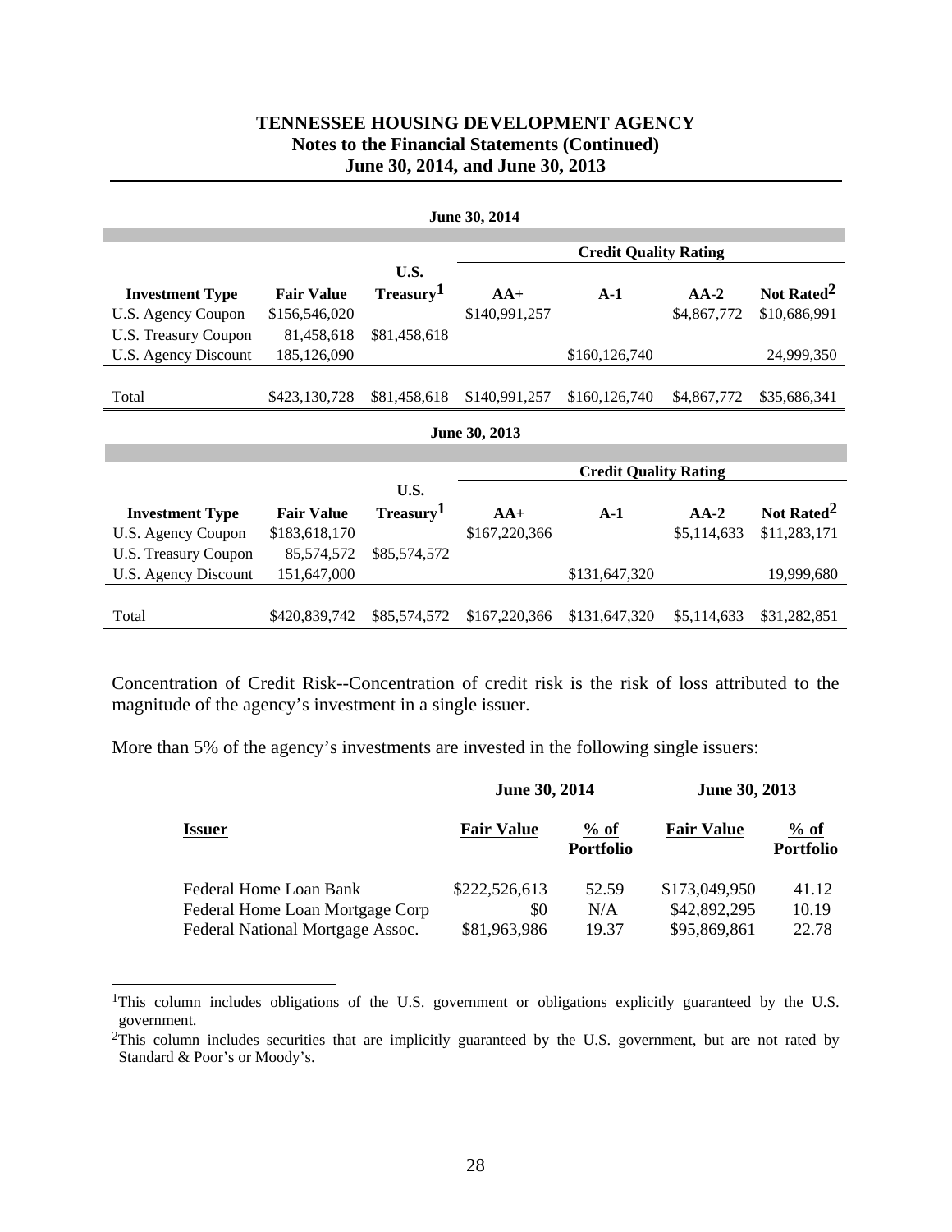# TENNESSEE HOUSING DEVELOPMENT AGENCY
## Notes to the Financial Statements (Continued)
## June 30, 2014, and June 30, 2013

**June 30, 2014**

| | | | Credit Quality Rating | | | |
|---|---|---|---|---|---|---|
| **Investment Type** | **Fair Value** | **U.S. Treasury[1]** | **AA+** | **A-1** | **AA-2** | **Not Rated[2]** |
| U.S. Agency Coupon | $156,546,020 | | $140,991,257 | | $4,867,772 | $10,686,991 |
| U.S. Treasury Coupon | 81,458,618 | $81,458,618 | | | | |
| U.S. Agency Discount | 185,126,090 | | | $160,126,740 | | 24,999,350 |
| Total | $423,130,728 | $81,458,618 | $140,991,257 | $160,126,740 | $4,867,772 | $35,686,341 |

**June 30, 2013**

| | | | Credit Quality Rating | | | |
|---|---|---|---|---|---|---|
| **Investment Type** | **Fair Value** | **U.S. Treasury[1]** | **AA+** | **A-1** | **AA-2** | **Not Rated[2]** |
| U.S. Agency Coupon | $183,618,170 | | $167,220,366 | | $5,114,633 | $11,283,171 |
| U.S. Treasury Coupon | 85,574,572 | $85,574,572 | | | | |
| U.S. Agency Discount | 151,647,000 | | | $131,647,320 | | 19,999,680 |
| Total | $420,839,742 | $85,574,572 | $167,220,366 | $131,647,320 | $5,114,633 | $31,282,851 |

Concentration of Credit Risk--Concentration of credit risk is the risk of loss attributed to the magnitude of the agency's investment in a single issuer.

More than 5% of the agency's investments are invested in the following single issuers:

| | June 30, 2014 | | June 30, 2013 | |
|---|---|---|---|---|
| **Issuer** | **Fair Value** | **% of Portfolio** | **Fair Value** | **% of Portfolio** |
| Federal Home Loan Bank | $222,526,613 | 52.59 | $173,049,950 | 41.12 |
| Federal Home Loan Mortgage Corp | $0 | N/A | $42,892,295 | 10.19 |
| Federal National Mortgage Assoc. | $81,963,986 | 19.37 | $95,869,861 | 22.78 |

[1]This column includes obligations of the U.S. government or obligations explicitly guaranteed by the U.S. government.

[2]This column includes securities that are implicitly guaranteed by the U.S. government, but are not rated by Standard & Poor's or Moody's.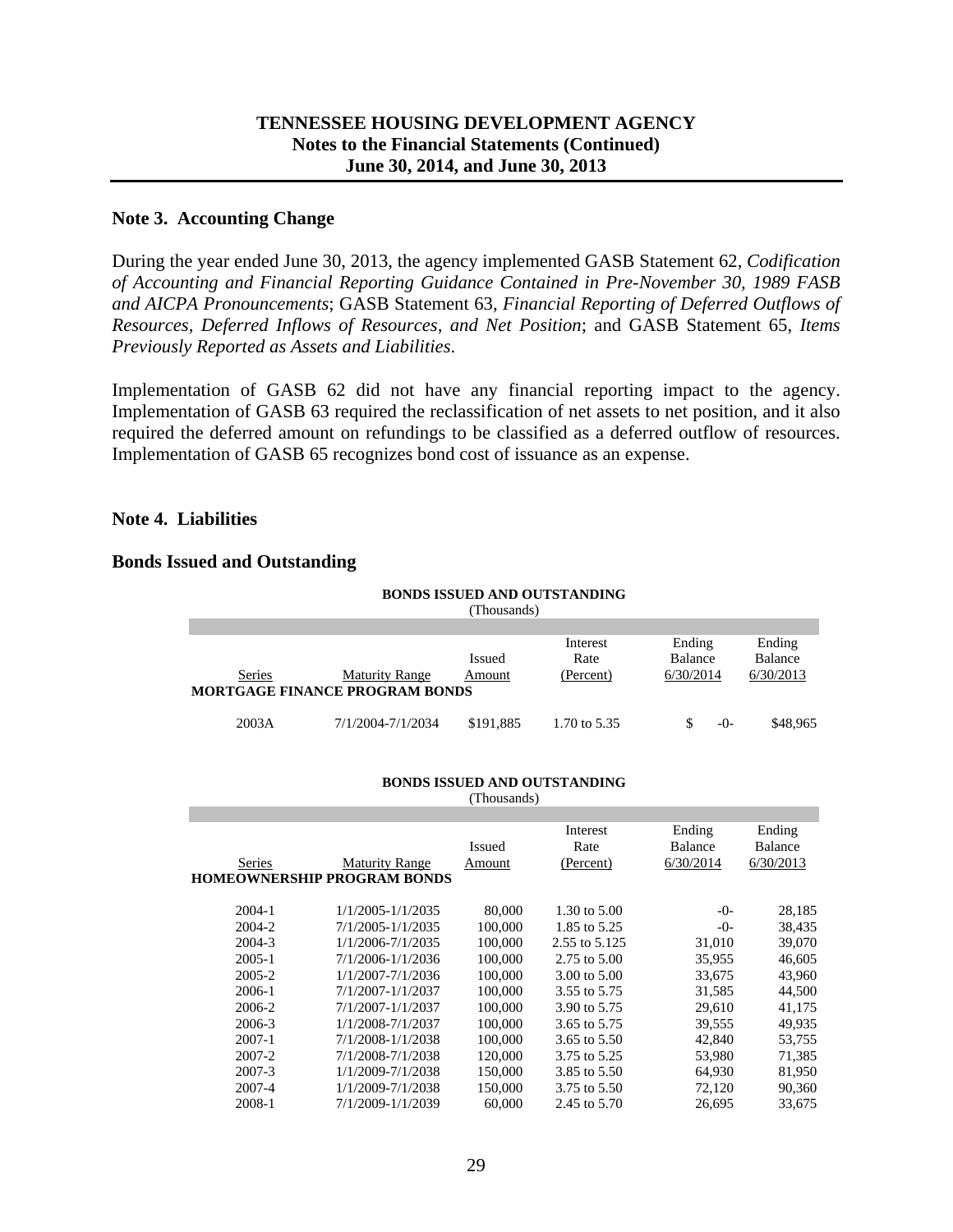## Note 3. Accounting Change

During the year ended June 30, 2013, the agency implemented GASB Statement 62, *Codification of Accounting and Financial Reporting Guidance Contained in Pre-November 30, 1989 FASB and AICPA Pronouncements*; GASB Statement 63, *Financial Reporting of Deferred Outflows of Resources, Deferred Inflows of Resources, and Net Position*; and GASB Statement 65, *Items Previously Reported as Assets and Liabilities*.

Implementation of GASB 62 did not have any financial reporting impact to the agency. Implementation of GASB 63 required the reclassification of net assets to net position, and it also required the deferred amount on refundings to be classified as a deferred outflow of resources. Implementation of GASB 65 recognizes bond cost of issuance as an expense.

## Note 4. Liabilities

### Bonds Issued and Outstanding

**BONDS ISSUED AND OUTSTANDING**
(Thousands)

| Series | Maturity Range | Issued Amount | Interest Rate (Percent) | Ending Balance 6/30/2014 | Ending Balance 6/30/2013 |
|---|---|---|---|---|---|
| **MORTGAGE FINANCE PROGRAM BONDS** | | | | | |
| 2003A | 7/1/2004-7/1/2034 | $191,885 | 1.70 to 5.35 | $ -0- | $48,965 |

**BONDS ISSUED AND OUTSTANDING**
(Thousands)

| Series | Maturity Range | Issued Amount | Interest Rate (Percent) | Ending Balance 6/30/2014 | Ending Balance 6/30/2013 |
|---|---|---|---|---|---|
| **HOMEOWNERSHIP PROGRAM BONDS** | | | | | |
| 2004-1 | 1/1/2005-1/1/2035 | 80,000 | 1.30 to 5.00 | -0- | 28,185 |
| 2004-2 | 7/1/2005-1/1/2035 | 100,000 | 1.85 to 5.25 | -0- | 38,435 |
| 2004-3 | 1/1/2006-7/1/2035 | 100,000 | 2.55 to 5.125 | 31,010 | 39,070 |
| 2005-1 | 7/1/2006-1/1/2036 | 100,000 | 2.75 to 5.00 | 35,955 | 46,605 |
| 2005-2 | 1/1/2007-7/1/2036 | 100,000 | 3.00 to 5.00 | 33,675 | 43,960 |
| 2006-1 | 7/1/2007-1/1/2037 | 100,000 | 3.55 to 5.75 | 31,585 | 44,500 |
| 2006-2 | 7/1/2007-1/1/2037 | 100,000 | 3.90 to 5.75 | 29,610 | 41,175 |
| 2006-3 | 1/1/2008-7/1/2037 | 100,000 | 3.65 to 5.75 | 39,555 | 49,935 |
| 2007-1 | 7/1/2008-1/1/2038 | 100,000 | 3.65 to 5.50 | 42,840 | 53,755 |
| 2007-2 | 7/1/2008-7/1/2038 | 120,000 | 3.75 to 5.25 | 53,980 | 71,385 |
| 2007-3 | 1/1/2009-7/1/2038 | 150,000 | 3.85 to 5.50 | 64,930 | 81,950 |
| 2007-4 | 1/1/2009-7/1/2038 | 150,000 | 3.75 to 5.50 | 72,120 | 90,360 |
| 2008-1 | 7/1/2009-1/1/2039 | 60,000 | 2.45 to 5.70 | 26,695 | 33,675 |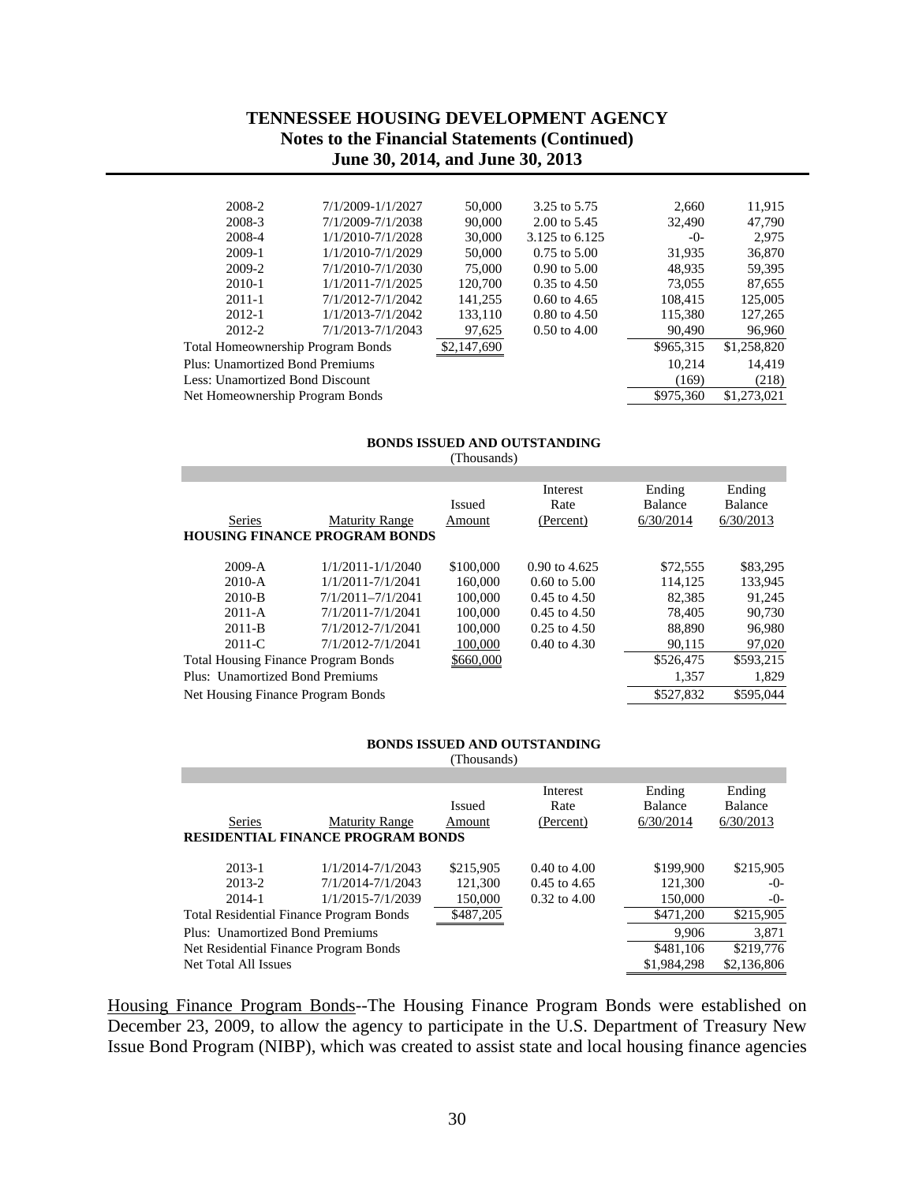| Series | Maturity Range | Issued Amount | Interest Rate (Percent) | Ending Balance 6/30/2014 | Ending Balance 6/30/2013 |
|---|---|---|---|---|---|
| 2008-2 | 7/1/2009-1/1/2027 | 50,000 | 3.25 to 5.75 | 2,660 | 11,915 |
| 2008-3 | 7/1/2009-7/1/2038 | 90,000 | 2.00 to 5.45 | 32,490 | 47,790 |
| 2008-4 | 1/1/2010-7/1/2028 | 30,000 | 3.125 to 6.125 | -0- | 2,975 |
| 2009-1 | 1/1/2010-7/1/2029 | 50,000 | 0.75 to 5.00 | 31,935 | 36,870 |
| 2009-2 | 7/1/2010-7/1/2030 | 75,000 | 0.90 to 5.00 | 48,935 | 59,395 |
| 2010-1 | 1/1/2011-7/1/2025 | 120,700 | 0.35 to 4.50 | 73,055 | 87,655 |
| 2011-1 | 7/1/2012-7/1/2042 | 141,255 | 0.60 to 4.65 | 108,415 | 125,005 |
| 2012-1 | 1/1/2013-7/1/2042 | 133,110 | 0.80 to 4.50 | 115,380 | 127,265 |
| 2012-2 | 7/1/2013-7/1/2043 | 97,625 | 0.50 to 4.00 | 90,490 | 96,960 |
| Total Homeownership Program Bonds | | $2,147,690 | | $965,315 | $1,258,820 |
| Plus: Unamortized Bond Premiums | | | | 10,214 | 14,419 |
| Less: Unamortized Bond Discount | | | | (169) | (218) |
| Net Homeownership Program Bonds | | | | $975,360 | $1,273,021 |

**BONDS ISSUED AND OUTSTANDING**
(Thousands)

| Series | Maturity Range | Issued Amount | Interest Rate (Percent) | Ending Balance 6/30/2014 | Ending Balance 6/30/2013 |
|---|---|---|---|---|---|
| **HOUSING FINANCE PROGRAM BONDS** | | | | | |
| 2009-A | 1/1/2011-1/1/2040 | $100,000 | 0.90 to 4.625 | $72,555 | $83,295 |
| 2010-A | 1/1/2011-7/1/2041 | 160,000 | 0.60 to 5.00 | 114,125 | 133,945 |
| 2010-B | 7/1/2011–7/1/2041 | 100,000 | 0.45 to 4.50 | 82,385 | 91,245 |
| 2011-A | 7/1/2011-7/1/2041 | 100,000 | 0.45 to 4.50 | 78,405 | 90,730 |
| 2011-B | 7/1/2012-7/1/2041 | 100,000 | 0.25 to 4.50 | 88,890 | 96,980 |
| 2011-C | 7/1/2012-7/1/2041 | 100,000 | 0.40 to 4.30 | 90,115 | 97,020 |
| Total Housing Finance Program Bonds | | $660,000 | | $526,475 | $593,215 |
| Plus: Unamortized Bond Premiums | | | | 1,357 | 1,829 |
| Net Housing Finance Program Bonds | | | | $527,832 | $595,044 |

**BONDS ISSUED AND OUTSTANDING**
(Thousands)

| Series | Maturity Range | Issued Amount | Interest Rate (Percent) | Ending Balance 6/30/2014 | Ending Balance 6/30/2013 |
|---|---|---|---|---|---|
| **RESIDENTIAL FINANCE PROGRAM BONDS** | | | | | |
| 2013-1 | 1/1/2014-7/1/2043 | $215,905 | 0.40 to 4.00 | $199,900 | $215,905 |
| 2013-2 | 7/1/2014-7/1/2043 | 121,300 | 0.45 to 4.65 | 121,300 | -0- |
| 2014-1 | 1/1/2015-7/1/2039 | 150,000 | 0.32 to 4.00 | 150,000 | -0- |
| Total Residential Finance Program Bonds | | $487,205 | | $471,200 | $215,905 |
| Plus: Unamortized Bond Premiums | | | | 9,906 | 3,871 |
| Net Residential Finance Program Bonds | | | | $481,106 | $219,776 |
| Net Total All Issues | | | | $1,984,298 | $2,136,806 |

Housing Finance Program Bonds--The Housing Finance Program Bonds were established on December 23, 2009, to allow the agency to participate in the U.S. Department of Treasury New Issue Bond Program (NIBP), which was created to assist state and local housing finance agencies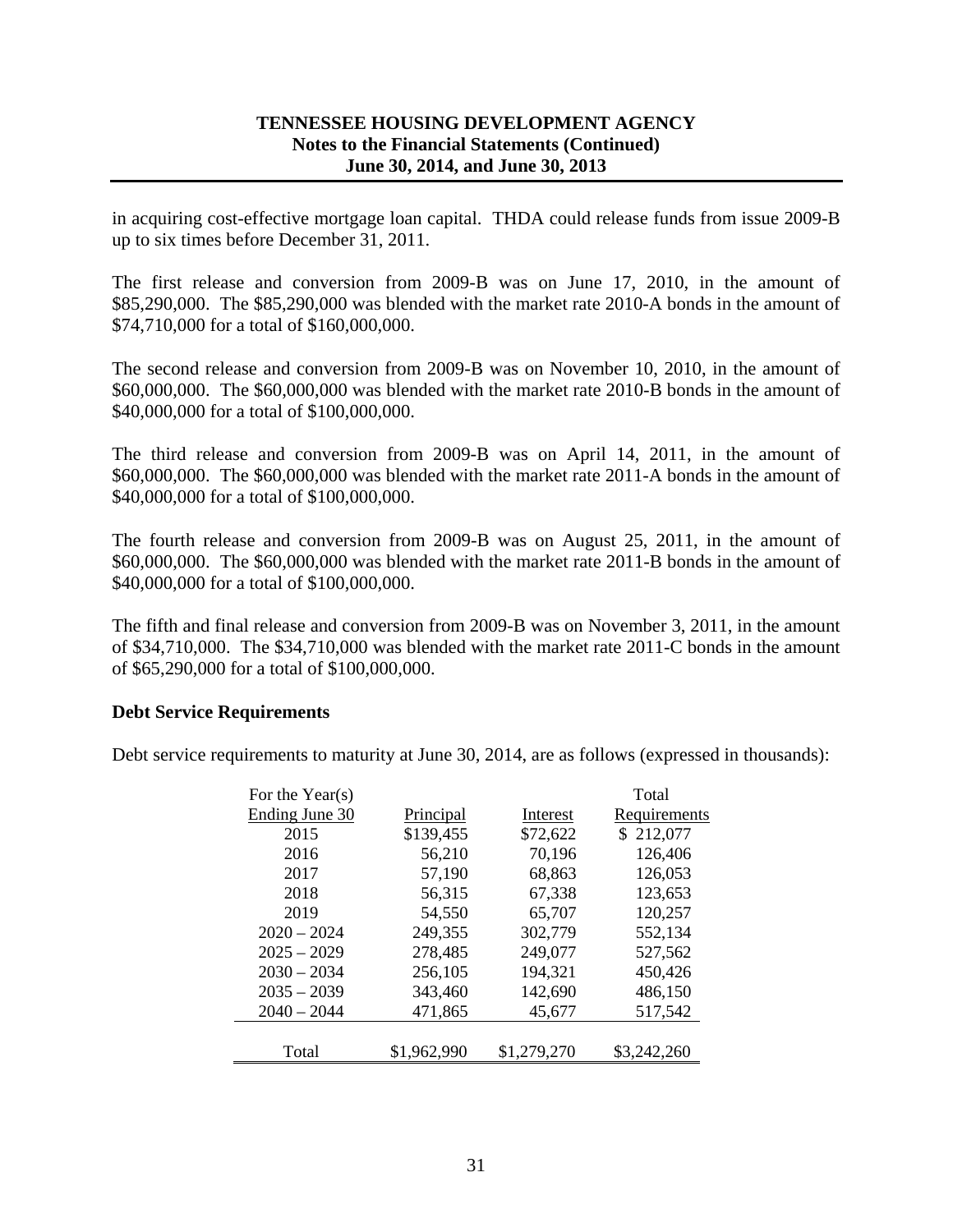in acquiring cost-effective mortgage loan capital. THDA could release funds from issue 2009-B up to six times before December 31, 2011.

The first release and conversion from 2009-B was on June 17, 2010, in the amount of \$85,290,000. The \$85,290,000 was blended with the market rate 2010-A bonds in the amount of \$74,710,000 for a total of \$160,000,000.

The second release and conversion from 2009-B was on November 10, 2010, in the amount of \$60,000,000. The \$60,000,000 was blended with the market rate 2010-B bonds in the amount of \$40,000,000 for a total of \$100,000,000.

The third release and conversion from 2009-B was on April 14, 2011, in the amount of \$60,000,000. The \$60,000,000 was blended with the market rate 2011-A bonds in the amount of \$40,000,000 for a total of \$100,000,000.

The fourth release and conversion from 2009-B was on August 25, 2011, in the amount of \$60,000,000. The \$60,000,000 was blended with the market rate 2011-B bonds in the amount of \$40,000,000 for a total of \$100,000,000.

The fifth and final release and conversion from 2009-B was on November 3, 2011, in the amount of \$34,710,000. The \$34,710,000 was blended with the market rate 2011-C bonds in the amount of \$65,290,000 for a total of \$100,000,000.

**Debt Service Requirements**

Debt service requirements to maturity at June 30, 2014, are as follows (expressed in thousands):

| For the Year(s) Ending June 30 | Principal | Interest | Total Requirements |
|---|---|---|---|
| 2015 | \$139,455 | \$72,622 | \$ 212,077 |
| 2016 | 56,210 | 70,196 | 126,406 |
| 2017 | 57,190 | 68,863 | 126,053 |
| 2018 | 56,315 | 67,338 | 123,653 |
| 2019 | 54,550 | 65,707 | 120,257 |
| 2020 – 2024 | 249,355 | 302,779 | 552,134 |
| 2025 – 2029 | 278,485 | 249,077 | 527,562 |
| 2030 – 2034 | 256,105 | 194,321 | 450,426 |
| 2035 – 2039 | 343,460 | 142,690 | 486,150 |
| 2040 – 2044 | 471,865 | 45,677 | 517,542 |
| Total | \$1,962,990 | \$1,279,270 | \$3,242,260 |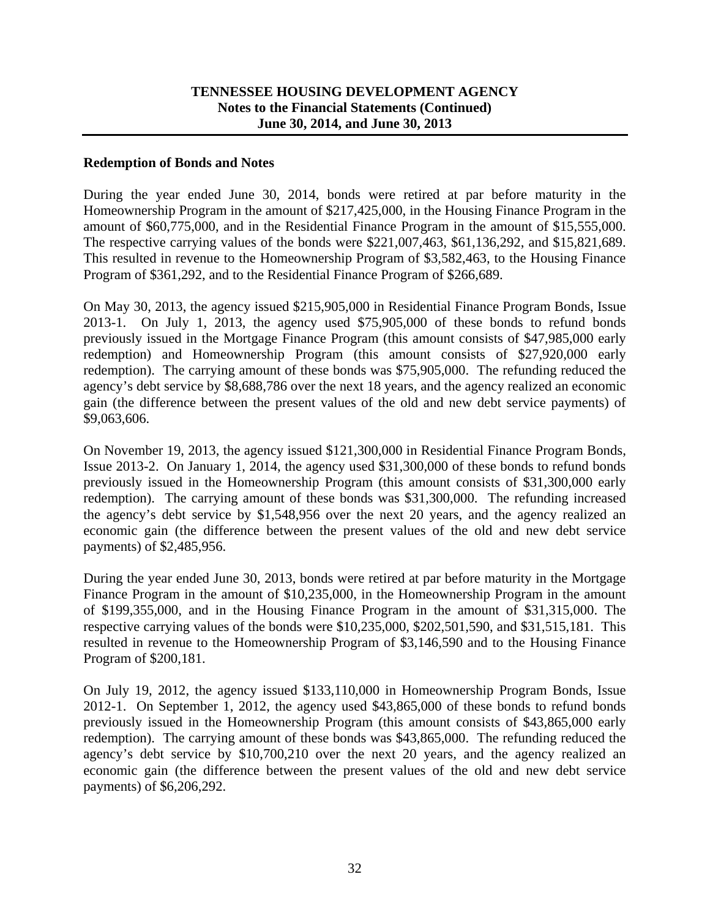## Redemption of Bonds and Notes

During the year ended June 30, 2014, bonds were retired at par before maturity in the Homeownership Program in the amount of $217,425,000, in the Housing Finance Program in the amount of $60,775,000, and in the Residential Finance Program in the amount of $15,555,000. The respective carrying values of the bonds were $221,007,463, $61,136,292, and $15,821,689. This resulted in revenue to the Homeownership Program of $3,582,463, to the Housing Finance Program of $361,292, and to the Residential Finance Program of $266,689.

On May 30, 2013, the agency issued $215,905,000 in Residential Finance Program Bonds, Issue 2013-1. On July 1, 2013, the agency used $75,905,000 of these bonds to refund bonds previously issued in the Mortgage Finance Program (this amount consists of $47,985,000 early redemption) and Homeownership Program (this amount consists of $27,920,000 early redemption). The carrying amount of these bonds was $75,905,000. The refunding reduced the agency's debt service by $8,688,786 over the next 18 years, and the agency realized an economic gain (the difference between the present values of the old and new debt service payments) of $9,063,606.

On November 19, 2013, the agency issued $121,300,000 in Residential Finance Program Bonds, Issue 2013-2. On January 1, 2014, the agency used $31,300,000 of these bonds to refund bonds previously issued in the Homeownership Program (this amount consists of $31,300,000 early redemption). The carrying amount of these bonds was $31,300,000. The refunding increased the agency's debt service by $1,548,956 over the next 20 years, and the agency realized an economic gain (the difference between the present values of the old and new debt service payments) of $2,485,956.

During the year ended June 30, 2013, bonds were retired at par before maturity in the Mortgage Finance Program in the amount of $10,235,000, in the Homeownership Program in the amount of $199,355,000, and in the Housing Finance Program in the amount of $31,315,000. The respective carrying values of the bonds were $10,235,000, $202,501,590, and $31,515,181. This resulted in revenue to the Homeownership Program of $3,146,590 and to the Housing Finance Program of $200,181.

On July 19, 2012, the agency issued $133,110,000 in Homeownership Program Bonds, Issue 2012-1. On September 1, 2012, the agency used $43,865,000 of these bonds to refund bonds previously issued in the Homeownership Program (this amount consists of $43,865,000 early redemption). The carrying amount of these bonds was $43,865,000. The refunding reduced the agency's debt service by $10,700,210 over the next 20 years, and the agency realized an economic gain (the difference between the present values of the old and new debt service payments) of $6,206,292.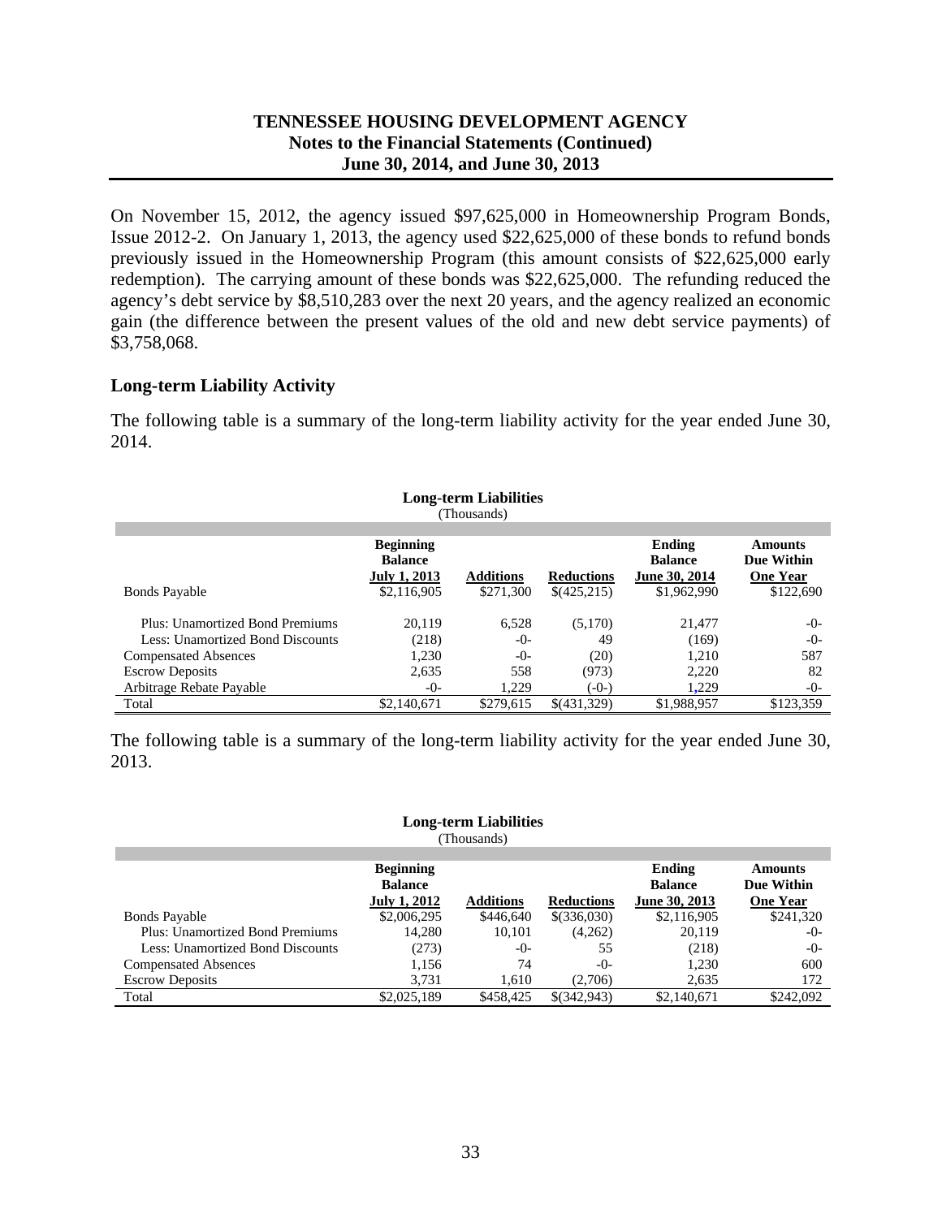On November 15, 2012, the agency issued $97,625,000 in Homeownership Program Bonds, Issue 2012-2. On January 1, 2013, the agency used $22,625,000 of these bonds to refund bonds previously issued in the Homeownership Program (this amount consists of $22,625,000 early redemption). The carrying amount of these bonds was $22,625,000. The refunding reduced the agency's debt service by $8,510,283 over the next 20 years, and the agency realized an economic gain (the difference between the present values of the old and new debt service payments) of $3,758,068.

## Long-term Liability Activity

The following table is a summary of the long-term liability activity for the year ended June 30, 2014.

**Long-term Liabilities**
(Thousands)

| | Beginning Balance July 1, 2013 | Additions | Reductions | Ending Balance June 30, 2014 | Amounts Due Within One Year |
|---|---|---|---|---|---|
| Bonds Payable | $2,116,905 | $271,300 | $(425,215) | $1,962,990 | $122,690 |
| Plus: Unamortized Bond Premiums | 20,119 | 6,528 | (5,170) | 21,477 | -0- |
| Less: Unamortized Bond Discounts | (218) | -0- | 49 | (169) | -0- |
| Compensated Absences | 1,230 | -0- | (20) | 1,210 | 587 |
| Escrow Deposits | 2,635 | 558 | (973) | 2,220 | 82 |
| Arbitrage Rebate Payable | -0- | 1,229 | (-0-) | 1,229 | -0- |
| Total | $2,140,671 | $279,615 | $(431,329) | $1,988,957 | $123,359 |

The following table is a summary of the long-term liability activity for the year ended June 30, 2013.

**Long-term Liabilities**
(Thousands)

| | Beginning Balance July 1, 2012 | Additions | Reductions | Ending Balance June 30, 2013 | Amounts Due Within One Year |
|---|---|---|---|---|---|
| Bonds Payable | $2,006,295 | $446,640 | $(336,030) | $2,116,905 | $241,320 |
| Plus: Unamortized Bond Premiums | 14,280 | 10,101 | (4,262) | 20,119 | -0- |
| Less: Unamortized Bond Discounts | (273) | -0- | 55 | (218) | -0- |
| Compensated Absences | 1,156 | 74 | -0- | 1,230 | 600 |
| Escrow Deposits | 3,731 | 1,610 | (2,706) | 2,635 | 172 |
| Total | $2,025,189 | $458,425 | $(342,943) | $2,140,671 | $242,092 |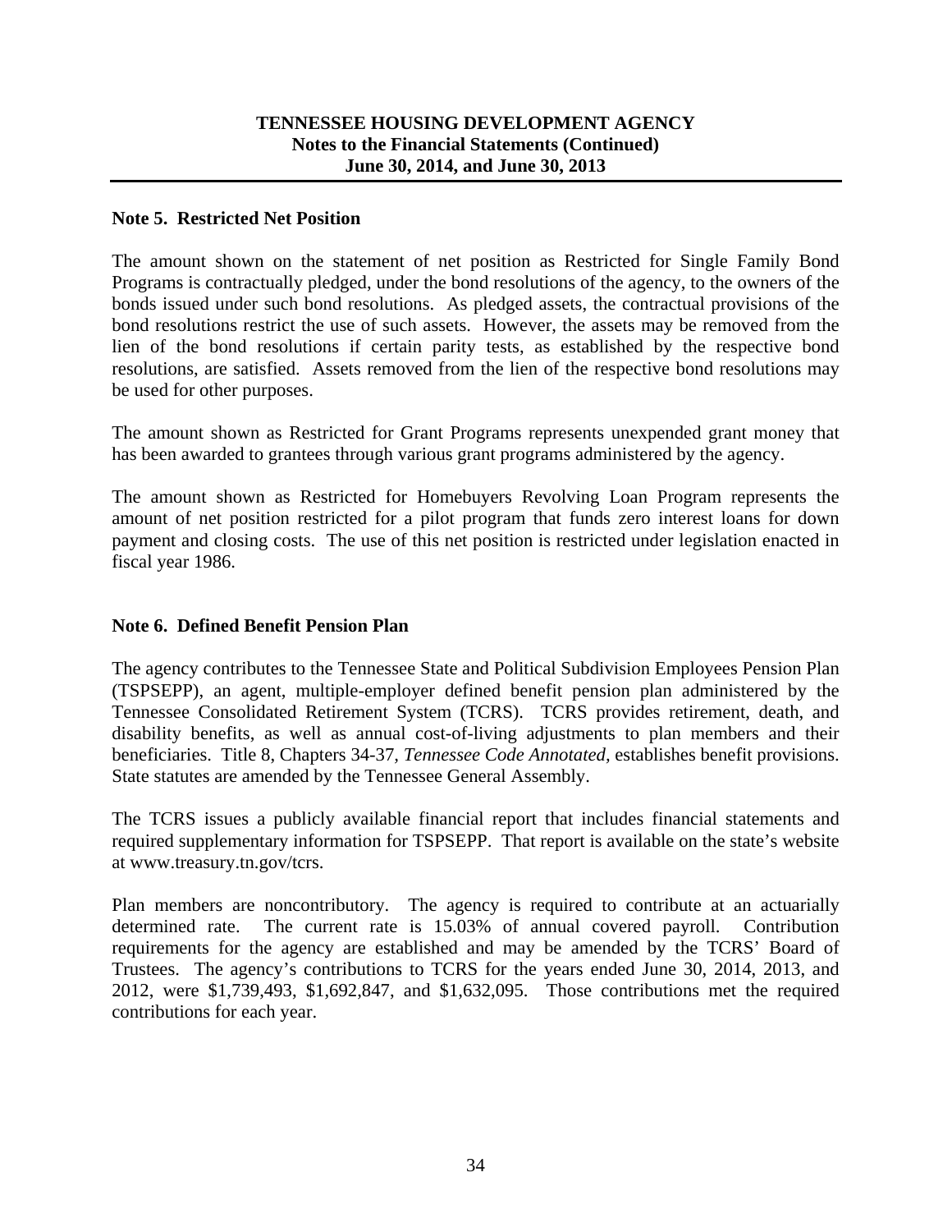## Note 5. Restricted Net Position

The amount shown on the statement of net position as Restricted for Single Family Bond Programs is contractually pledged, under the bond resolutions of the agency, to the owners of the bonds issued under such bond resolutions. As pledged assets, the contractual provisions of the bond resolutions restrict the use of such assets. However, the assets may be removed from the lien of the bond resolutions if certain parity tests, as established by the respective bond resolutions, are satisfied. Assets removed from the lien of the respective bond resolutions may be used for other purposes.

The amount shown as Restricted for Grant Programs represents unexpended grant money that has been awarded to grantees through various grant programs administered by the agency.

The amount shown as Restricted for Homebuyers Revolving Loan Program represents the amount of net position restricted for a pilot program that funds zero interest loans for down payment and closing costs. The use of this net position is restricted under legislation enacted in fiscal year 1986.

## Note 6. Defined Benefit Pension Plan

The agency contributes to the Tennessee State and Political Subdivision Employees Pension Plan (TSPSEPP), an agent, multiple-employer defined benefit pension plan administered by the Tennessee Consolidated Retirement System (TCRS). TCRS provides retirement, death, and disability benefits, as well as annual cost-of-living adjustments to plan members and their beneficiaries. Title 8, Chapters 34-37, *Tennessee Code Annotated*, establishes benefit provisions. State statutes are amended by the Tennessee General Assembly.

The TCRS issues a publicly available financial report that includes financial statements and required supplementary information for TSPSEPP. That report is available on the state's website at www.treasury.tn.gov/tcrs.

Plan members are noncontributory. The agency is required to contribute at an actuarially determined rate. The current rate is 15.03% of annual covered payroll. Contribution requirements for the agency are established and may be amended by the TCRS' Board of Trustees. The agency's contributions to TCRS for the years ended June 30, 2014, 2013, and 2012, were $1,739,493, $1,692,847, and $1,632,095. Those contributions met the required contributions for each year.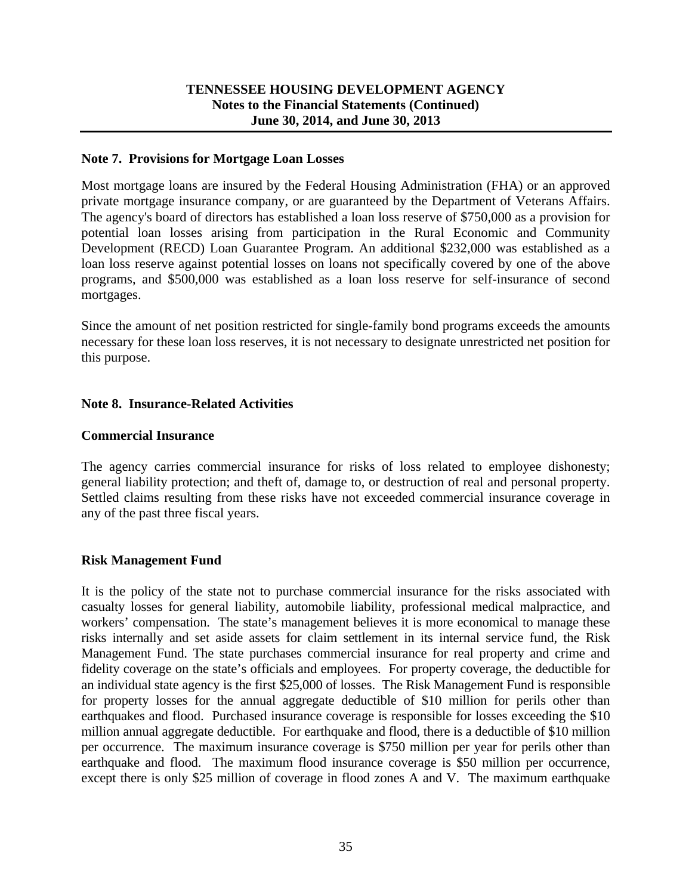### Note 7. Provisions for Mortgage Loan Losses

Most mortgage loans are insured by the Federal Housing Administration (FHA) or an approved private mortgage insurance company, or are guaranteed by the Department of Veterans Affairs. The agency's board of directors has established a loan loss reserve of $750,000 as a provision for potential loan losses arising from participation in the Rural Economic and Community Development (RECD) Loan Guarantee Program. An additional $232,000 was established as a loan loss reserve against potential losses on loans not specifically covered by one of the above programs, and $500,000 was established as a loan loss reserve for self-insurance of second mortgages.

Since the amount of net position restricted for single-family bond programs exceeds the amounts necessary for these loan loss reserves, it is not necessary to designate unrestricted net position for this purpose.

### Note 8. Insurance-Related Activities

#### Commercial Insurance

The agency carries commercial insurance for risks of loss related to employee dishonesty; general liability protection; and theft of, damage to, or destruction of real and personal property. Settled claims resulting from these risks have not exceeded commercial insurance coverage in any of the past three fiscal years.

#### Risk Management Fund

It is the policy of the state not to purchase commercial insurance for the risks associated with casualty losses for general liability, automobile liability, professional medical malpractice, and workers' compensation. The state's management believes it is more economical to manage these risks internally and set aside assets for claim settlement in its internal service fund, the Risk Management Fund. The state purchases commercial insurance for real property and crime and fidelity coverage on the state's officials and employees. For property coverage, the deductible for an individual state agency is the first $25,000 of losses. The Risk Management Fund is responsible for property losses for the annual aggregate deductible of $10 million for perils other than earthquakes and flood. Purchased insurance coverage is responsible for losses exceeding the $10 million annual aggregate deductible. For earthquake and flood, there is a deductible of $10 million per occurrence. The maximum insurance coverage is $750 million per year for perils other than earthquake and flood. The maximum flood insurance coverage is $50 million per occurrence, except there is only $25 million of coverage in flood zones A and V. The maximum earthquake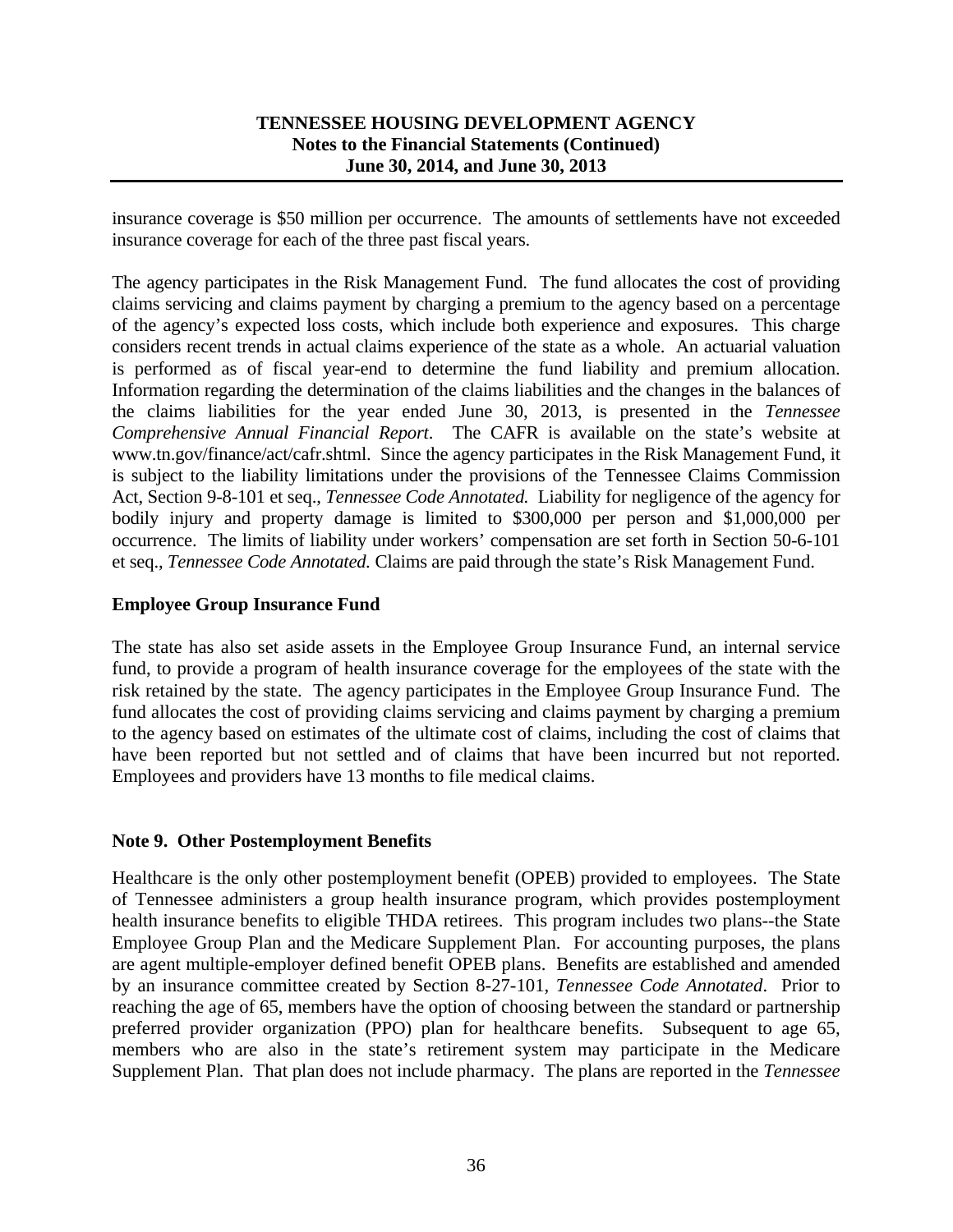insurance coverage is $50 million per occurrence. The amounts of settlements have not exceeded insurance coverage for each of the three past fiscal years.

The agency participates in the Risk Management Fund. The fund allocates the cost of providing claims servicing and claims payment by charging a premium to the agency based on a percentage of the agency's expected loss costs, which include both experience and exposures. This charge considers recent trends in actual claims experience of the state as a whole. An actuarial valuation is performed as of fiscal year-end to determine the fund liability and premium allocation. Information regarding the determination of the claims liabilities and the changes in the balances of the claims liabilities for the year ended June 30, 2013, is presented in the *Tennessee Comprehensive Annual Financial Report*. The CAFR is available on the state's website at www.tn.gov/finance/act/cafr.shtml. Since the agency participates in the Risk Management Fund, it is subject to the liability limitations under the provisions of the Tennessee Claims Commission Act, Section 9-8-101 et seq., *Tennessee Code Annotated.* Liability for negligence of the agency for bodily injury and property damage is limited to $300,000 per person and $1,000,000 per occurrence. The limits of liability under workers' compensation are set forth in Section 50-6-101 et seq., *Tennessee Code Annotated.* Claims are paid through the state's Risk Management Fund.

**Employee Group Insurance Fund**

The state has also set aside assets in the Employee Group Insurance Fund, an internal service fund, to provide a program of health insurance coverage for the employees of the state with the risk retained by the state. The agency participates in the Employee Group Insurance Fund. The fund allocates the cost of providing claims servicing and claims payment by charging a premium to the agency based on estimates of the ultimate cost of claims, including the cost of claims that have been reported but not settled and of claims that have been incurred but not reported. Employees and providers have 13 months to file medical claims.

**Note 9. Other Postemployment Benefits**

Healthcare is the only other postemployment benefit (OPEB) provided to employees. The State of Tennessee administers a group health insurance program, which provides postemployment health insurance benefits to eligible THDA retirees. This program includes two plans--the State Employee Group Plan and the Medicare Supplement Plan. For accounting purposes, the plans are agent multiple-employer defined benefit OPEB plans. Benefits are established and amended by an insurance committee created by Section 8-27-101, *Tennessee Code Annotated*. Prior to reaching the age of 65, members have the option of choosing between the standard or partnership preferred provider organization (PPO) plan for healthcare benefits. Subsequent to age 65, members who are also in the state's retirement system may participate in the Medicare Supplement Plan. That plan does not include pharmacy. The plans are reported in the *Tennessee*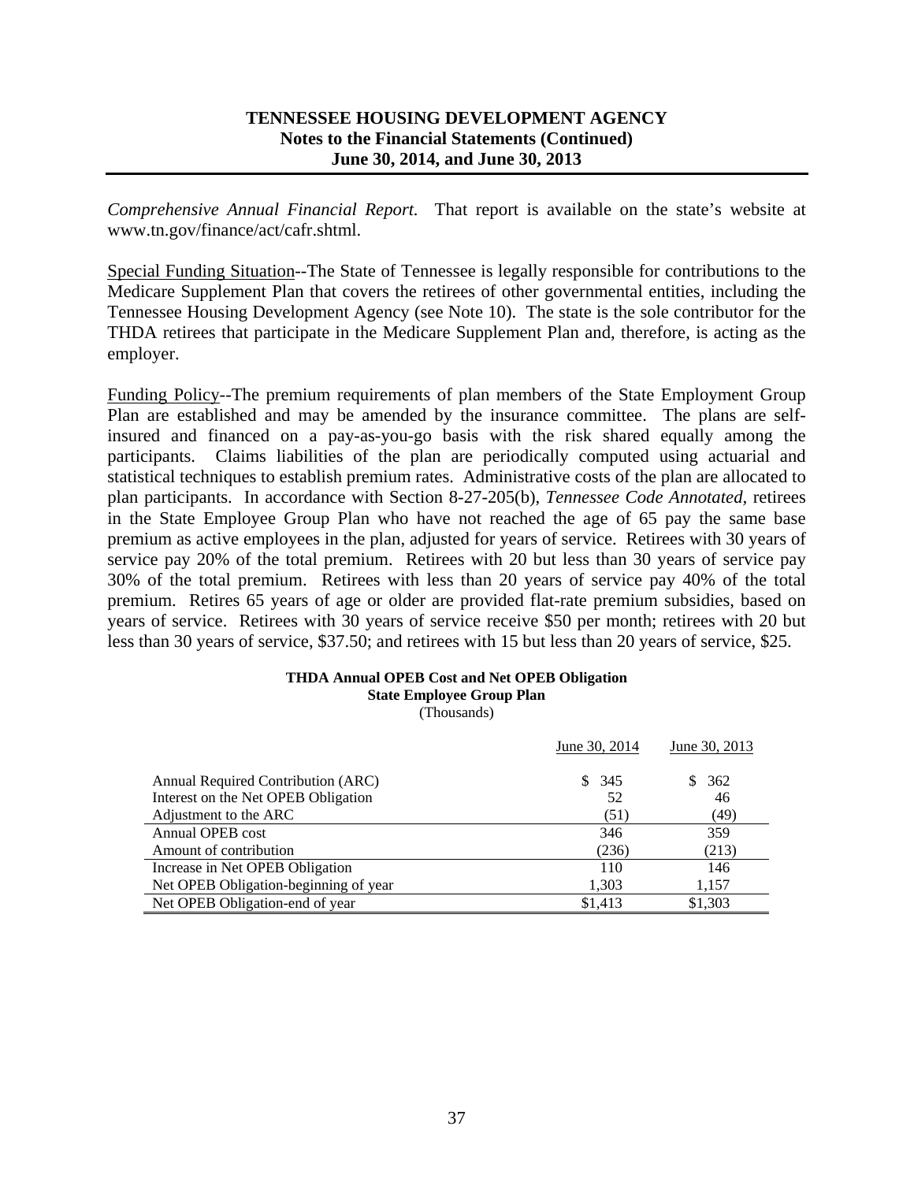*Comprehensive Annual Financial Report.* That report is available on the state's website at www.tn.gov/finance/act/cafr.shtml.

Special Funding Situation--The State of Tennessee is legally responsible for contributions to the Medicare Supplement Plan that covers the retirees of other governmental entities, including the Tennessee Housing Development Agency (see Note 10). The state is the sole contributor for the THDA retirees that participate in the Medicare Supplement Plan and, therefore, is acting as the employer.

Funding Policy--The premium requirements of plan members of the State Employment Group Plan are established and may be amended by the insurance committee. The plans are self-insured and financed on a pay-as-you-go basis with the risk shared equally among the participants. Claims liabilities of the plan are periodically computed using actuarial and statistical techniques to establish premium rates. Administrative costs of the plan are allocated to plan participants. In accordance with Section 8-27-205(b), *Tennessee Code Annotated*, retirees in the State Employee Group Plan who have not reached the age of 65 pay the same base premium as active employees in the plan, adjusted for years of service. Retirees with 30 years of service pay 20% of the total premium. Retirees with 20 but less than 30 years of service pay 30% of the total premium. Retirees with less than 20 years of service pay 40% of the total premium. Retires 65 years of age or older are provided flat-rate premium subsidies, based on years of service. Retirees with 30 years of service receive $50 per month; retirees with 20 but less than 30 years of service, $37.50; and retirees with 15 but less than 20 years of service, $25.

**THDA Annual OPEB Cost and Net OPEB Obligation**
**State Employee Group Plan**
(Thousands)

| | June 30, 2014 | June 30, 2013 |
|---|---|---|
| Annual Required Contribution (ARC) | $ 345 | $ 362 |
| Interest on the Net OPEB Obligation | 52 | 46 |
| Adjustment to the ARC | (51) | (49) |
| Annual OPEB cost | 346 | 359 |
| Amount of contribution | (236) | (213) |
| Increase in Net OPEB Obligation | 110 | 146 |
| Net OPEB Obligation-beginning of year | 1,303 | 1,157 |
| Net OPEB Obligation-end of year | $1,413 | $1,303 |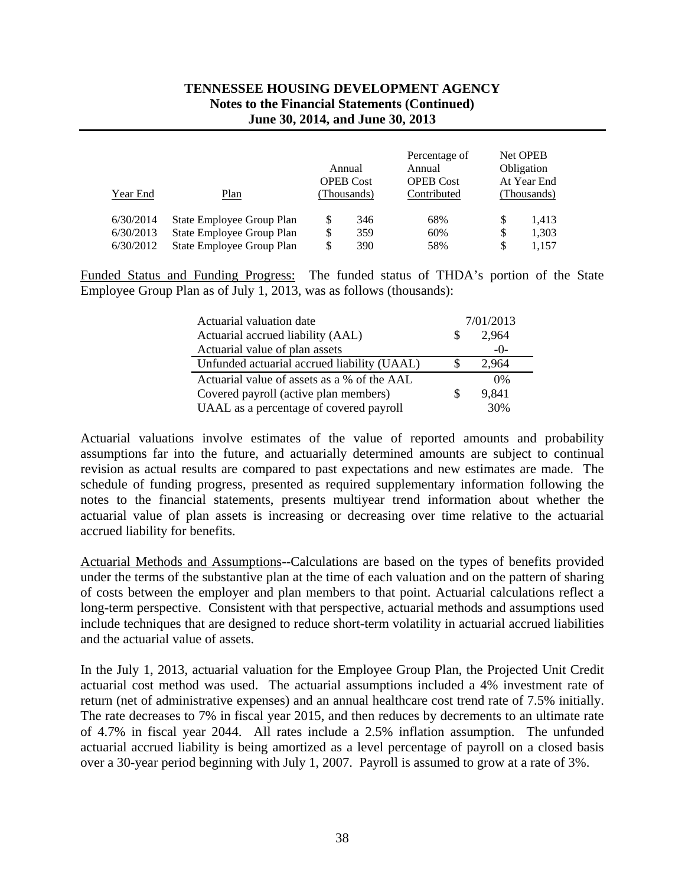**TENNESSEE HOUSING DEVELOPMENT AGENCY**
**Notes to the Financial Statements (Continued)**
**June 30, 2014, and June 30, 2013**

| Year End | Plan | Annual OPEB Cost (Thousands) | Percentage of Annual OPEB Cost Contributed | Net OPEB Obligation At Year End (Thousands) |
|---|---|---|---|---|
| 6/30/2014 | State Employee Group Plan | $ 346 | 68% | $ 1,413 |
| 6/30/2013 | State Employee Group Plan | $ 359 | 60% | $ 1,303 |
| 6/30/2012 | State Employee Group Plan | $ 390 | 58% | $ 1,157 |

Funded Status and Funding Progress: The funded status of THDA's portion of the State Employee Group Plan as of July 1, 2013, was as follows (thousands):

| | |
|---|---|
| Actuarial valuation date | 7/01/2013 |
| Actuarial accrued liability (AAL) | $ 2,964 |
| Actuarial value of plan assets | -0- |
| Unfunded actuarial accrued liability (UAAL) | $ 2,964 |
| Actuarial value of assets as a % of the AAL | 0% |
| Covered payroll (active plan members) | $ 9,841 |
| UAAL as a percentage of covered payroll | 30% |

Actuarial valuations involve estimates of the value of reported amounts and probability assumptions far into the future, and actuarially determined amounts are subject to continual revision as actual results are compared to past expectations and new estimates are made. The schedule of funding progress, presented as required supplementary information following the notes to the financial statements, presents multiyear trend information about whether the actuarial value of plan assets is increasing or decreasing over time relative to the actuarial accrued liability for benefits.

Actuarial Methods and Assumptions--Calculations are based on the types of benefits provided under the terms of the substantive plan at the time of each valuation and on the pattern of sharing of costs between the employer and plan members to that point. Actuarial calculations reflect a long-term perspective. Consistent with that perspective, actuarial methods and assumptions used include techniques that are designed to reduce short-term volatility in actuarial accrued liabilities and the actuarial value of assets.

In the July 1, 2013, actuarial valuation for the Employee Group Plan, the Projected Unit Credit actuarial cost method was used. The actuarial assumptions included a 4% investment rate of return (net of administrative expenses) and an annual healthcare cost trend rate of 7.5% initially. The rate decreases to 7% in fiscal year 2015, and then reduces by decrements to an ultimate rate of 4.7% in fiscal year 2044. All rates include a 2.5% inflation assumption. The unfunded actuarial accrued liability is being amortized as a level percentage of payroll on a closed basis over a 30-year period beginning with July 1, 2007. Payroll is assumed to grow at a rate of 3%.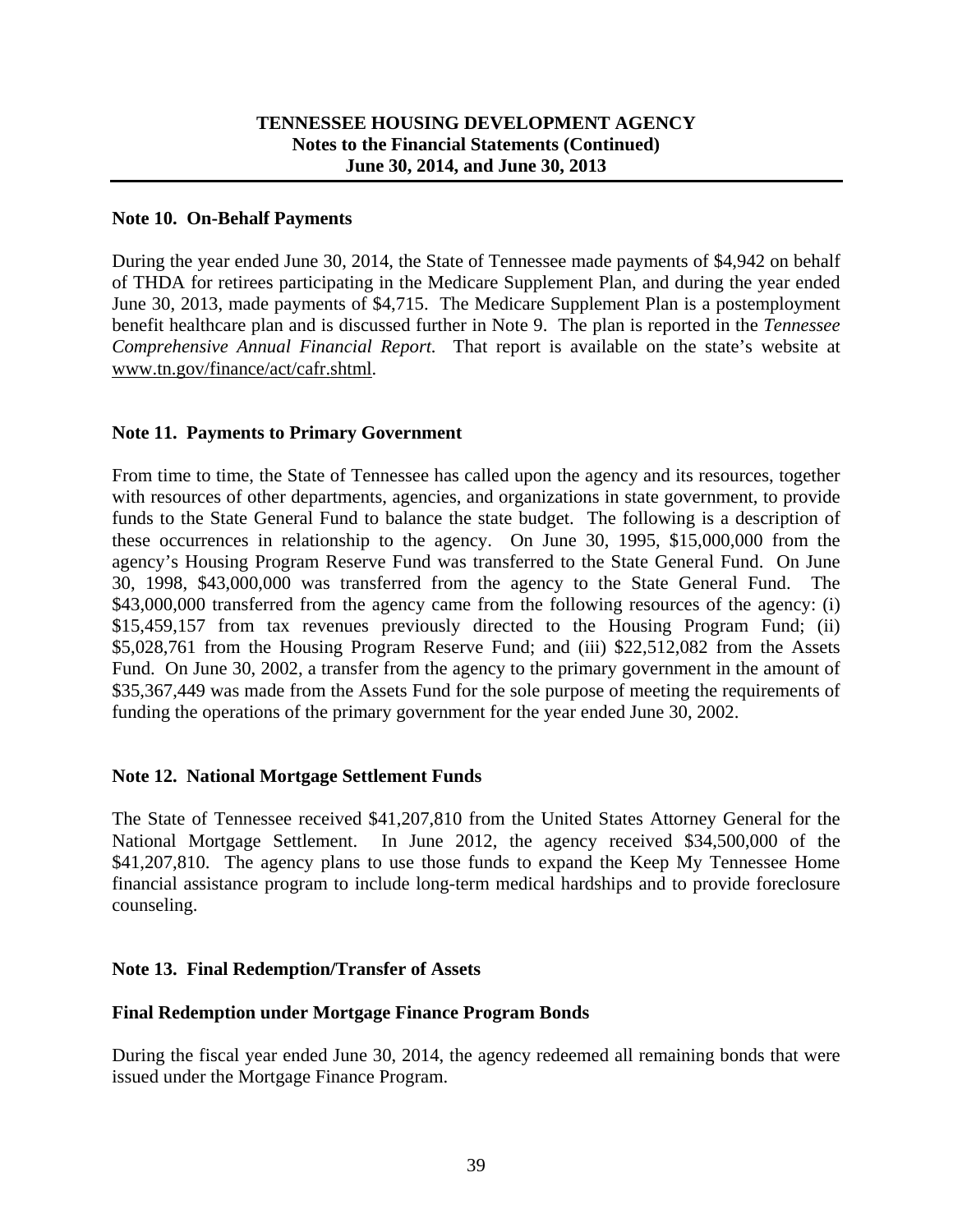## Note 10. On-Behalf Payments

During the year ended June 30, 2014, the State of Tennessee made payments of $4,942 on behalf of THDA for retirees participating in the Medicare Supplement Plan, and during the year ended June 30, 2013, made payments of $4,715. The Medicare Supplement Plan is a postemployment benefit healthcare plan and is discussed further in Note 9. The plan is reported in the *Tennessee Comprehensive Annual Financial Report*. That report is available on the state's website at www.tn.gov/finance/act/cafr.shtml.

## Note 11. Payments to Primary Government

From time to time, the State of Tennessee has called upon the agency and its resources, together with resources of other departments, agencies, and organizations in state government, to provide funds to the State General Fund to balance the state budget. The following is a description of these occurrences in relationship to the agency. On June 30, 1995, $15,000,000 from the agency's Housing Program Reserve Fund was transferred to the State General Fund. On June 30, 1998, $43,000,000 was transferred from the agency to the State General Fund. The $43,000,000 transferred from the agency came from the following resources of the agency: (i) $15,459,157 from tax revenues previously directed to the Housing Program Fund; (ii) $5,028,761 from the Housing Program Reserve Fund; and (iii) $22,512,082 from the Assets Fund. On June 30, 2002, a transfer from the agency to the primary government in the amount of $35,367,449 was made from the Assets Fund for the sole purpose of meeting the requirements of funding the operations of the primary government for the year ended June 30, 2002.

## Note 12. National Mortgage Settlement Funds

The State of Tennessee received $41,207,810 from the United States Attorney General for the National Mortgage Settlement. In June 2012, the agency received $34,500,000 of the $41,207,810. The agency plans to use those funds to expand the Keep My Tennessee Home financial assistance program to include long-term medical hardships and to provide foreclosure counseling.

## Note 13. Final Redemption/Transfer of Assets

### Final Redemption under Mortgage Finance Program Bonds

During the fiscal year ended June 30, 2014, the agency redeemed all remaining bonds that were issued under the Mortgage Finance Program.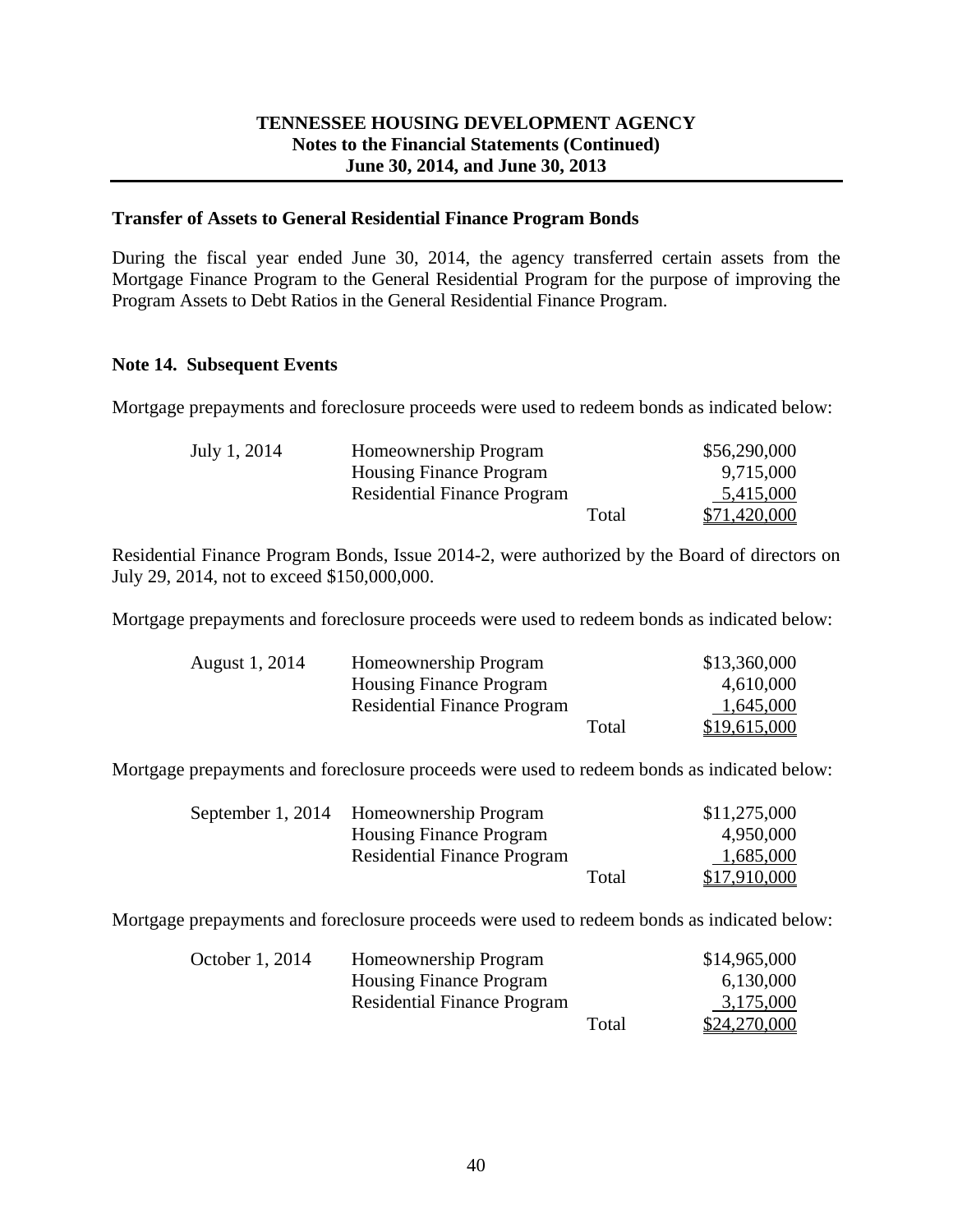## Transfer of Assets to General Residential Finance Program Bonds

During the fiscal year ended June 30, 2014, the agency transferred certain assets from the Mortgage Finance Program to the General Residential Program for the purpose of improving the Program Assets to Debt Ratios in the General Residential Finance Program.

## Note 14. Subsequent Events

Mortgage prepayments and foreclosure proceeds were used to redeem bonds as indicated below:

| | | | |
|---|---|---|---|
| July 1, 2014 | Homeownership Program | | $56,290,000 |
| | Housing Finance Program | | 9,715,000 |
| | Residential Finance Program | | 5,415,000 |
| | | Total | $71,420,000 |

Residential Finance Program Bonds, Issue 2014-2, were authorized by the Board of directors on July 29, 2014, not to exceed $150,000,000.

Mortgage prepayments and foreclosure proceeds were used to redeem bonds as indicated below:

| | | | |
|---|---|---|---|
| August 1, 2014 | Homeownership Program | | $13,360,000 |
| | Housing Finance Program | | 4,610,000 |
| | Residential Finance Program | | 1,645,000 |
| | | Total | $19,615,000 |

Mortgage prepayments and foreclosure proceeds were used to redeem bonds as indicated below:

| | | | |
|---|---|---|---|
| September 1, 2014 | Homeownership Program | | $11,275,000 |
| | Housing Finance Program | | 4,950,000 |
| | Residential Finance Program | | 1,685,000 |
| | | Total | $17,910,000 |

Mortgage prepayments and foreclosure proceeds were used to redeem bonds as indicated below:

| | | | |
|---|---|---|---|
| October 1, 2014 | Homeownership Program | | $14,965,000 |
| | Housing Finance Program | | 6,130,000 |
| | Residential Finance Program | | 3,175,000 |
| | | Total | $24,270,000 |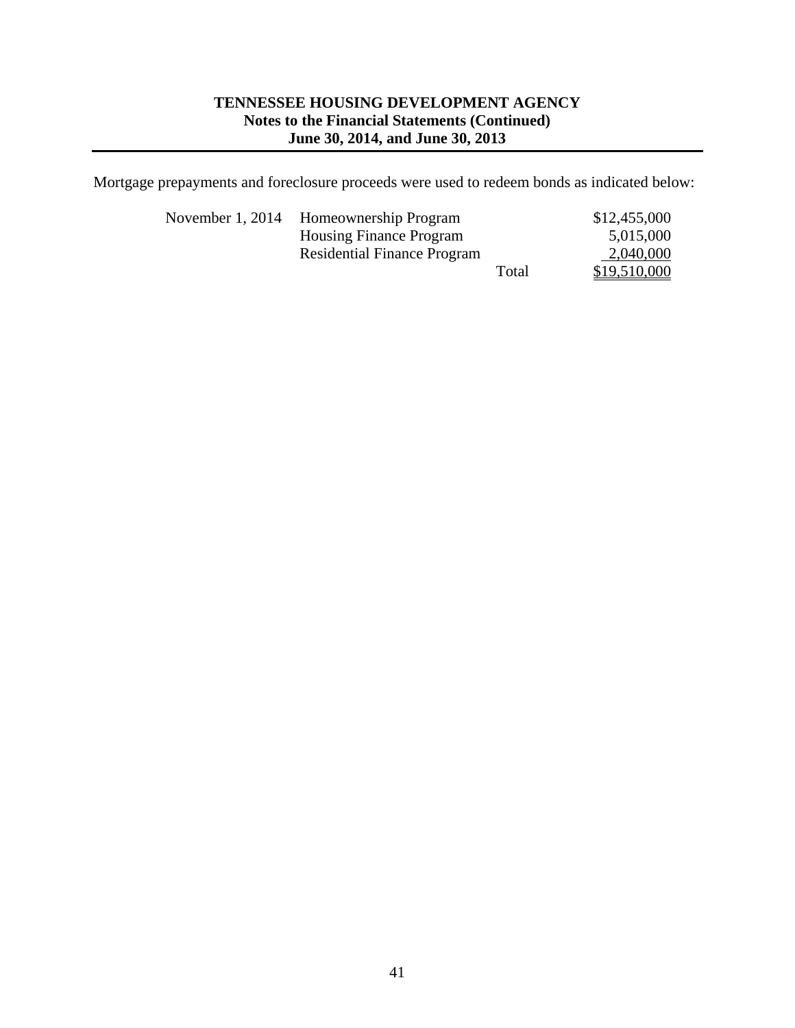Mortgage prepayments and foreclosure proceeds were used to redeem bonds as indicated below:

| Date | Program | | Amount |
|---|---|---|---|
| November 1, 2014 | Homeownership Program | | $12,455,000 |
| | Housing Finance Program | | 5,015,000 |
| | Residential Finance Program | | 2,040,000 |
| | | Total | $19,510,000 |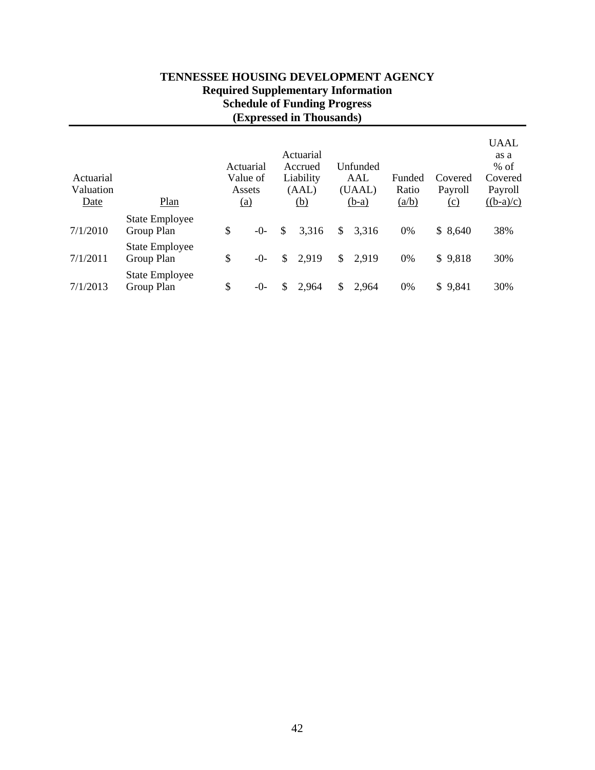# TENNESSEE HOUSING DEVELOPMENT AGENCY
## Required Supplementary Information
## Schedule of Funding Progress
## (Expressed in Thousands)

| Actuarial Valuation Date | Plan | Actuarial Value of Assets (a) | Actuarial Accrued Liability (AAL) (b) | Unfunded AAL (UAAL) (b-a) | Funded Ratio (a/b) | Covered Payroll (c) | UAAL as a % of Covered Payroll ((b-a)/c) |
|---|---|---|---|---|---|---|---|
| 7/1/2010 | State Employee Group Plan | $ -0- | $ 3,316 | $ 3,316 | 0% | $ 8,640 | 38% |
| 7/1/2011 | State Employee Group Plan | $ -0- | $ 2,919 | $ 2,919 | 0% | $ 9,818 | 30% |
| 7/1/2013 | State Employee Group Plan | $ -0- | $ 2,964 | $ 2,964 | 0% | $ 9,841 | 30% |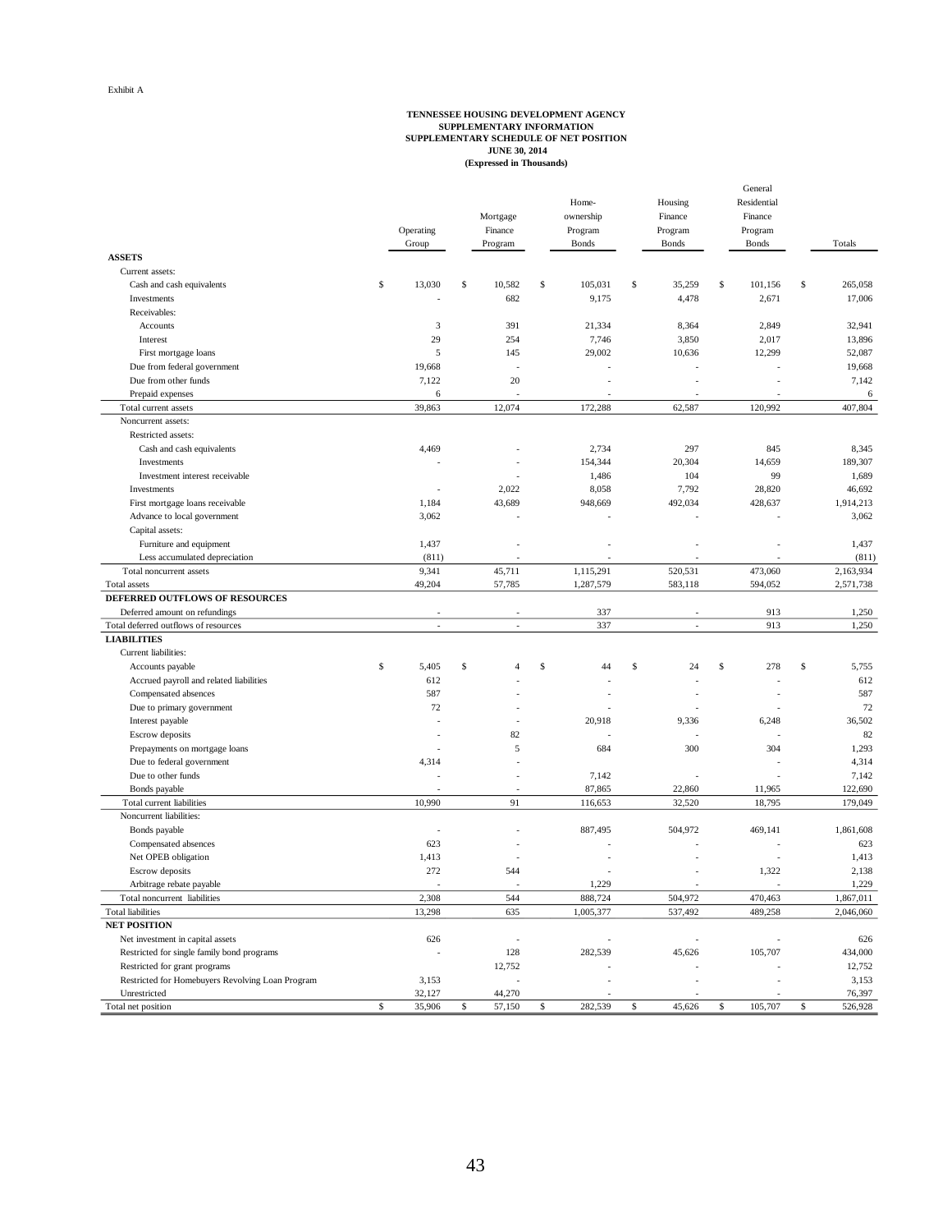Exhibit A

**TENNESSEE HOUSING DEVELOPMENT AGENCY**
**SUPPLEMENTARY INFORMATION**
**SUPPLEMENTARY SCHEDULE OF NET POSITION**
**JUNE 30, 2014**
**(Expressed in Thousands)**

| | Operating Group | Mortgage Finance Program | Home-ownership Program Bonds | Housing Finance Program Bonds | General Residential Finance Program Bonds | Totals |
|---|---|---|---|---|---|---|
| **ASSETS** | | | | | | |
| Current assets: | | | | | | |
| Cash and cash equivalents | $ 13,030 | $ 10,582 | $ 105,031 | $ 35,259 | $ 101,156 | $ 265,058 |
| Investments | - | 682 | 9,175 | 4,478 | 2,671 | 17,006 |
| Receivables: | | | | | | |
| Accounts | 3 | 391 | 21,334 | 8,364 | 2,849 | 32,941 |
| Interest | 29 | 254 | 7,746 | 3,850 | 2,017 | 13,896 |
| First mortgage loans | 5 | 145 | 29,002 | 10,636 | 12,299 | 52,087 |
| Due from federal government | 19,668 | - | - | - | - | 19,668 |
| Due from other funds | 7,122 | 20 | - | - | - | 7,142 |
| Prepaid expenses | 6 | - | - | - | - | 6 |
| Total current assets | 39,863 | 12,074 | 172,288 | 62,587 | 120,992 | 407,804 |
| Noncurrent assets: | | | | | | |
| Restricted assets: | | | | | | |
| Cash and cash equivalents | 4,469 | - | 2,734 | 297 | 845 | 8,345 |
| Investments | - | - | 154,344 | 20,304 | 14,659 | 189,307 |
| Investment interest receivable | | - | 1,486 | 104 | 99 | 1,689 |
| Investments | - | 2,022 | 8,058 | 7,792 | 28,820 | 46,692 |
| First mortgage loans receivable | 1,184 | 43,689 | 948,669 | 492,034 | 428,637 | 1,914,213 |
| Advance to local government | 3,062 | - | - | - | - | 3,062 |
| Capital assets: | | | | | | |
| Furniture and equipment | 1,437 | - | - | - | - | 1,437 |
| Less accumulated depreciation | (811) | - | - | - | - | (811) |
| Total noncurrent assets | 9,341 | 45,711 | 1,115,291 | 520,531 | 473,060 | 2,163,934 |
| Total assets | 49,204 | 57,785 | 1,287,579 | 583,118 | 594,052 | 2,571,738 |
| **DEFERRED OUTFLOWS OF RESOURCES** | | | | | | |
| Deferred amount on refundings | - | - | 337 | - | 913 | 1,250 |
| Total deferred outflows of resources | - | - | 337 | - | 913 | 1,250 |
| **LIABILITIES** | | | | | | |
| Current liabilities: | | | | | | |
| Accounts payable | $ 5,405 | $ 4 | $ 44 | $ 24 | $ 278 | $ 5,755 |
| Accrued payroll and related liabilities | 612 | - | - | - | - | 612 |
| Compensated absences | 587 | - | - | - | - | 587 |
| Due to primary government | 72 | - | - | - | - | 72 |
| Interest payable | - | - | 20,918 | 9,336 | 6,248 | 36,502 |
| Escrow deposits | - | 82 | - | - | - | 82 |
| Prepayments on mortgage loans | - | 5 | 684 | 300 | 304 | 1,293 |
| Due to federal government | 4,314 | - | | | - | 4,314 |
| Due to other funds | - | - | 7,142 | - | - | 7,142 |
| Bonds payable | - | - | 87,865 | 22,860 | 11,965 | 122,690 |
| Total current liabilities | 10,990 | 91 | 116,653 | 32,520 | 18,795 | 179,049 |
| Noncurrent liabilities: | | | | | | |
| Bonds payable | - | - | 887,495 | 504,972 | 469,141 | 1,861,608 |
| Compensated absences | 623 | - | - | - | - | 623 |
| Net OPEB obligation | 1,413 | - | - | - | - | 1,413 |
| Escrow deposits | 272 | 544 | - | - | 1,322 | 2,138 |
| Arbitrage rebate payable | - | - | 1,229 | - | - | 1,229 |
| Total noncurrent liabilities | 2,308 | 544 | 888,724 | 504,972 | 470,463 | 1,867,011 |
| Total liabilities | 13,298 | 635 | 1,005,377 | 537,492 | 489,258 | 2,046,060 |
| **NET POSITION** | | | | | | |
| Net investment in capital assets | 626 | - | - | - | - | 626 |
| Restricted for single family bond programs | - | 128 | 282,539 | 45,626 | 105,707 | 434,000 |
| Restricted for grant programs | | 12,752 | - | - | - | 12,752 |
| Restricted for Homebuyers Revolving Loan Program | 3,153 | - | - | - | - | 3,153 |
| Unrestricted | 32,127 | 44,270 | - | - | - | 76,397 |
| Total net position | $ 35,906 | $ 57,150 | $ 282,539 | $ 45,626 | $ 105,707 | $ 526,928 |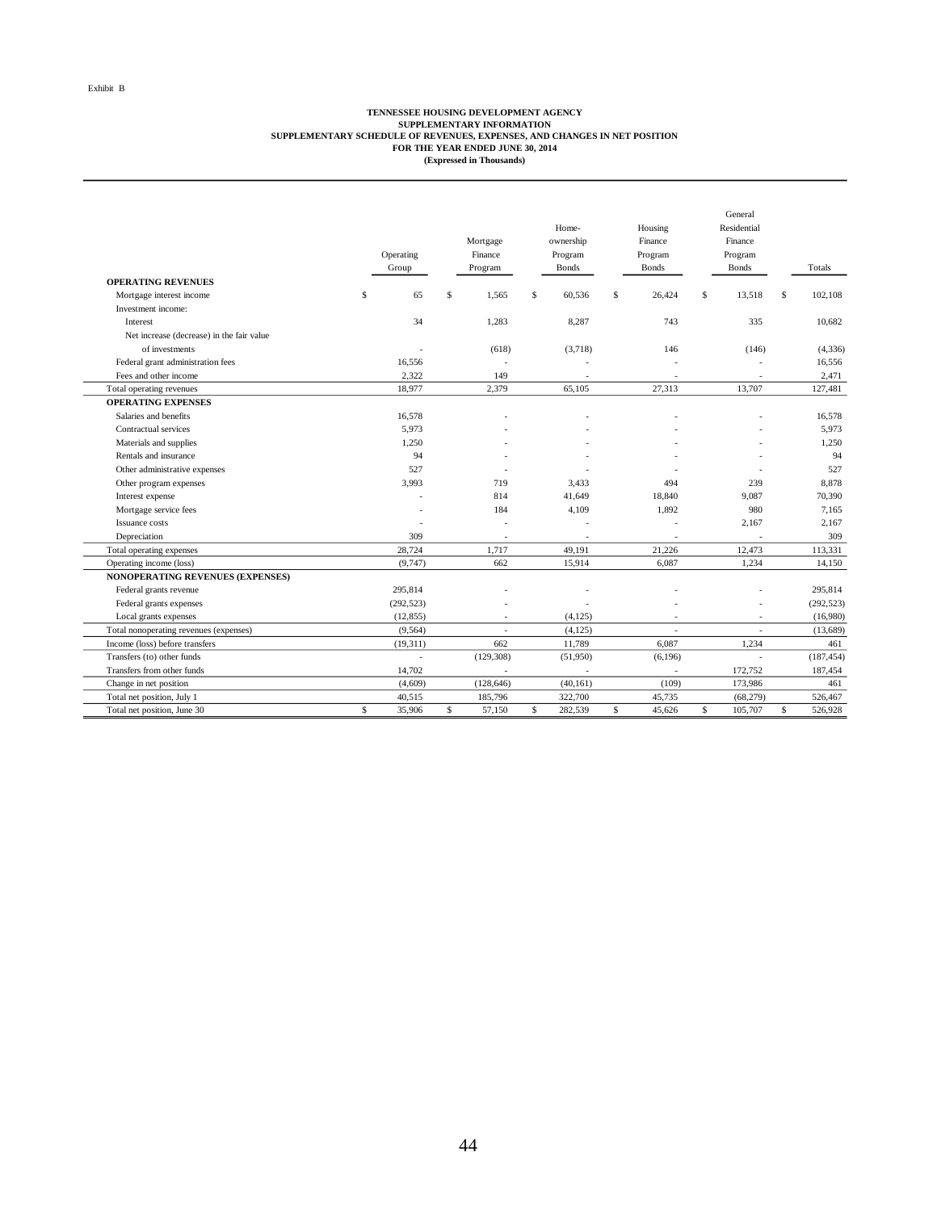Exhibit B

**TENNESSEE HOUSING DEVELOPMENT AGENCY**
**SUPPLEMENTARY INFORMATION**
**SUPPLEMENTARY SCHEDULE OF REVENUES, EXPENSES, AND CHANGES IN NET POSITION**
**FOR THE YEAR ENDED JUNE 30, 2014**
**(Expressed in Thousands)**

| | Operating Group | Mortgage Finance Program | Home-ownership Program Bonds | Housing Finance Program Bonds | General Residential Finance Program Bonds | Totals |
|---|---|---|---|---|---|---|
| **OPERATING REVENUES** | | | | | | |
| Mortgage interest income | $ 65 | $ 1,565 | $ 60,536 | $ 26,424 | $ 13,518 | $ 102,108 |
| Investment income: | | | | | | |
| Interest | 34 | 1,283 | 8,287 | 743 | 335 | 10,682 |
| Net increase (decrease) in the fair value of investments | - | (618) | (3,718) | 146 | (146) | (4,336) |
| Federal grant administration fees | 16,556 | - | - | - | - | 16,556 |
| Fees and other income | 2,322 | 149 | - | - | - | 2,471 |
| Total operating revenues | 18,977 | 2,379 | 65,105 | 27,313 | 13,707 | 127,481 |
| **OPERATING EXPENSES** | | | | | | |
| Salaries and benefits | 16,578 | - | - | - | - | 16,578 |
| Contractual services | 5,973 | - | - | - | - | 5,973 |
| Materials and supplies | 1,250 | - | - | - | - | 1,250 |
| Rentals and insurance | 94 | - | - | - | - | 94 |
| Other administrative expenses | 527 | - | - | - | - | 527 |
| Other program expenses | 3,993 | 719 | 3,433 | 494 | 239 | 8,878 |
| Interest expense | - | 814 | 41,649 | 18,840 | 9,087 | 70,390 |
| Mortgage service fees | - | 184 | 4,109 | 1,892 | 980 | 7,165 |
| Issuance costs | - | - | - | - | 2,167 | 2,167 |
| Depreciation | 309 | - | - | - | - | 309 |
| Total operating expenses | 28,724 | 1,717 | 49,191 | 21,226 | 12,473 | 113,331 |
| Operating income (loss) | (9,747) | 662 | 15,914 | 6,087 | 1,234 | 14,150 |
| **NONOPERATING REVENUES (EXPENSES)** | | | | | | |
| Federal grants revenue | 295,814 | - | - | - | - | 295,814 |
| Federal grants expenses | (292,523) | - | - | - | - | (292,523) |
| Local grants expenses | (12,855) | - | (4,125) | - | - | (16,980) |
| Total nonoperating revenues (expenses) | (9,564) | - | (4,125) | - | - | (13,689) |
| Income (loss) before transfers | (19,311) | 662 | 11,789 | 6,087 | 1,234 | 461 |
| Transfers (to) other funds | - | (129,308) | (51,950) | (6,196) | - | (187,454) |
| Transfers from other funds | 14,702 | - | - | - | 172,752 | 187,454 |
| Change in net position | (4,609) | (128,646) | (40,161) | (109) | 173,986 | 461 |
| Total net position, July 1 | 40,515 | 185,796 | 322,700 | 45,735 | (68,279) | 526,467 |
| Total net position, June 30 | $ 35,906 | $ 57,150 | $ 282,539 | $ 45,626 | $ 105,707 | $ 526,928 |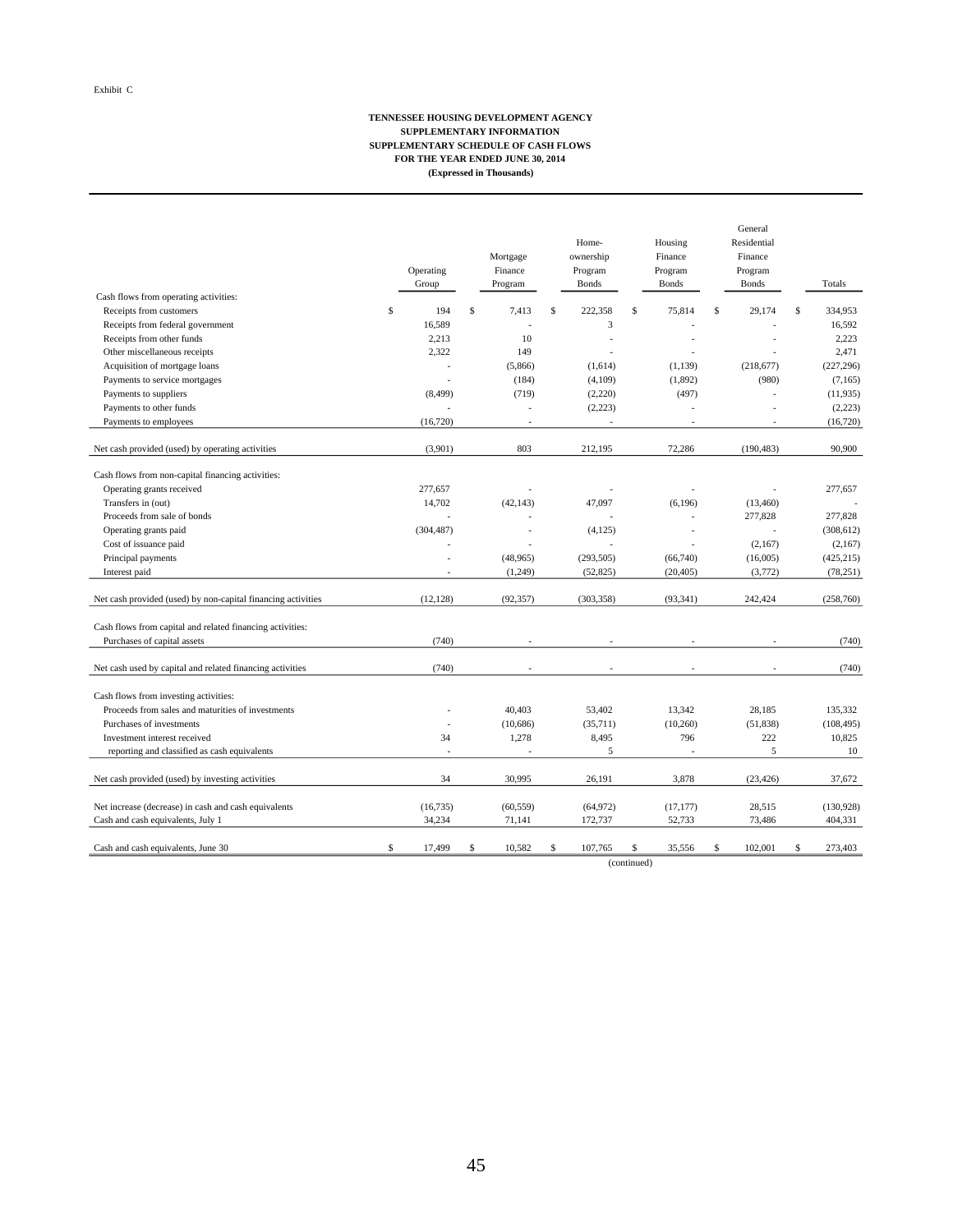Exhibit C

**TENNESSEE HOUSING DEVELOPMENT AGENCY**
**SUPPLEMENTARY INFORMATION**
**SUPPLEMENTARY SCHEDULE OF CASH FLOWS**
**FOR THE YEAR ENDED JUNE 30, 2014**
**(Expressed in Thousands)**

| | Operating Group | Mortgage Finance Program | Home-ownership Program Bonds | Housing Finance Program Bonds | General Residential Finance Program Bonds | Totals |
|---|---|---|---|---|---|---|
| Cash flows from operating activities: | | | | | | |
| Receipts from customers | $ 194 | $ 7,413 | $ 222,358 | $ 75,814 | $ 29,174 | $ 334,953 |
| Receipts from federal government | 16,589 | - | 3 | - | - | 16,592 |
| Receipts from other funds | 2,213 | 10 | - | - | - | 2,223 |
| Other miscellaneous receipts | 2,322 | 149 | - | - | - | 2,471 |
| Acquisition of mortgage loans | - | (5,866) | (1,614) | (1,139) | (218,677) | (227,296) |
| Payments to service mortgages | - | (184) | (4,109) | (1,892) | (980) | (7,165) |
| Payments to suppliers | (8,499) | (719) | (2,220) | (497) | - | (11,935) |
| Payments to other funds | - | - | (2,223) | - | - | (2,223) |
| Payments to employees | (16,720) | - | - | - | - | (16,720) |
| Net cash provided (used) by operating activities | (3,901) | 803 | 212,195 | 72,286 | (190,483) | 90,900 |
| Cash flows from non-capital financing activities: | | | | | | |
| Operating grants received | 277,657 | - | - | - | - | 277,657 |
| Transfers in (out) | 14,702 | (42,143) | 47,097 | (6,196) | (13,460) | - |
| Proceeds from sale of bonds | - | - | - | - | 277,828 | 277,828 |
| Operating grants paid | (304,487) | - | (4,125) | - | - | (308,612) |
| Cost of issuance paid | - | - | - | - | (2,167) | (2,167) |
| Principal payments | - | (48,965) | (293,505) | (66,740) | (16,005) | (425,215) |
| Interest paid | - | (1,249) | (52,825) | (20,405) | (3,772) | (78,251) |
| Net cash provided (used) by non-capital financing activities | (12,128) | (92,357) | (303,358) | (93,341) | 242,424 | (258,760) |
| Cash flows from capital and related financing activities: | | | | | | |
| Purchases of capital assets | (740) | - | - | - | - | (740) |
| Net cash used by capital and related financing activities | (740) | - | - | - | - | (740) |
| Cash flows from investing activities: | | | | | | |
| Proceeds from sales and maturities of investments | - | 40,403 | 53,402 | 13,342 | 28,185 | 135,332 |
| Purchases of investments | - | (10,686) | (35,711) | (10,260) | (51,838) | (108,495) |
| Investment interest received | 34 | 1,278 | 8,495 | 796 | 222 | 10,825 |
| reporting and classified as cash equivalents | - | - | 5 | - | 5 | 10 |
| Net cash provided (used) by investing activities | 34 | 30,995 | 26,191 | 3,878 | (23,426) | 37,672 |
| Net increase (decrease) in cash and cash equivalents | (16,735) | (60,559) | (64,972) | (17,177) | 28,515 | (130,928) |
| Cash and cash equivalents, July 1 | 34,234 | 71,141 | 172,737 | 52,733 | 73,486 | 404,331 |
| Cash and cash equivalents, June 30 | $ 17,499 | $ 10,582 | $ 107,765 | $ 35,556 | $ 102,001 | $ 273,403 |

(continued)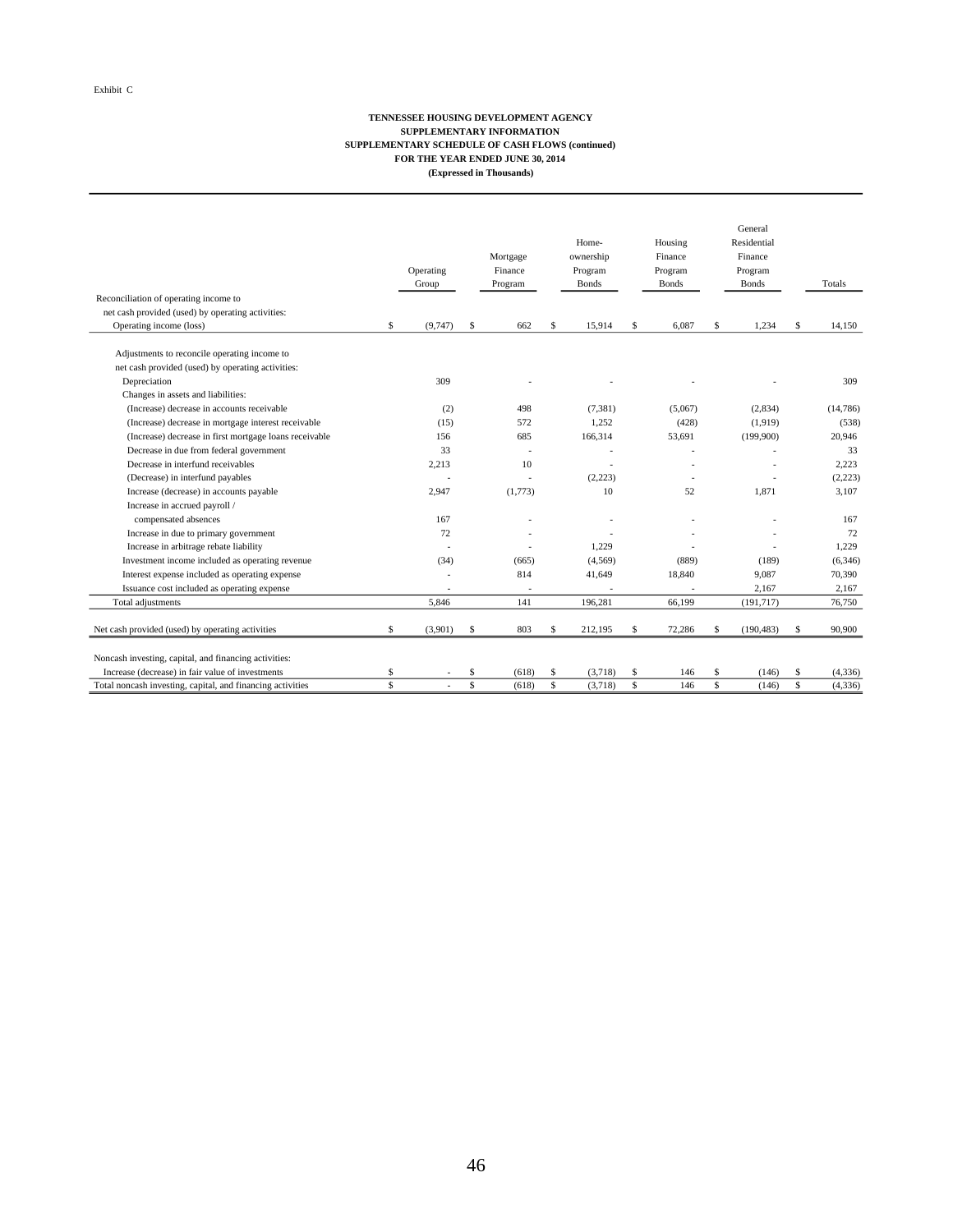Exhibit C

**TENNESSEE HOUSING DEVELOPMENT AGENCY**
**SUPPLEMENTARY INFORMATION**
**SUPPLEMENTARY SCHEDULE OF CASH FLOWS (continued)**
**FOR THE YEAR ENDED JUNE 30, 2014**
**(Expressed in Thousands)**

| | Operating Group | Mortgage Finance Program | Home-ownership Program Bonds | Housing Finance Program Bonds | General Residential Finance Program Bonds | Totals |
|---|---|---|---|---|---|---|
| Reconciliation of operating income to net cash provided (used) by operating activities: | | | | | | |
| Operating income (loss) | $ (9,747) | $ 662 | $ 15,914 | $ 6,087 | $ 1,234 | $ 14,150 |
| Adjustments to reconcile operating income to net cash provided (used) by operating activities: | | | | | | |
| Depreciation | 309 | - | - | - | - | 309 |
| Changes in assets and liabilities: | | | | | | |
| (Increase) decrease in accounts receivable | (2) | 498 | (7,381) | (5,067) | (2,834) | (14,786) |
| (Increase) decrease in mortgage interest receivable | (15) | 572 | 1,252 | (428) | (1,919) | (538) |
| (Increase) decrease in first mortgage loans receivable | 156 | 685 | 166,314 | 53,691 | (199,900) | 20,946 |
| Decrease in due from federal government | 33 | - | - | - | - | 33 |
| Decrease in interfund receivables | 2,213 | 10 | - | - | - | 2,223 |
| (Decrease) in interfund payables | - | - | (2,223) | - | - | (2,223) |
| Increase (decrease) in accounts payable | 2,947 | (1,773) | 10 | 52 | 1,871 | 3,107 |
| Increase in accrued payroll / compensated absences | 167 | - | - | - | - | 167 |
| Increase in due to primary government | 72 | - | - | - | - | 72 |
| Increase in arbitrage rebate liability | - | - | 1,229 | - | - | 1,229 |
| Investment income included as operating revenue | (34) | (665) | (4,569) | (889) | (189) | (6,346) |
| Interest expense included as operating expense | - | 814 | 41,649 | 18,840 | 9,087 | 70,390 |
| Issuance cost included as operating expense | - | - | - | - | 2,167 | 2,167 |
| Total adjustments | 5,846 | 141 | 196,281 | 66,199 | (191,717) | 76,750 |
| Net cash provided (used) by operating activities | $ (3,901) | $ 803 | $ 212,195 | $ 72,286 | $ (190,483) | $ 90,900 |
| Noncash investing, capital, and financing activities: | | | | | | |
| Increase (decrease) in fair value of investments | $ - | $ (618) | $ (3,718) | $ 146 | $ (146) | $ (4,336) |
| Total noncash investing, capital, and financing activities | $ - | $ (618) | $ (3,718) | $ 146 | $ (146) | $ (4,336) |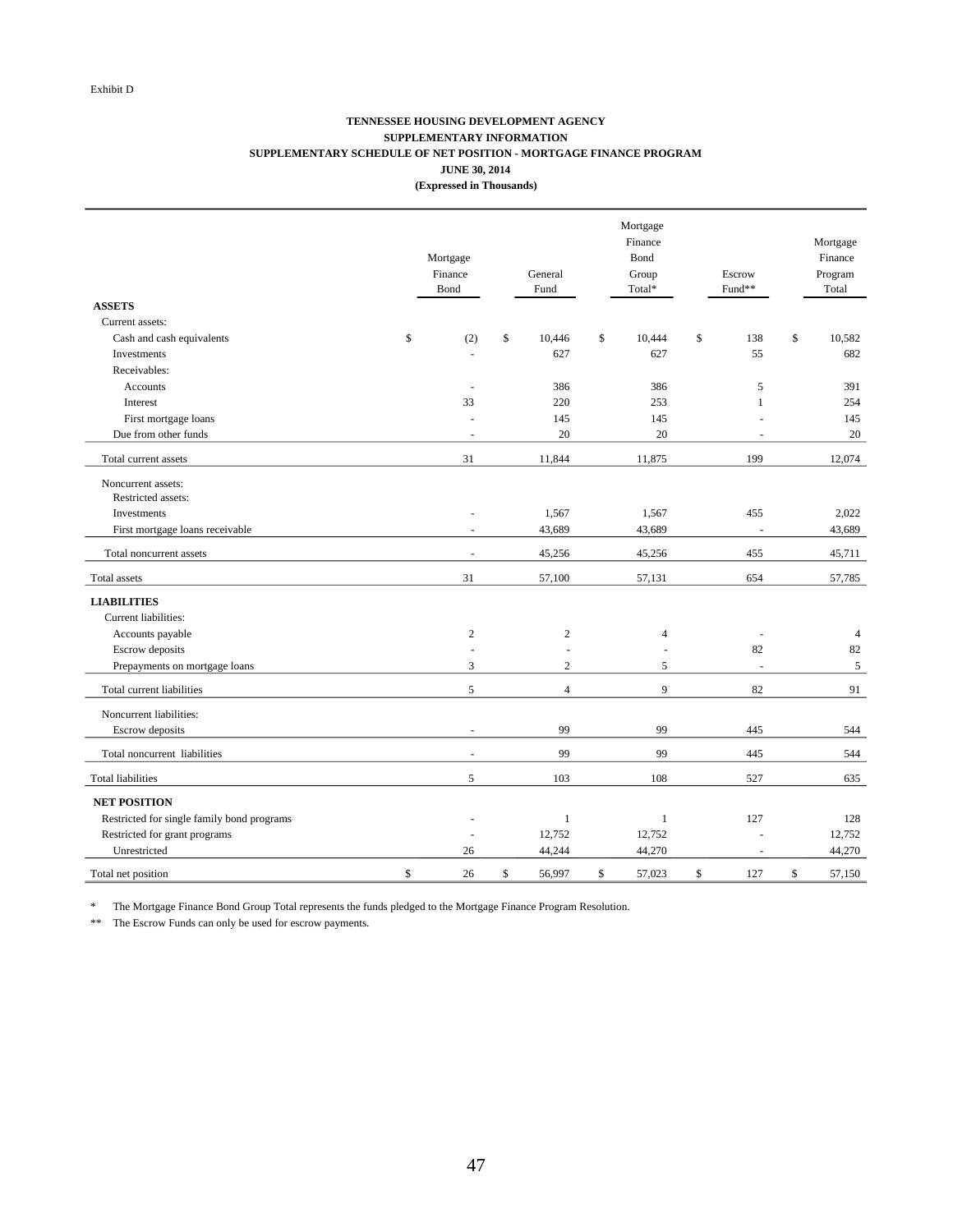Exhibit D

**TENNESSEE HOUSING DEVELOPMENT AGENCY**
**SUPPLEMENTARY INFORMATION**
**SUPPLEMENTARY SCHEDULE OF NET POSITION - MORTGAGE FINANCE PROGRAM**
**JUNE 30, 2014**
**(Expressed in Thousands)**

| | Mortgage Finance Bond | General Fund | Mortgage Finance Bond Group Total* | Escrow Fund** | Mortgage Finance Program Total |
|---|---|---|---|---|---|
| **ASSETS** | | | | | |
| Current assets: | | | | | |
| Cash and cash equivalents | $ (2) | $ 10,446 | $ 10,444 | $ 138 | $ 10,582 |
| Investments | - | 627 | 627 | 55 | 682 |
| Receivables: | | | | | |
| Accounts | - | 386 | 386 | 5 | 391 |
| Interest | 33 | 220 | 253 | 1 | 254 |
| First mortgage loans | - | 145 | 145 | - | 145 |
| Due from other funds | - | 20 | 20 | - | 20 |
| Total current assets | 31 | 11,844 | 11,875 | 199 | 12,074 |
| Noncurrent assets: | | | | | |
| Restricted assets: | | | | | |
| Investments | - | 1,567 | 1,567 | 455 | 2,022 |
| First mortgage loans receivable | - | 43,689 | 43,689 | - | 43,689 |
| Total noncurrent assets | - | 45,256 | 45,256 | 455 | 45,711 |
| Total assets | 31 | 57,100 | 57,131 | 654 | 57,785 |
| **LIABILITIES** | | | | | |
| Current liabilities: | | | | | |
| Accounts payable | 2 | 2 | 4 | - | 4 |
| Escrow deposits | - | - | - | 82 | 82 |
| Prepayments on mortgage loans | 3 | 2 | 5 | - | 5 |
| Total current liabilities | 5 | 4 | 9 | 82 | 91 |
| Noncurrent liabilities: | | | | | |
| Escrow deposits | - | 99 | 99 | 445 | 544 |
| Total noncurrent liabilities | - | 99 | 99 | 445 | 544 |
| Total liabilities | 5 | 103 | 108 | 527 | 635 |
| **NET POSITION** | | | | | |
| Restricted for single family bond programs | - | 1 | 1 | 127 | 128 |
| Restricted for grant programs | - | 12,752 | 12,752 | - | 12,752 |
| Unrestricted | 26 | 44,244 | 44,270 | - | 44,270 |
| Total net position | $ 26 | $ 56,997 | $ 57,023 | $ 127 | $ 57,150 |

\* The Mortgage Finance Bond Group Total represents the funds pledged to the Mortgage Finance Program Resolution.

\*\* The Escrow Funds can only be used for escrow payments.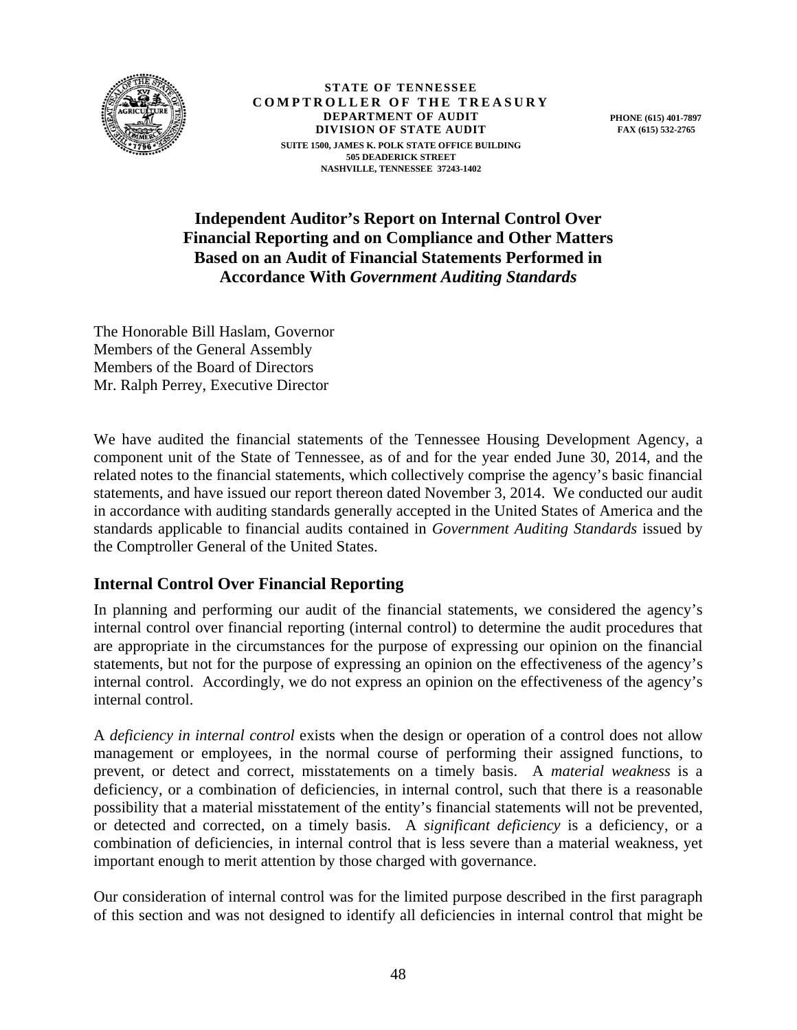**STATE OF TENNESSEE**
**COMPTROLLER OF THE TREASURY**
**DEPARTMENT OF AUDIT**
**DIVISION OF STATE AUDIT**
SUITE 1500, JAMES K. POLK STATE OFFICE BUILDING
505 DEADERICK STREET
NASHVILLE, TENNESSEE 37243-1402

PHONE (615) 401-7897
FAX (615) 532-2765

# Independent Auditor's Report on Internal Control Over Financial Reporting and on Compliance and Other Matters Based on an Audit of Financial Statements Performed in Accordance With *Government Auditing Standards*

The Honorable Bill Haslam, Governor
Members of the General Assembly
Members of the Board of Directors
Mr. Ralph Perrey, Executive Director

We have audited the financial statements of the Tennessee Housing Development Agency, a component unit of the State of Tennessee, as of and for the year ended June 30, 2014, and the related notes to the financial statements, which collectively comprise the agency's basic financial statements, and have issued our report thereon dated November 3, 2014. We conducted our audit in accordance with auditing standards generally accepted in the United States of America and the standards applicable to financial audits contained in *Government Auditing Standards* issued by the Comptroller General of the United States.

## Internal Control Over Financial Reporting

In planning and performing our audit of the financial statements, we considered the agency's internal control over financial reporting (internal control) to determine the audit procedures that are appropriate in the circumstances for the purpose of expressing our opinion on the financial statements, but not for the purpose of expressing an opinion on the effectiveness of the agency's internal control. Accordingly, we do not express an opinion on the effectiveness of the agency's internal control.

A *deficiency in internal control* exists when the design or operation of a control does not allow management or employees, in the normal course of performing their assigned functions, to prevent, or detect and correct, misstatements on a timely basis. A *material weakness* is a deficiency, or a combination of deficiencies, in internal control, such that there is a reasonable possibility that a material misstatement of the entity's financial statements will not be prevented, or detected and corrected, on a timely basis. A *significant deficiency* is a deficiency, or a combination of deficiencies, in internal control that is less severe than a material weakness, yet important enough to merit attention by those charged with governance.

Our consideration of internal control was for the limited purpose described in the first paragraph of this section and was not designed to identify all deficiencies in internal control that might be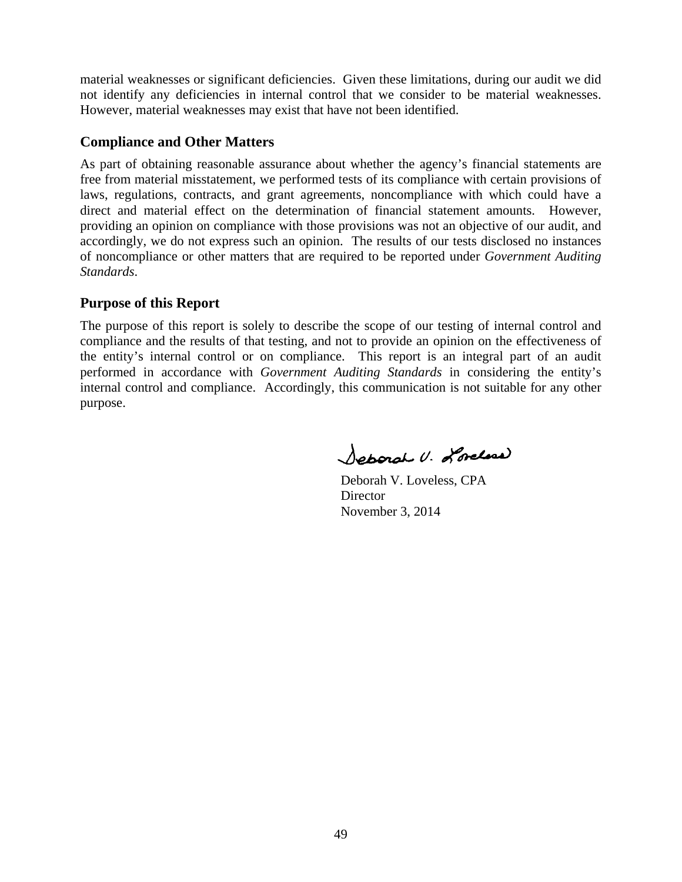material weaknesses or significant deficiencies. Given these limitations, during our audit we did not identify any deficiencies in internal control that we consider to be material weaknesses. However, material weaknesses may exist that have not been identified.

## Compliance and Other Matters

As part of obtaining reasonable assurance about whether the agency's financial statements are free from material misstatement, we performed tests of its compliance with certain provisions of laws, regulations, contracts, and grant agreements, noncompliance with which could have a direct and material effect on the determination of financial statement amounts. However, providing an opinion on compliance with those provisions was not an objective of our audit, and accordingly, we do not express such an opinion. The results of our tests disclosed no instances of noncompliance or other matters that are required to be reported under *Government Auditing Standards*.

## Purpose of this Report

The purpose of this report is solely to describe the scope of our testing of internal control and compliance and the results of that testing, and not to provide an opinion on the effectiveness of the entity's internal control or on compliance. This report is an integral part of an audit performed in accordance with *Government Auditing Standards* in considering the entity's internal control and compliance. Accordingly, this communication is not suitable for any other purpose.

Deborah V. Loveless, CPA
Director
November 3, 2014